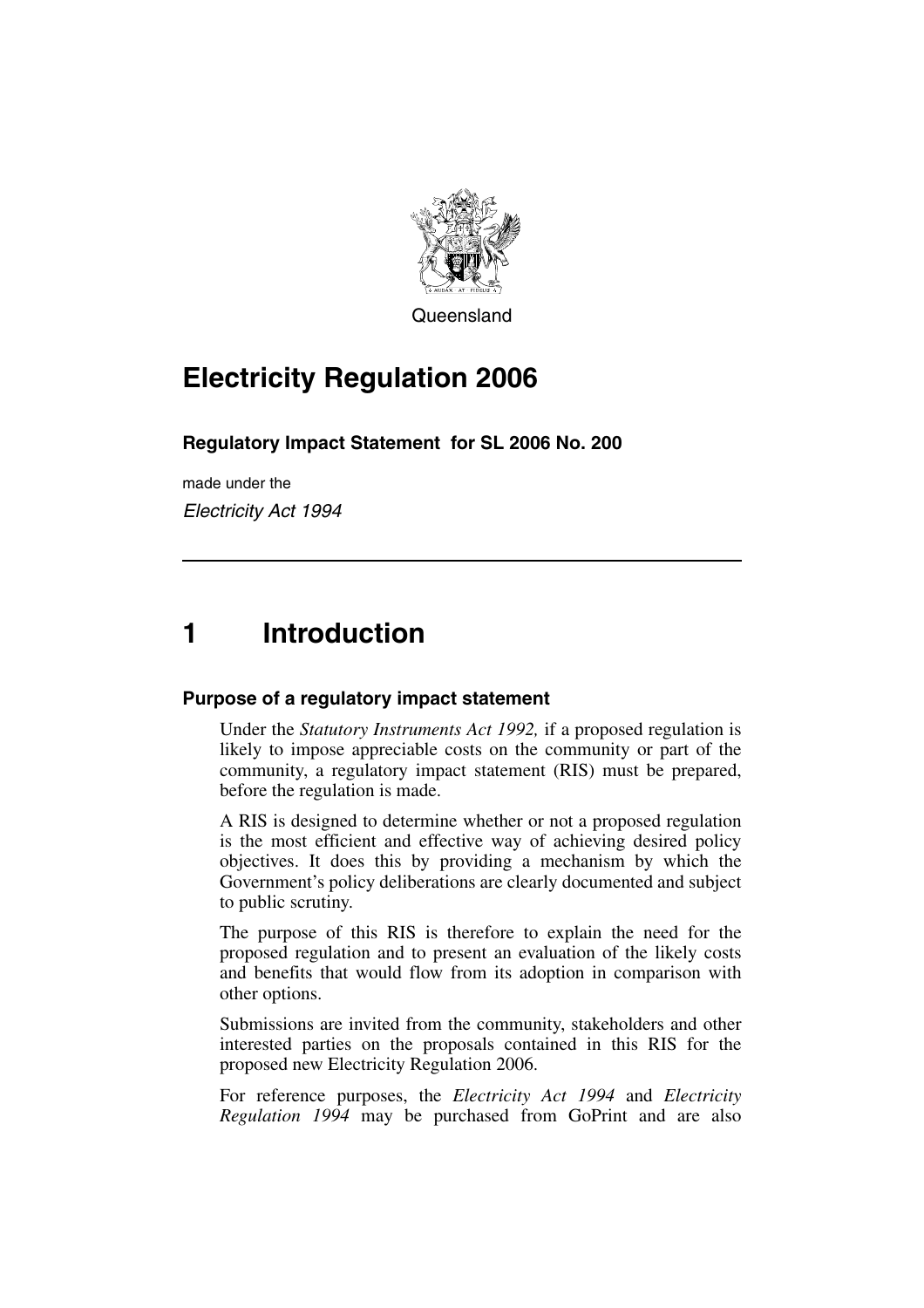Queensland

# Electricity Regulation 2006

**Regulatory Impact Statement for SL 2006 No. 200**

made under the

*Electricity Act 1994*

---

# 1 Introduction

### Purpose of a regulatory impact statement

Under the *Statutory Instruments Act 1992,* if a proposed regulation is likely to impose appreciable costs on the community or part of the community, a regulatory impact statement (RIS) must be prepared, before the regulation is made.

A RIS is designed to determine whether or not a proposed regulation is the most efficient and effective way of achieving desired policy objectives. It does this by providing a mechanism by which the Government's policy deliberations are clearly documented and subject to public scrutiny.

The purpose of this RIS is therefore to explain the need for the proposed regulation and to present an evaluation of the likely costs and benefits that would flow from its adoption in comparison with other options.

Submissions are invited from the community, stakeholders and other interested parties on the proposals contained in this RIS for the proposed new Electricity Regulation 2006.

For reference purposes, the *Electricity Act 1994* and *Electricity Regulation 1994* may be purchased from GoPrint and are also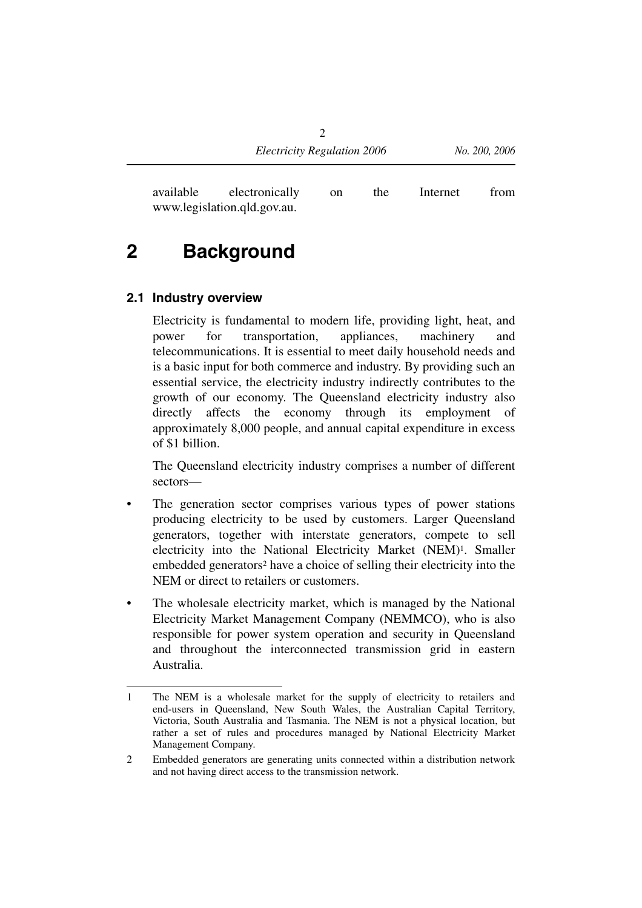available electronically on the Internet from www.legislation.qld.gov.au.

# 2 Background

## 2.1 Industry overview

Electricity is fundamental to modern life, providing light, heat, and power for transportation, appliances, machinery and telecommunications. It is essential to meet daily household needs and is a basic input for both commerce and industry. By providing such an essential service, the electricity industry indirectly contributes to the growth of our economy. The Queensland electricity industry also directly affects the economy through its employment of approximately 8,000 people, and annual capital expenditure in excess of $1 billion.

The Queensland electricity industry comprises a number of different sectors—

- The generation sector comprises various types of power stations producing electricity to be used by customers. Larger Queensland generators, together with interstate generators, compete to sell electricity into the National Electricity Market (NEM)[1]. Smaller embedded generators[2] have a choice of selling their electricity into the NEM or direct to retailers or customers.
- The wholesale electricity market, which is managed by the National Electricity Market Management Company (NEMMCO), who is also responsible for power system operation and security in Queensland and throughout the interconnected transmission grid in eastern Australia.

---

1 The NEM is a wholesale market for the supply of electricity to retailers and end-users in Queensland, New South Wales, the Australian Capital Territory, Victoria, South Australia and Tasmania. The NEM is not a physical location, but rather a set of rules and procedures managed by National Electricity Market Management Company.

2 Embedded generators are generating units connected within a distribution network and not having direct access to the transmission network.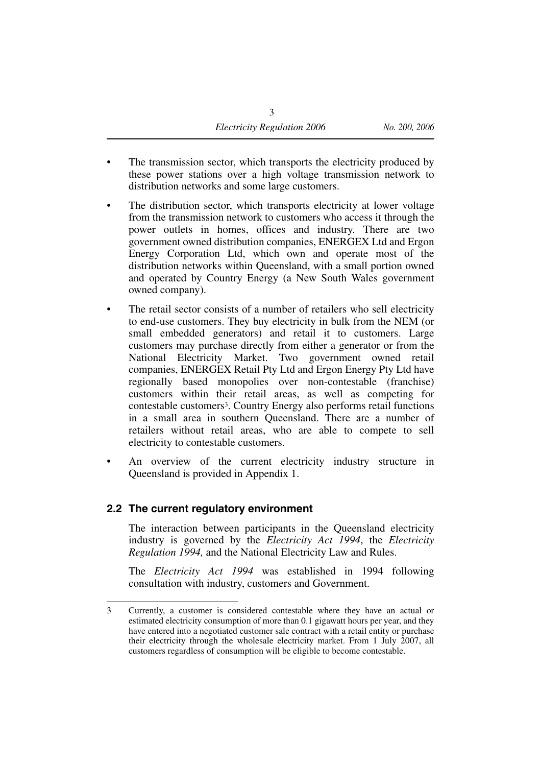- The transmission sector, which transports the electricity produced by these power stations over a high voltage transmission network to distribution networks and some large customers.
- The distribution sector, which transports electricity at lower voltage from the transmission network to customers who access it through the power outlets in homes, offices and industry. There are two government owned distribution companies, ENERGEX Ltd and Ergon Energy Corporation Ltd, which own and operate most of the distribution networks within Queensland, with a small portion owned and operated by Country Energy (a New South Wales government owned company).
- The retail sector consists of a number of retailers who sell electricity to end-use customers. They buy electricity in bulk from the NEM (or small embedded generators) and retail it to customers. Large customers may purchase directly from either a generator or from the National Electricity Market. Two government owned retail companies, ENERGEX Retail Pty Ltd and Ergon Energy Pty Ltd have regionally based monopolies over non-contestable (franchise) customers within their retail areas, as well as competing for contestable customers[3]. Country Energy also performs retail functions in a small area in southern Queensland. There are a number of retailers without retail areas, who are able to compete to sell electricity to contestable customers.
- An overview of the current electricity industry structure in Queensland is provided in Appendix 1.

## 2.2 The current regulatory environment

The interaction between participants in the Queensland electricity industry is governed by the *Electricity Act 1994*, the *Electricity Regulation 1994,* and the National Electricity Law and Rules.

The *Electricity Act 1994* was established in 1994 following consultation with industry, customers and Government.

---

3 Currently, a customer is considered contestable where they have an actual or estimated electricity consumption of more than 0.1 gigawatt hours per year, and they have entered into a negotiated customer sale contract with a retail entity or purchase their electricity through the wholesale electricity market. From 1 July 2007, all customers regardless of consumption will be eligible to become contestable.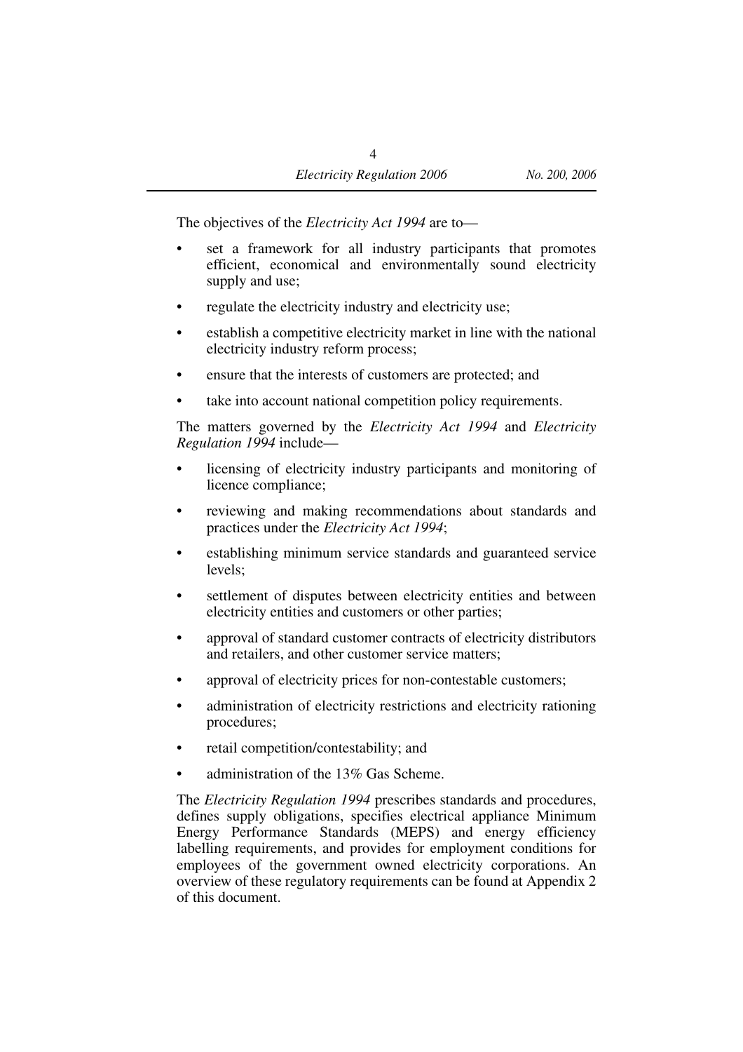The objectives of the *Electricity Act 1994* are to—

- set a framework for all industry participants that promotes efficient, economical and environmentally sound electricity supply and use;
- regulate the electricity industry and electricity use;
- establish a competitive electricity market in line with the national electricity industry reform process;
- ensure that the interests of customers are protected; and
- take into account national competition policy requirements.

The matters governed by the *Electricity Act 1994* and *Electricity Regulation 1994* include—

- licensing of electricity industry participants and monitoring of licence compliance;
- reviewing and making recommendations about standards and practices under the *Electricity Act 1994*;
- establishing minimum service standards and guaranteed service levels;
- settlement of disputes between electricity entities and between electricity entities and customers or other parties;
- approval of standard customer contracts of electricity distributors and retailers, and other customer service matters;
- approval of electricity prices for non-contestable customers;
- administration of electricity restrictions and electricity rationing procedures;
- retail competition/contestability; and
- administration of the 13% Gas Scheme.

The *Electricity Regulation 1994* prescribes standards and procedures, defines supply obligations, specifies electrical appliance Minimum Energy Performance Standards (MEPS) and energy efficiency labelling requirements, and provides for employment conditions for employees of the government owned electricity corporations. An overview of these regulatory requirements can be found at Appendix 2 of this document.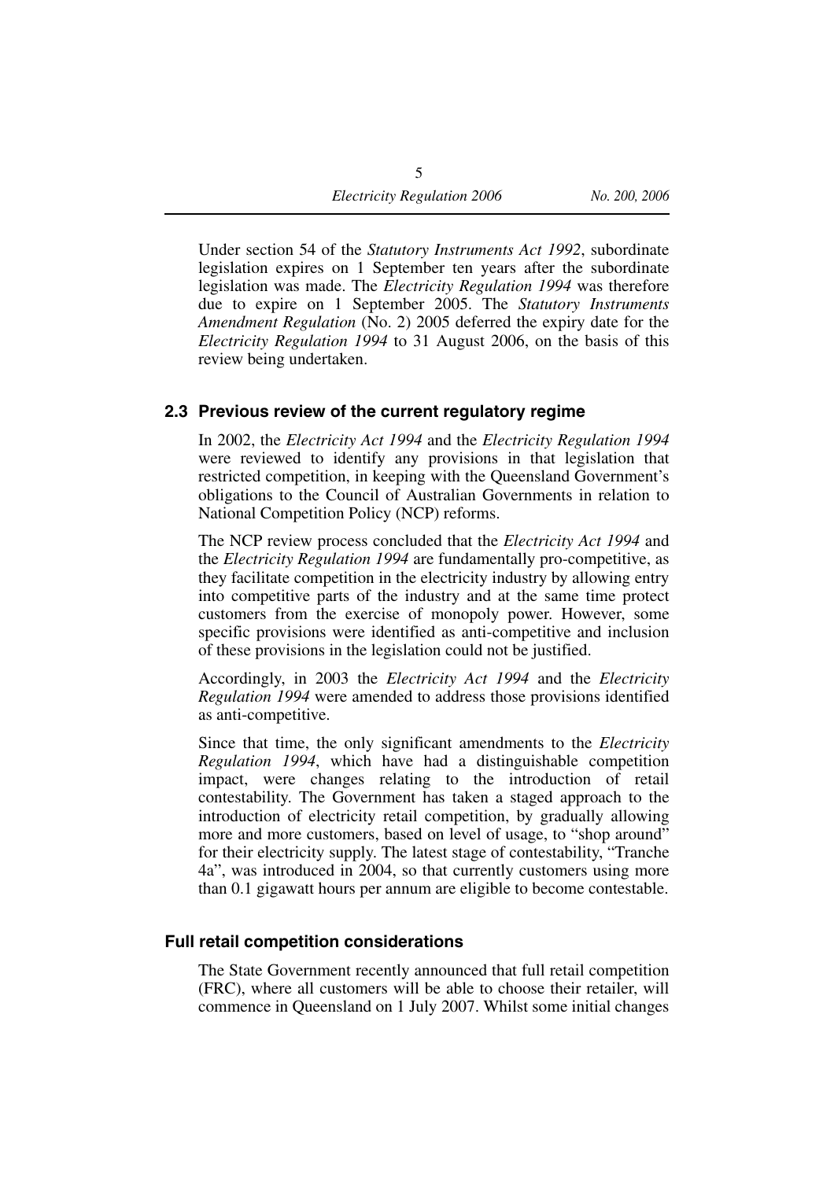Under section 54 of the *Statutory Instruments Act 1992*, subordinate legislation expires on 1 September ten years after the subordinate legislation was made. The *Electricity Regulation 1994* was therefore due to expire on 1 September 2005. The *Statutory Instruments Amendment Regulation* (No. 2) 2005 deferred the expiry date for the *Electricity Regulation 1994* to 31 August 2006, on the basis of this review being undertaken.

## 2.3 Previous review of the current regulatory regime

In 2002, the *Electricity Act 1994* and the *Electricity Regulation 1994* were reviewed to identify any provisions in that legislation that restricted competition, in keeping with the Queensland Government's obligations to the Council of Australian Governments in relation to National Competition Policy (NCP) reforms.

The NCP review process concluded that the *Electricity Act 1994* and the *Electricity Regulation 1994* are fundamentally pro-competitive, as they facilitate competition in the electricity industry by allowing entry into competitive parts of the industry and at the same time protect customers from the exercise of monopoly power. However, some specific provisions were identified as anti-competitive and inclusion of these provisions in the legislation could not be justified.

Accordingly, in 2003 the *Electricity Act 1994* and the *Electricity Regulation 1994* were amended to address those provisions identified as anti-competitive.

Since that time, the only significant amendments to the *Electricity Regulation 1994*, which have had a distinguishable competition impact, were changes relating to the introduction of retail contestability. The Government has taken a staged approach to the introduction of electricity retail competition, by gradually allowing more and more customers, based on level of usage, to "shop around" for their electricity supply. The latest stage of contestability, "Tranche 4a", was introduced in 2004, so that currently customers using more than 0.1 gigawatt hours per annum are eligible to become contestable.

### Full retail competition considerations

The State Government recently announced that full retail competition (FRC), where all customers will be able to choose their retailer, will commence in Queensland on 1 July 2007. Whilst some initial changes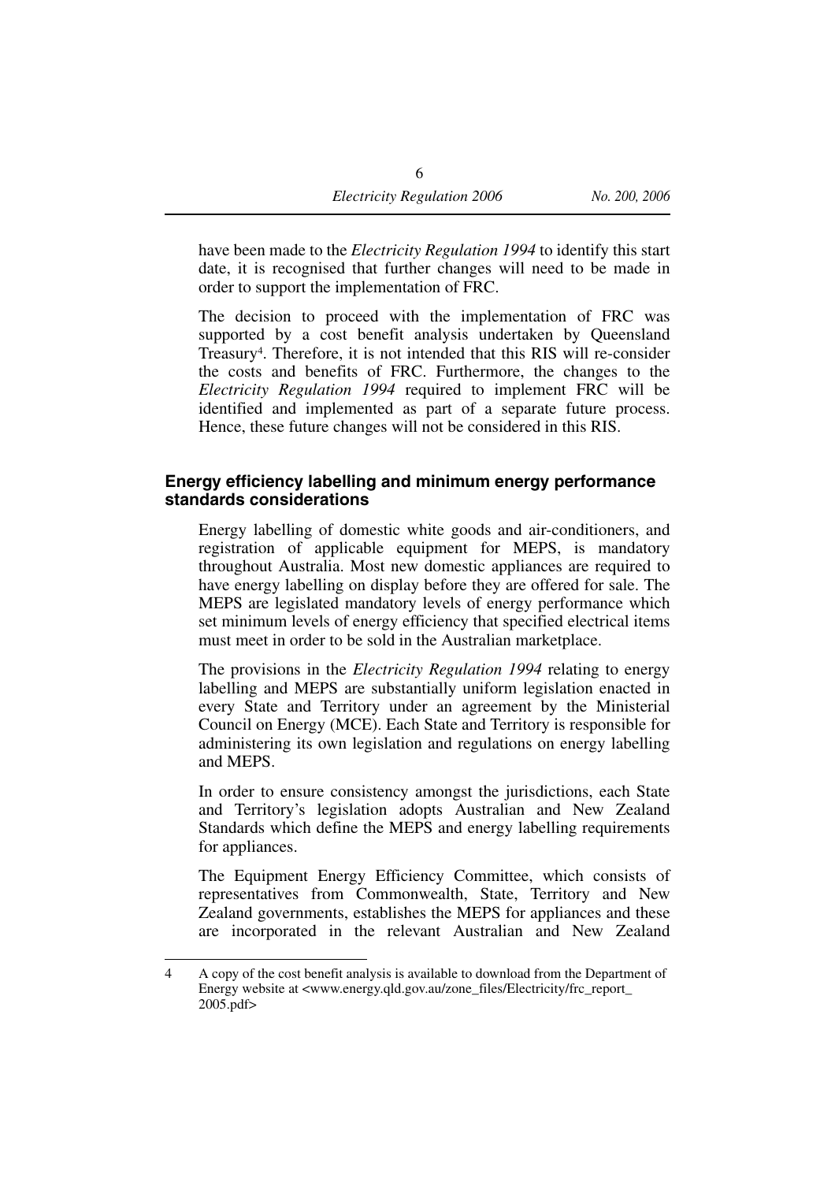have been made to the *Electricity Regulation 1994* to identify this start date, it is recognised that further changes will need to be made in order to support the implementation of FRC.

The decision to proceed with the implementation of FRC was supported by a cost benefit analysis undertaken by Queensland Treasury[4]. Therefore, it is not intended that this RIS will re-consider the costs and benefits of FRC. Furthermore, the changes to the *Electricity Regulation 1994* required to implement FRC will be identified and implemented as part of a separate future process. Hence, these future changes will not be considered in this RIS.

### Energy efficiency labelling and minimum energy performance standards considerations

Energy labelling of domestic white goods and air-conditioners, and registration of applicable equipment for MEPS, is mandatory throughout Australia. Most new domestic appliances are required to have energy labelling on display before they are offered for sale. The MEPS are legislated mandatory levels of energy performance which set minimum levels of energy efficiency that specified electrical items must meet in order to be sold in the Australian marketplace.

The provisions in the *Electricity Regulation 1994* relating to energy labelling and MEPS are substantially uniform legislation enacted in every State and Territory under an agreement by the Ministerial Council on Energy (MCE). Each State and Territory is responsible for administering its own legislation and regulations on energy labelling and MEPS.

In order to ensure consistency amongst the jurisdictions, each State and Territory's legislation adopts Australian and New Zealand Standards which define the MEPS and energy labelling requirements for appliances.

The Equipment Energy Efficiency Committee, which consists of representatives from Commonwealth, State, Territory and New Zealand governments, establishes the MEPS for appliances and these are incorporated in the relevant Australian and New Zealand

---

4 A copy of the cost benefit analysis is available to download from the Department of Energy website at <www.energy.qld.gov.au/zone_files/Electricity/frc_report_2005.pdf>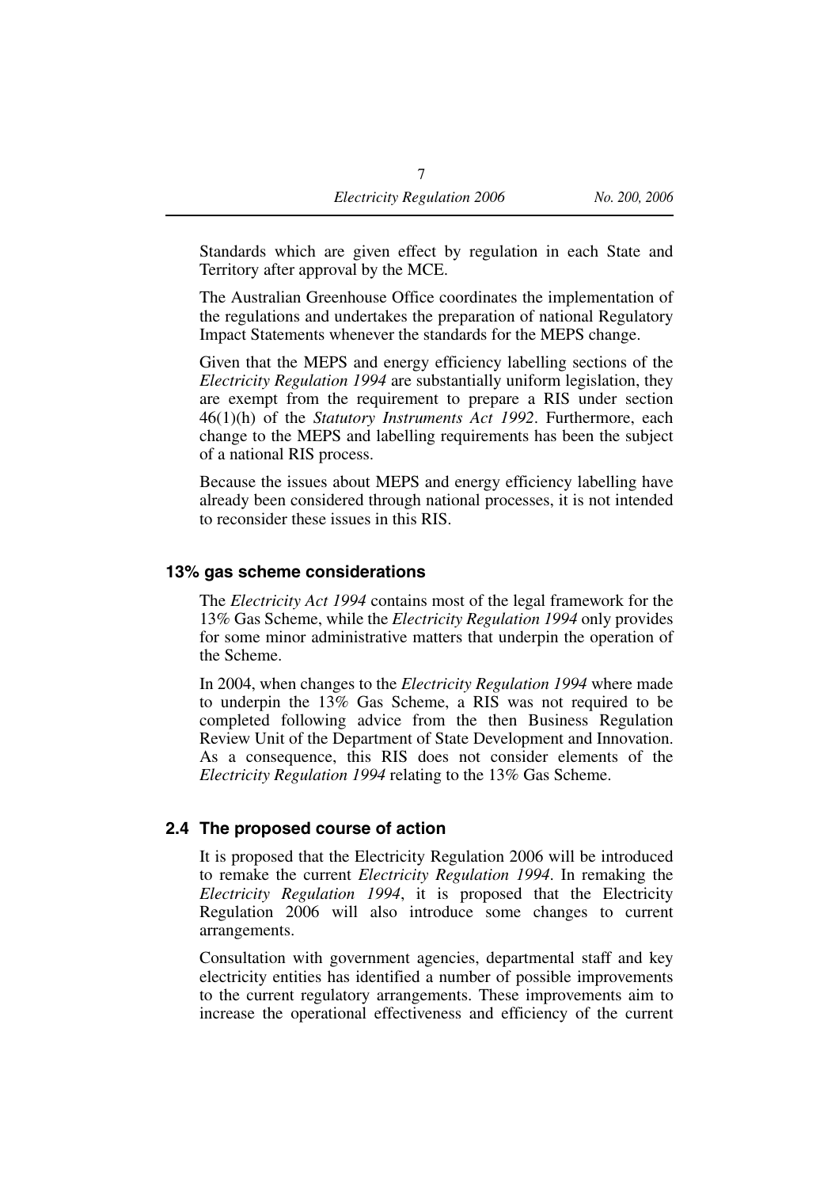Standards which are given effect by regulation in each State and Territory after approval by the MCE.

The Australian Greenhouse Office coordinates the implementation of the regulations and undertakes the preparation of national Regulatory Impact Statements whenever the standards for the MEPS change.

Given that the MEPS and energy efficiency labelling sections of the *Electricity Regulation 1994* are substantially uniform legislation, they are exempt from the requirement to prepare a RIS under section 46(1)(h) of the *Statutory Instruments Act 1992*. Furthermore, each change to the MEPS and labelling requirements has been the subject of a national RIS process.

Because the issues about MEPS and energy efficiency labelling have already been considered through national processes, it is not intended to reconsider these issues in this RIS.

### 13% gas scheme considerations

The *Electricity Act 1994* contains most of the legal framework for the 13% Gas Scheme, while the *Electricity Regulation 1994* only provides for some minor administrative matters that underpin the operation of the Scheme.

In 2004, when changes to the *Electricity Regulation 1994* where made to underpin the 13% Gas Scheme, a RIS was not required to be completed following advice from the then Business Regulation Review Unit of the Department of State Development and Innovation. As a consequence, this RIS does not consider elements of the *Electricity Regulation 1994* relating to the 13% Gas Scheme.

## 2.4 The proposed course of action

It is proposed that the Electricity Regulation 2006 will be introduced to remake the current *Electricity Regulation 1994*. In remaking the *Electricity Regulation 1994*, it is proposed that the Electricity Regulation 2006 will also introduce some changes to current arrangements.

Consultation with government agencies, departmental staff and key electricity entities has identified a number of possible improvements to the current regulatory arrangements. These improvements aim to increase the operational effectiveness and efficiency of the current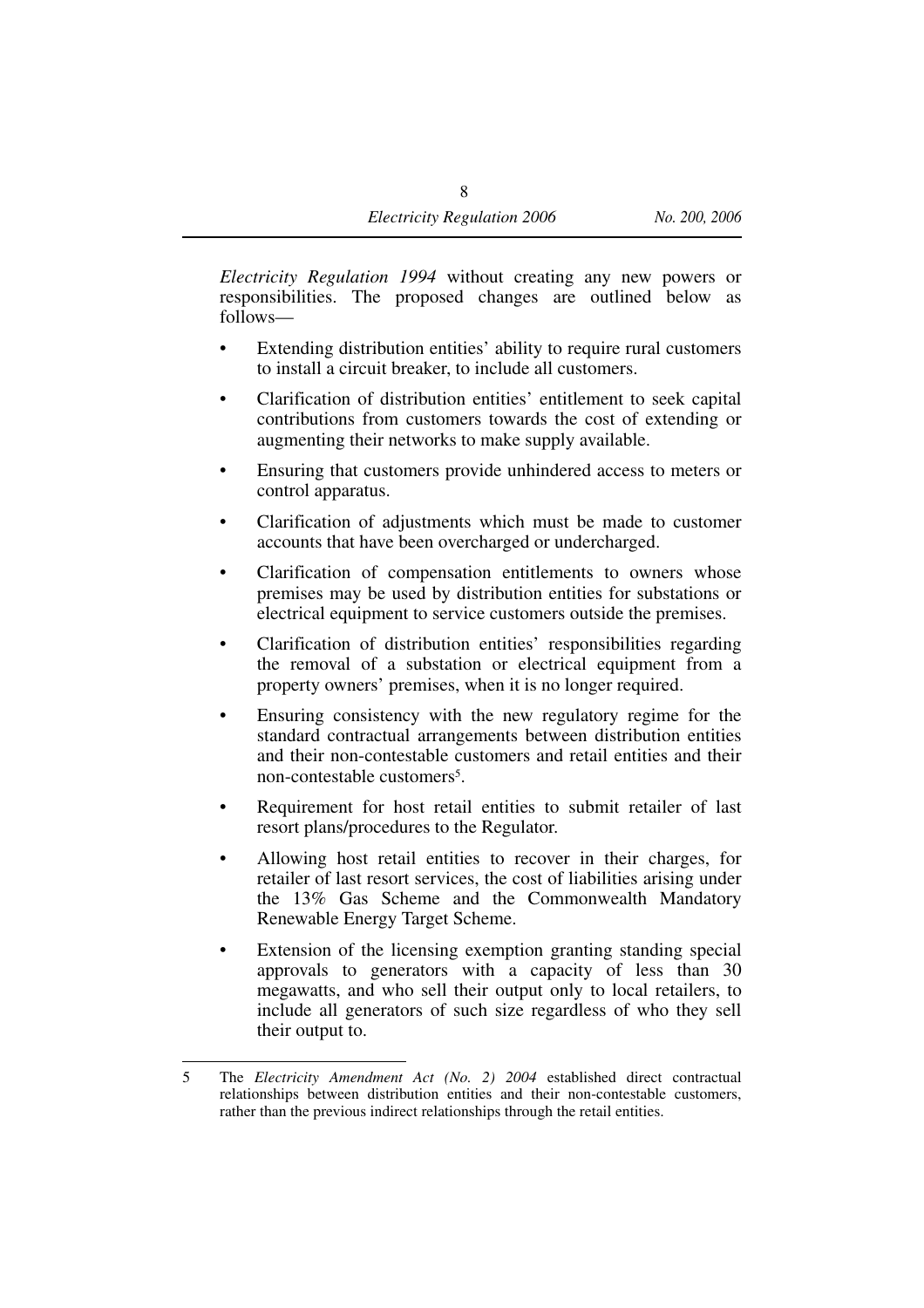*Electricity Regulation 1994* without creating any new powers or responsibilities. The proposed changes are outlined below as follows—

- Extending distribution entities' ability to require rural customers to install a circuit breaker, to include all customers.
- Clarification of distribution entities' entitlement to seek capital contributions from customers towards the cost of extending or augmenting their networks to make supply available.
- Ensuring that customers provide unhindered access to meters or control apparatus.
- Clarification of adjustments which must be made to customer accounts that have been overcharged or undercharged.
- Clarification of compensation entitlements to owners whose premises may be used by distribution entities for substations or electrical equipment to service customers outside the premises.
- Clarification of distribution entities' responsibilities regarding the removal of a substation or electrical equipment from a property owners' premises, when it is no longer required.
- Ensuring consistency with the new regulatory regime for the standard contractual arrangements between distribution entities and their non-contestable customers and retail entities and their non-contestable customers[5].
- Requirement for host retail entities to submit retailer of last resort plans/procedures to the Regulator.
- Allowing host retail entities to recover in their charges, for retailer of last resort services, the cost of liabilities arising under the 13% Gas Scheme and the Commonwealth Mandatory Renewable Energy Target Scheme.
- Extension of the licensing exemption granting standing special approvals to generators with a capacity of less than 30 megawatts, and who sell their output only to local retailers, to include all generators of such size regardless of who they sell their output to.

---

5 The *Electricity Amendment Act (No. 2) 2004* established direct contractual relationships between distribution entities and their non-contestable customers, rather than the previous indirect relationships through the retail entities.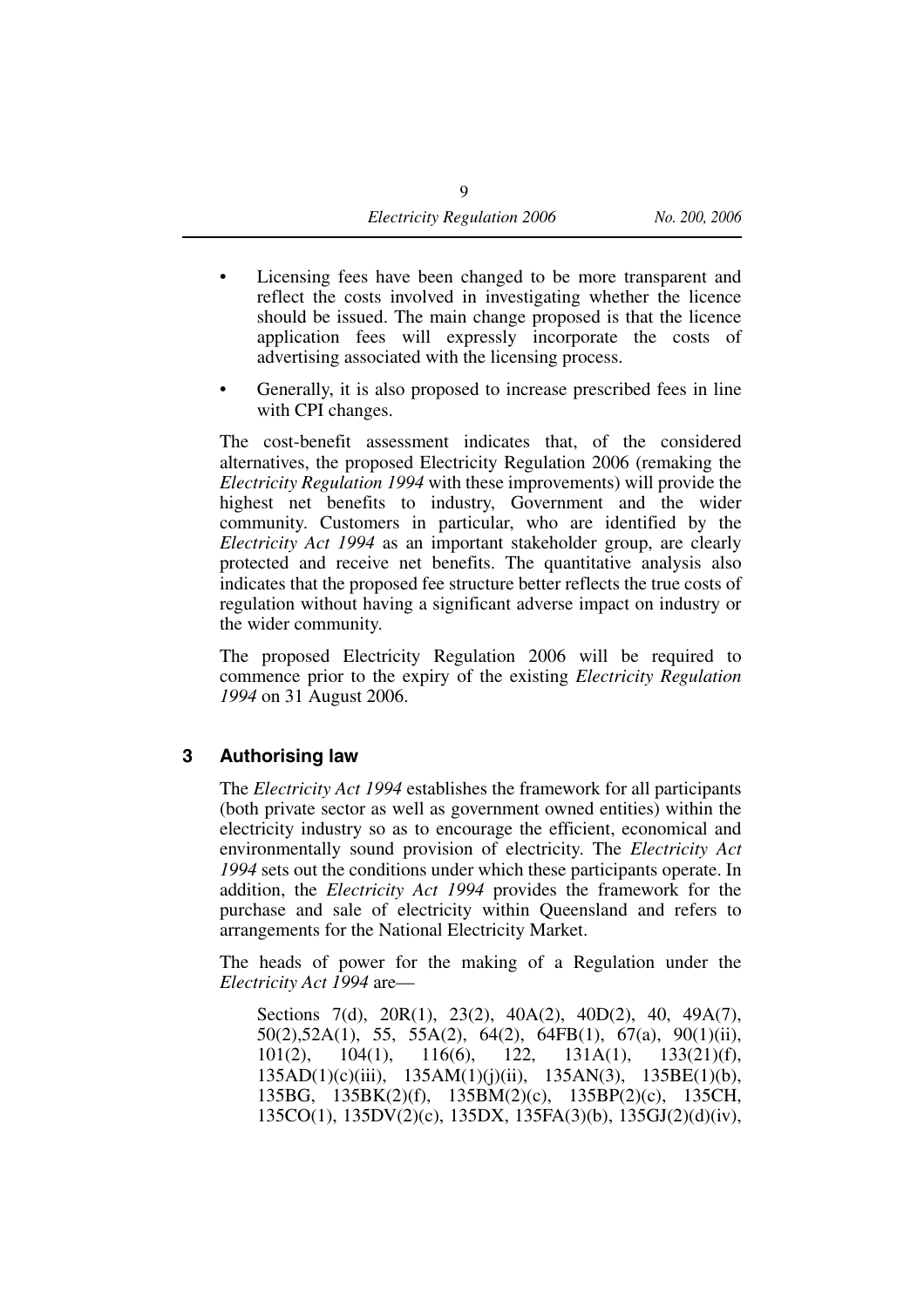- Licensing fees have been changed to be more transparent and reflect the costs involved in investigating whether the licence should be issued. The main change proposed is that the licence application fees will expressly incorporate the costs of advertising associated with the licensing process.
- Generally, it is also proposed to increase prescribed fees in line with CPI changes.

The cost-benefit assessment indicates that, of the considered alternatives, the proposed Electricity Regulation 2006 (remaking the *Electricity Regulation 1994* with these improvements) will provide the highest net benefits to industry, Government and the wider community. Customers in particular, who are identified by the *Electricity Act 1994* as an important stakeholder group, are clearly protected and receive net benefits. The quantitative analysis also indicates that the proposed fee structure better reflects the true costs of regulation without having a significant adverse impact on industry or the wider community.

The proposed Electricity Regulation 2006 will be required to commence prior to the expiry of the existing *Electricity Regulation 1994* on 31 August 2006.

## 3 Authorising law

The *Electricity Act 1994* establishes the framework for all participants (both private sector as well as government owned entities) within the electricity industry so as to encourage the efficient, economical and environmentally sound provision of electricity. The *Electricity Act 1994* sets out the conditions under which these participants operate. In addition, the *Electricity Act 1994* provides the framework for the purchase and sale of electricity within Queensland and refers to arrangements for the National Electricity Market.

The heads of power for the making of a Regulation under the *Electricity Act 1994* are—

Sections 7(d), 20R(1), 23(2), 40A(2), 40D(2), 40, 49A(7), 50(2),52A(1), 55, 55A(2), 64(2), 64FB(1), 67(a), 90(1)(ii), 101(2), 104(1), 116(6), 122, 131A(1), 133(21)(f), 135AD(1)(c)(iii), 135AM(1)(j)(ii), 135AN(3), 135BE(1)(b), 135BG, 135BK(2)(f), 135BM(2)(c), 135BP(2)(c), 135CH, 135CO(1), 135DV(2)(c), 135DX, 135FA(3)(b), 135GJ(2)(d)(iv),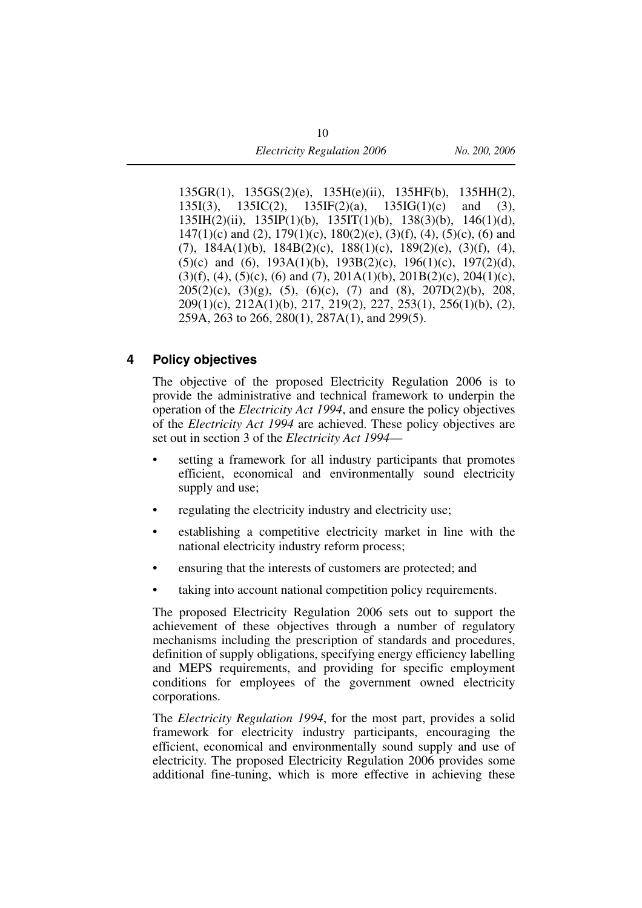135GR(1), 135GS(2)(e), 135H(e)(ii), 135HF(b), 135HH(2), 135I(3), 135IC(2), 135IF(2)(a), 135IG(1)(c) and (3), 135IH(2)(ii), 135IP(1)(b), 135IT(1)(b), 138(3)(b), 146(1)(d), 147(1)(c) and (2), 179(1)(c), 180(2)(e), (3)(f), (4), (5)(c), (6) and (7), 184A(1)(b), 184B(2)(c), 188(1)(c), 189(2)(e), (3)(f), (4), (5)(c) and (6), 193A(1)(b), 193B(2)(c), 196(1)(c), 197(2)(d), (3)(f), (4), (5)(c), (6) and (7), 201A(1)(b), 201B(2)(c), 204(1)(c), 205(2)(c), (3)(g), (5), (6)(c), (7) and (8), 207D(2)(b), 208, 209(1)(c), 212A(1)(b), 217, 219(2), 227, 253(1), 256(1)(b), (2), 259A, 263 to 266, 280(1), 287A(1), and 299(5).

## 4 Policy objectives

The objective of the proposed Electricity Regulation 2006 is to provide the administrative and technical framework to underpin the operation of the *Electricity Act 1994*, and ensure the policy objectives of the *Electricity Act 1994* are achieved. These policy objectives are set out in section 3 of the *Electricity Act 1994*—

- setting a framework for all industry participants that promotes efficient, economical and environmentally sound electricity supply and use;
- regulating the electricity industry and electricity use;
- establishing a competitive electricity market in line with the national electricity industry reform process;
- ensuring that the interests of customers are protected; and
- taking into account national competition policy requirements.

The proposed Electricity Regulation 2006 sets out to support the achievement of these objectives through a number of regulatory mechanisms including the prescription of standards and procedures, definition of supply obligations, specifying energy efficiency labelling and MEPS requirements, and providing for specific employment conditions for employees of the government owned electricity corporations.

The *Electricity Regulation 1994*, for the most part, provides a solid framework for electricity industry participants, encouraging the efficient, economical and environmentally sound supply and use of electricity. The proposed Electricity Regulation 2006 provides some additional fine-tuning, which is more effective in achieving these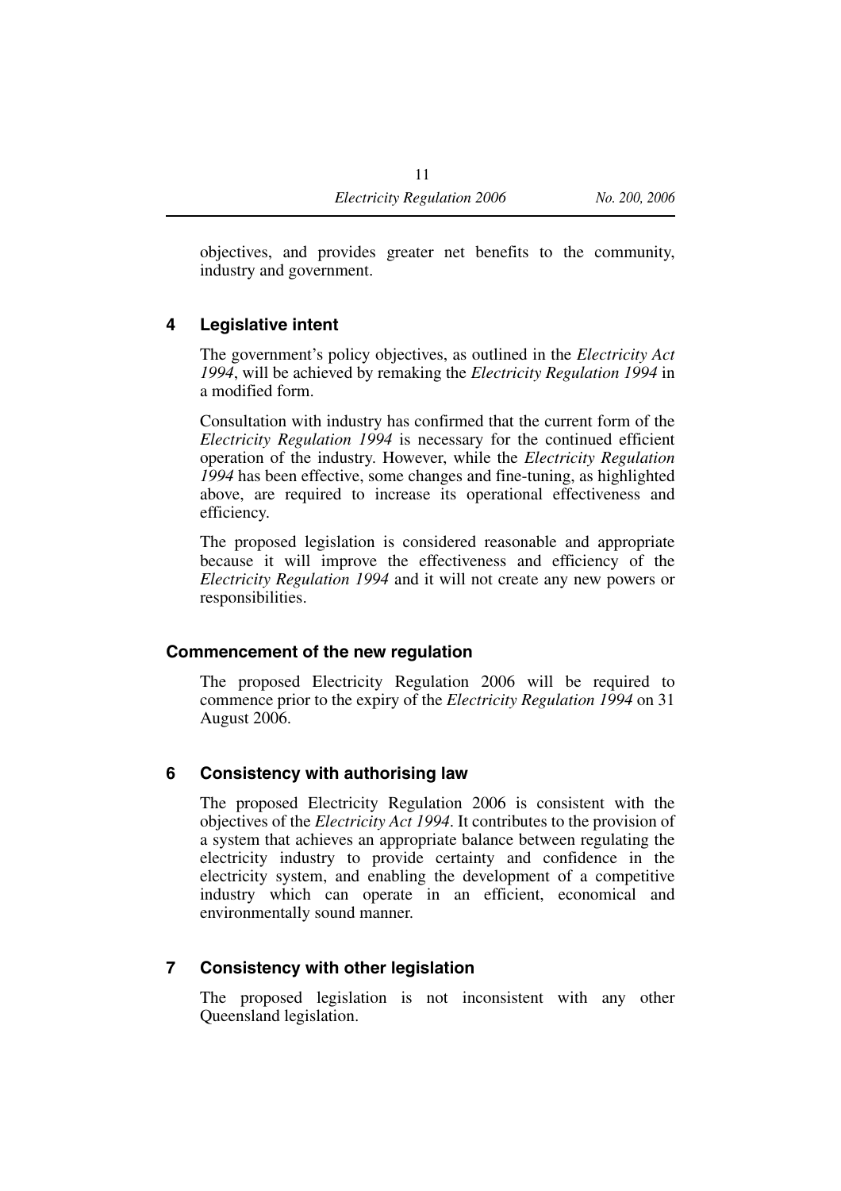objectives, and provides greater net benefits to the community, industry and government.

## 4 Legislative intent

The government's policy objectives, as outlined in the *Electricity Act 1994*, will be achieved by remaking the *Electricity Regulation 1994* in a modified form.

Consultation with industry has confirmed that the current form of the *Electricity Regulation 1994* is necessary for the continued efficient operation of the industry. However, while the *Electricity Regulation 1994* has been effective, some changes and fine-tuning, as highlighted above, are required to increase its operational effectiveness and efficiency.

The proposed legislation is considered reasonable and appropriate because it will improve the effectiveness and efficiency of the *Electricity Regulation 1994* and it will not create any new powers or responsibilities.

### Commencement of the new regulation

The proposed Electricity Regulation 2006 will be required to commence prior to the expiry of the *Electricity Regulation 1994* on 31 August 2006.

## 6 Consistency with authorising law

The proposed Electricity Regulation 2006 is consistent with the objectives of the *Electricity Act 1994*. It contributes to the provision of a system that achieves an appropriate balance between regulating the electricity industry to provide certainty and confidence in the electricity system, and enabling the development of a competitive industry which can operate in an efficient, economical and environmentally sound manner.

## 7 Consistency with other legislation

The proposed legislation is not inconsistent with any other Queensland legislation.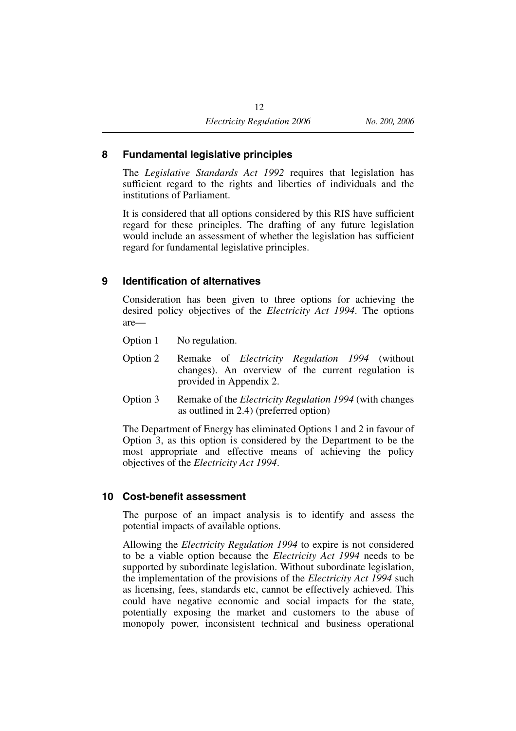## 8 Fundamental legislative principles

The *Legislative Standards Act 1992* requires that legislation has sufficient regard to the rights and liberties of individuals and the institutions of Parliament.

It is considered that all options considered by this RIS have sufficient regard for these principles. The drafting of any future legislation would include an assessment of whether the legislation has sufficient regard for fundamental legislative principles.

## 9 Identification of alternatives

Consideration has been given to three options for achieving the desired policy objectives of the *Electricity Act 1994*. The options are—

Option 1 No regulation.

Option 2 Remake of *Electricity Regulation 1994* (without changes). An overview of the current regulation is provided in Appendix 2.

Option 3 Remake of the *Electricity Regulation 1994* (with changes as outlined in 2.4) (preferred option)

The Department of Energy has eliminated Options 1 and 2 in favour of Option 3, as this option is considered by the Department to be the most appropriate and effective means of achieving the policy objectives of the *Electricity Act 1994*.

## 10 Cost-benefit assessment

The purpose of an impact analysis is to identify and assess the potential impacts of available options.

Allowing the *Electricity Regulation 1994* to expire is not considered to be a viable option because the *Electricity Act 1994* needs to be supported by subordinate legislation. Without subordinate legislation, the implementation of the provisions of the *Electricity Act 1994* such as licensing, fees, standards etc, cannot be effectively achieved. This could have negative economic and social impacts for the state, potentially exposing the market and customers to the abuse of monopoly power, inconsistent technical and business operational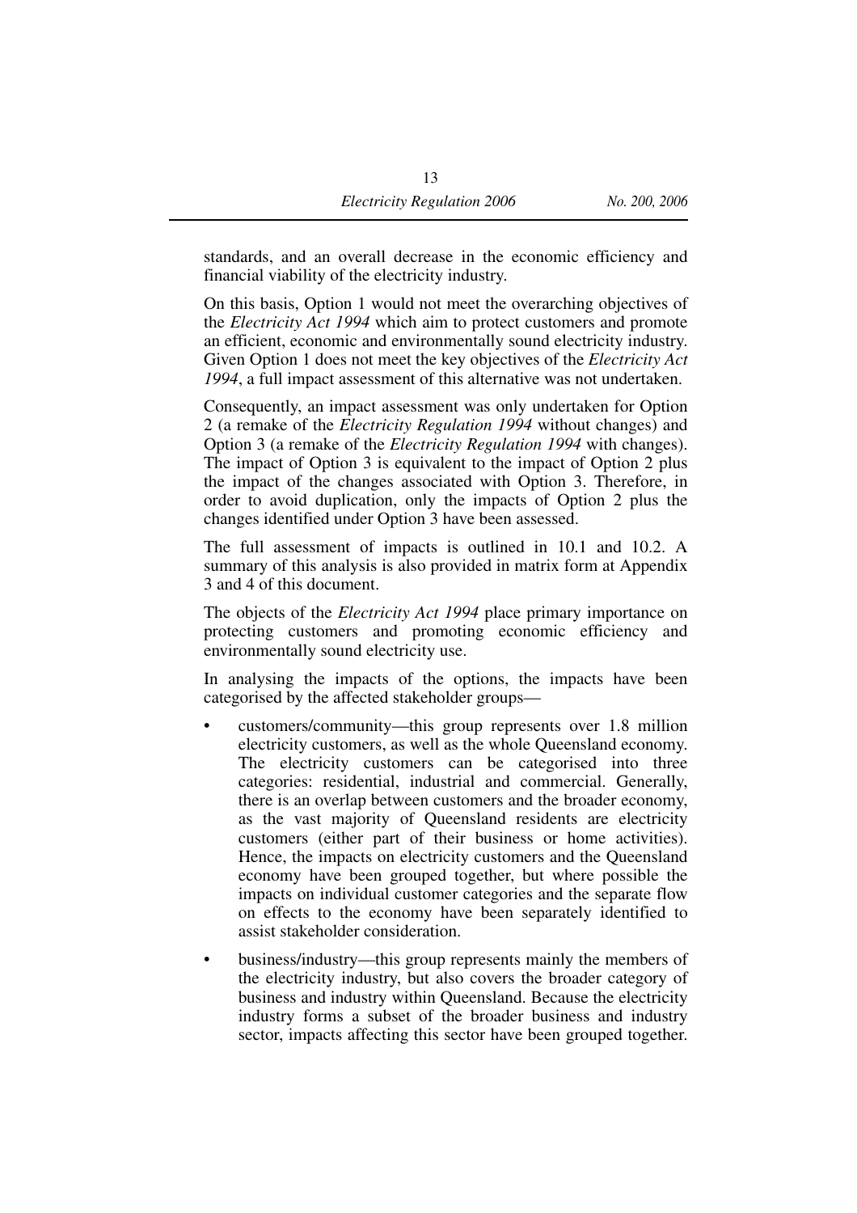standards, and an overall decrease in the economic efficiency and financial viability of the electricity industry.

On this basis, Option 1 would not meet the overarching objectives of the *Electricity Act 1994* which aim to protect customers and promote an efficient, economic and environmentally sound electricity industry. Given Option 1 does not meet the key objectives of the *Electricity Act 1994*, a full impact assessment of this alternative was not undertaken.

Consequently, an impact assessment was only undertaken for Option 2 (a remake of the *Electricity Regulation 1994* without changes) and Option 3 (a remake of the *Electricity Regulation 1994* with changes). The impact of Option 3 is equivalent to the impact of Option 2 plus the impact of the changes associated with Option 3. Therefore, in order to avoid duplication, only the impacts of Option 2 plus the changes identified under Option 3 have been assessed.

The full assessment of impacts is outlined in 10.1 and 10.2. A summary of this analysis is also provided in matrix form at Appendix 3 and 4 of this document.

The objects of the *Electricity Act 1994* place primary importance on protecting customers and promoting economic efficiency and environmentally sound electricity use.

In analysing the impacts of the options, the impacts have been categorised by the affected stakeholder groups—

- customers/community—this group represents over 1.8 million electricity customers, as well as the whole Queensland economy. The electricity customers can be categorised into three categories: residential, industrial and commercial. Generally, there is an overlap between customers and the broader economy, as the vast majority of Queensland residents are electricity customers (either part of their business or home activities). Hence, the impacts on electricity customers and the Queensland economy have been grouped together, but where possible the impacts on individual customer categories and the separate flow on effects to the economy have been separately identified to assist stakeholder consideration.
- business/industry—this group represents mainly the members of the electricity industry, but also covers the broader category of business and industry within Queensland. Because the electricity industry forms a subset of the broader business and industry sector, impacts affecting this sector have been grouped together.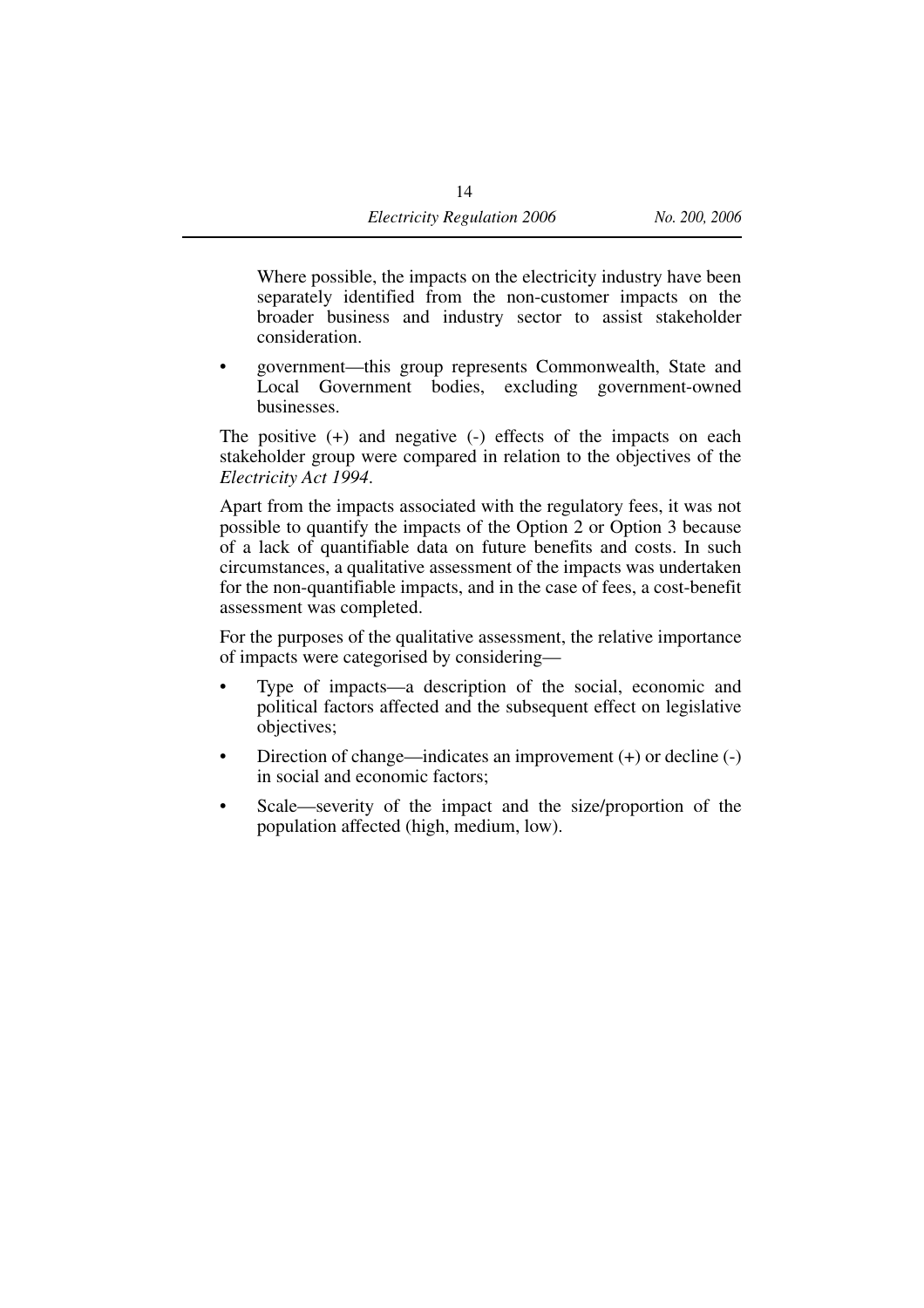Where possible, the impacts on the electricity industry have been separately identified from the non-customer impacts on the broader business and industry sector to assist stakeholder consideration.

- government—this group represents Commonwealth, State and Local Government bodies, excluding government-owned businesses.

The positive (+) and negative (-) effects of the impacts on each stakeholder group were compared in relation to the objectives of the *Electricity Act 1994*.

Apart from the impacts associated with the regulatory fees, it was not possible to quantify the impacts of the Option 2 or Option 3 because of a lack of quantifiable data on future benefits and costs. In such circumstances, a qualitative assessment of the impacts was undertaken for the non-quantifiable impacts, and in the case of fees, a cost-benefit assessment was completed.

For the purposes of the qualitative assessment, the relative importance of impacts were categorised by considering—

- Type of impacts—a description of the social, economic and political factors affected and the subsequent effect on legislative objectives;
- Direction of change—indicates an improvement (+) or decline (-) in social and economic factors;
- Scale—severity of the impact and the size/proportion of the population affected (high, medium, low).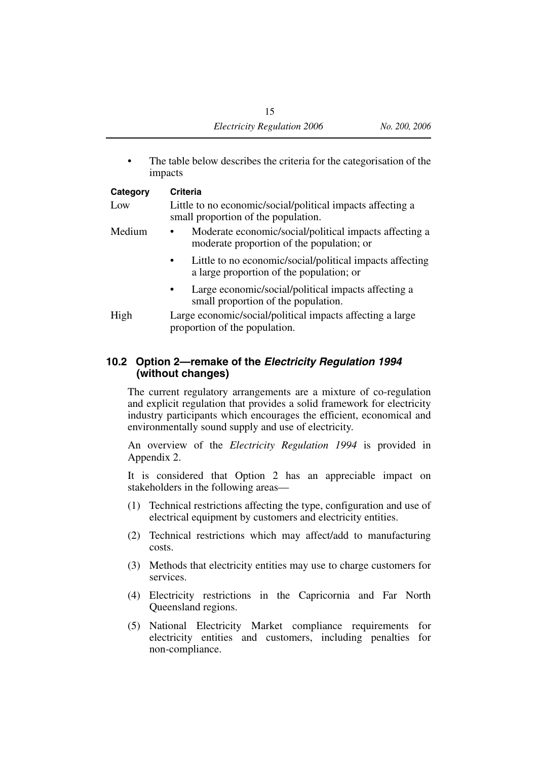- The table below describes the criteria for the categorisation of the impacts

| Category | Criteria |
| --- | --- |
| Low | Little to no economic/social/political impacts affecting a small proportion of the population. |
| Medium | • Moderate economic/social/political impacts affecting a moderate proportion of the population; or<br>• Little to no economic/social/political impacts affecting a large proportion of the population; or<br>• Large economic/social/political impacts affecting a small proportion of the population. |
| High | Large economic/social/political impacts affecting a large proportion of the population. |

### 10.2 Option 2—remake of the *Electricity Regulation 1994* (without changes)

The current regulatory arrangements are a mixture of co-regulation and explicit regulation that provides a solid framework for electricity industry participants which encourages the efficient, economical and environmentally sound supply and use of electricity.

An overview of the *Electricity Regulation 1994* is provided in Appendix 2.

It is considered that Option 2 has an appreciable impact on stakeholders in the following areas—

(1) Technical restrictions affecting the type, configuration and use of electrical equipment by customers and electricity entities.

(2) Technical restrictions which may affect/add to manufacturing costs.

(3) Methods that electricity entities may use to charge customers for services.

(4) Electricity restrictions in the Capricornia and Far North Queensland regions.

(5) National Electricity Market compliance requirements for electricity entities and customers, including penalties for non-compliance.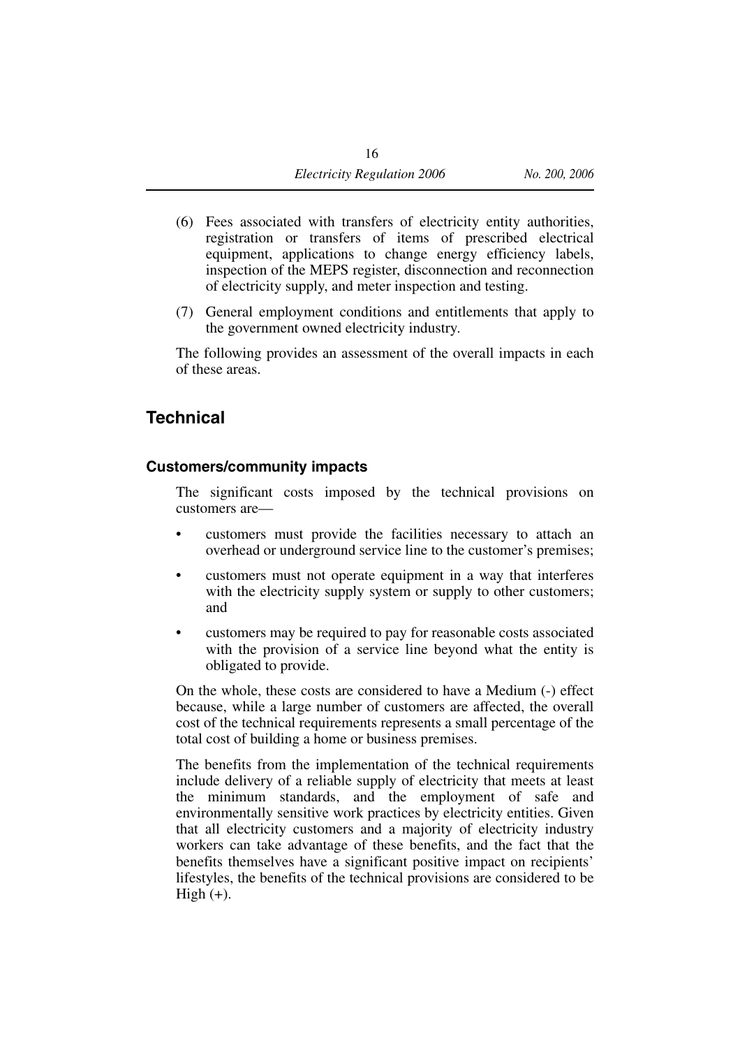(6) Fees associated with transfers of electricity entity authorities, registration or transfers of items of prescribed electrical equipment, applications to change energy efficiency labels, inspection of the MEPS register, disconnection and reconnection of electricity supply, and meter inspection and testing.

(7) General employment conditions and entitlements that apply to the government owned electricity industry.

The following provides an assessment of the overall impacts in each of these areas.

## Technical

### Customers/community impacts

The significant costs imposed by the technical provisions on customers are—

- customers must provide the facilities necessary to attach an overhead or underground service line to the customer's premises;
- customers must not operate equipment in a way that interferes with the electricity supply system or supply to other customers; and
- customers may be required to pay for reasonable costs associated with the provision of a service line beyond what the entity is obligated to provide.

On the whole, these costs are considered to have a Medium (-) effect because, while a large number of customers are affected, the overall cost of the technical requirements represents a small percentage of the total cost of building a home or business premises.

The benefits from the implementation of the technical requirements include delivery of a reliable supply of electricity that meets at least the minimum standards, and the employment of safe and environmentally sensitive work practices by electricity entities. Given that all electricity customers and a majority of electricity industry workers can take advantage of these benefits, and the fact that the benefits themselves have a significant positive impact on recipients' lifestyles, the benefits of the technical provisions are considered to be High (+).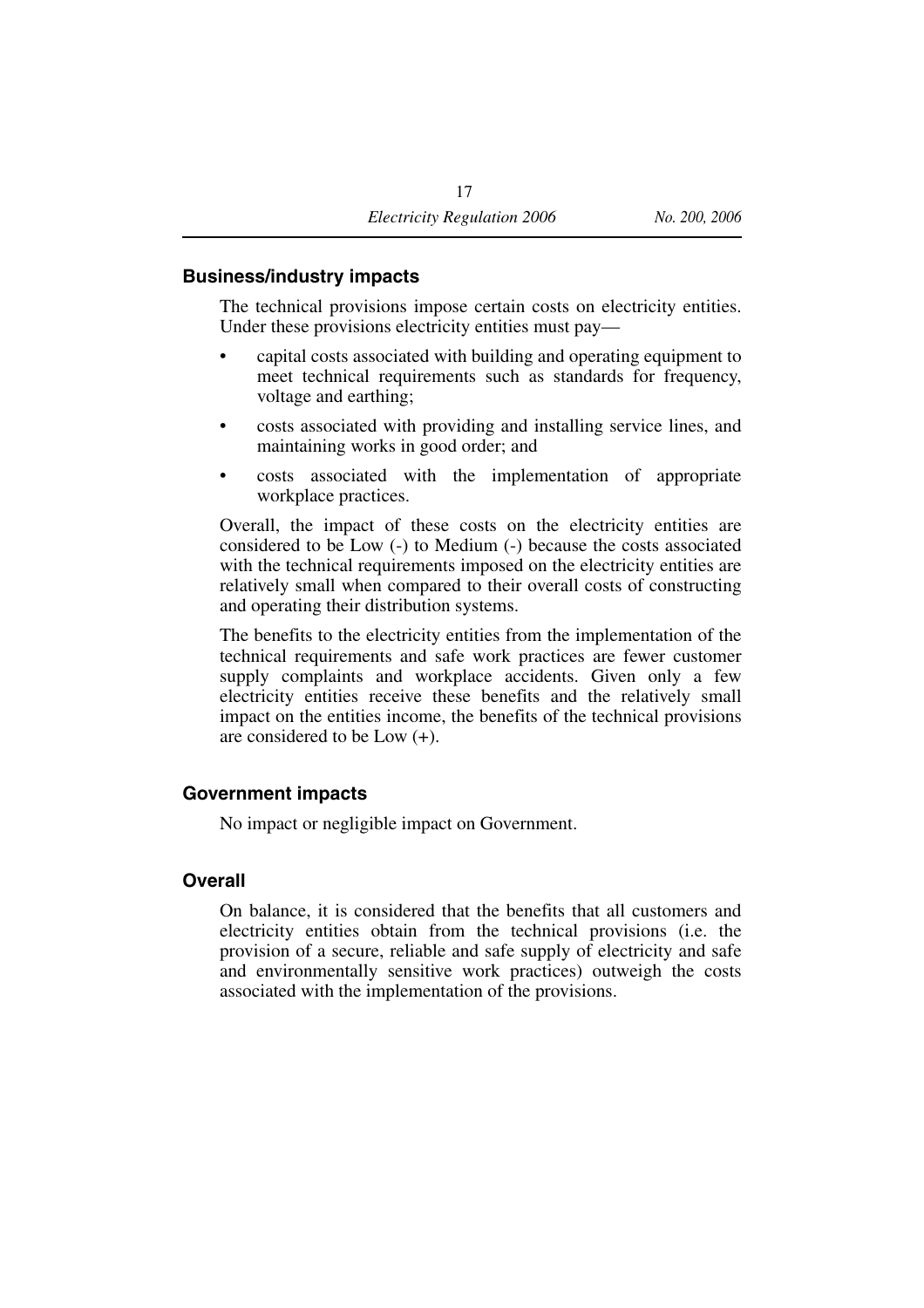## Business/industry impacts

The technical provisions impose certain costs on electricity entities. Under these provisions electricity entities must pay—

- capital costs associated with building and operating equipment to meet technical requirements such as standards for frequency, voltage and earthing;
- costs associated with providing and installing service lines, and maintaining works in good order; and
- costs associated with the implementation of appropriate workplace practices.

Overall, the impact of these costs on the electricity entities are considered to be Low (-) to Medium (-) because the costs associated with the technical requirements imposed on the electricity entities are relatively small when compared to their overall costs of constructing and operating their distribution systems.

The benefits to the electricity entities from the implementation of the technical requirements and safe work practices are fewer customer supply complaints and workplace accidents. Given only a few electricity entities receive these benefits and the relatively small impact on the entities income, the benefits of the technical provisions are considered to be Low (+).

## Government impacts

No impact or negligible impact on Government.

## Overall

On balance, it is considered that the benefits that all customers and electricity entities obtain from the technical provisions (i.e. the provision of a secure, reliable and safe supply of electricity and safe and environmentally sensitive work practices) outweigh the costs associated with the implementation of the provisions.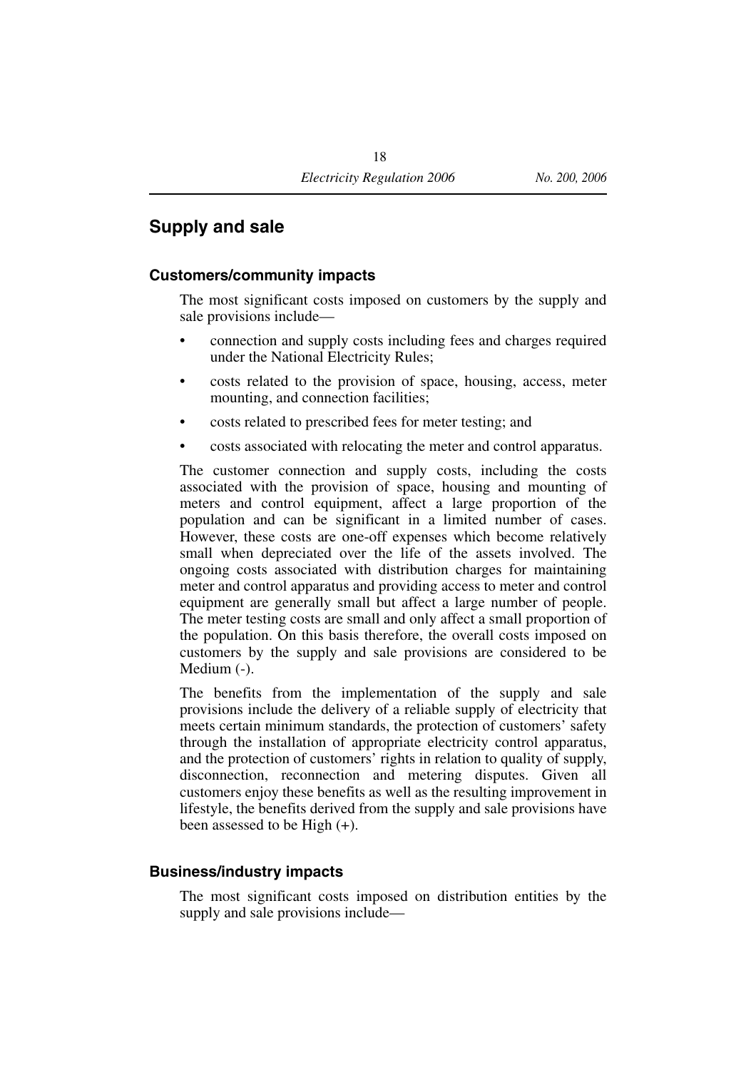## Supply and sale

### Customers/community impacts

The most significant costs imposed on customers by the supply and sale provisions include—

- connection and supply costs including fees and charges required under the National Electricity Rules;
- costs related to the provision of space, housing, access, meter mounting, and connection facilities;
- costs related to prescribed fees for meter testing; and
- costs associated with relocating the meter and control apparatus.

The customer connection and supply costs, including the costs associated with the provision of space, housing and mounting of meters and control equipment, affect a large proportion of the population and can be significant in a limited number of cases. However, these costs are one-off expenses which become relatively small when depreciated over the life of the assets involved. The ongoing costs associated with distribution charges for maintaining meter and control apparatus and providing access to meter and control equipment are generally small but affect a large number of people. The meter testing costs are small and only affect a small proportion of the population. On this basis therefore, the overall costs imposed on customers by the supply and sale provisions are considered to be Medium (-).

The benefits from the implementation of the supply and sale provisions include the delivery of a reliable supply of electricity that meets certain minimum standards, the protection of customers' safety through the installation of appropriate electricity control apparatus, and the protection of customers' rights in relation to quality of supply, disconnection, reconnection and metering disputes. Given all customers enjoy these benefits as well as the resulting improvement in lifestyle, the benefits derived from the supply and sale provisions have been assessed to be High (+).

### Business/industry impacts

The most significant costs imposed on distribution entities by the supply and sale provisions include—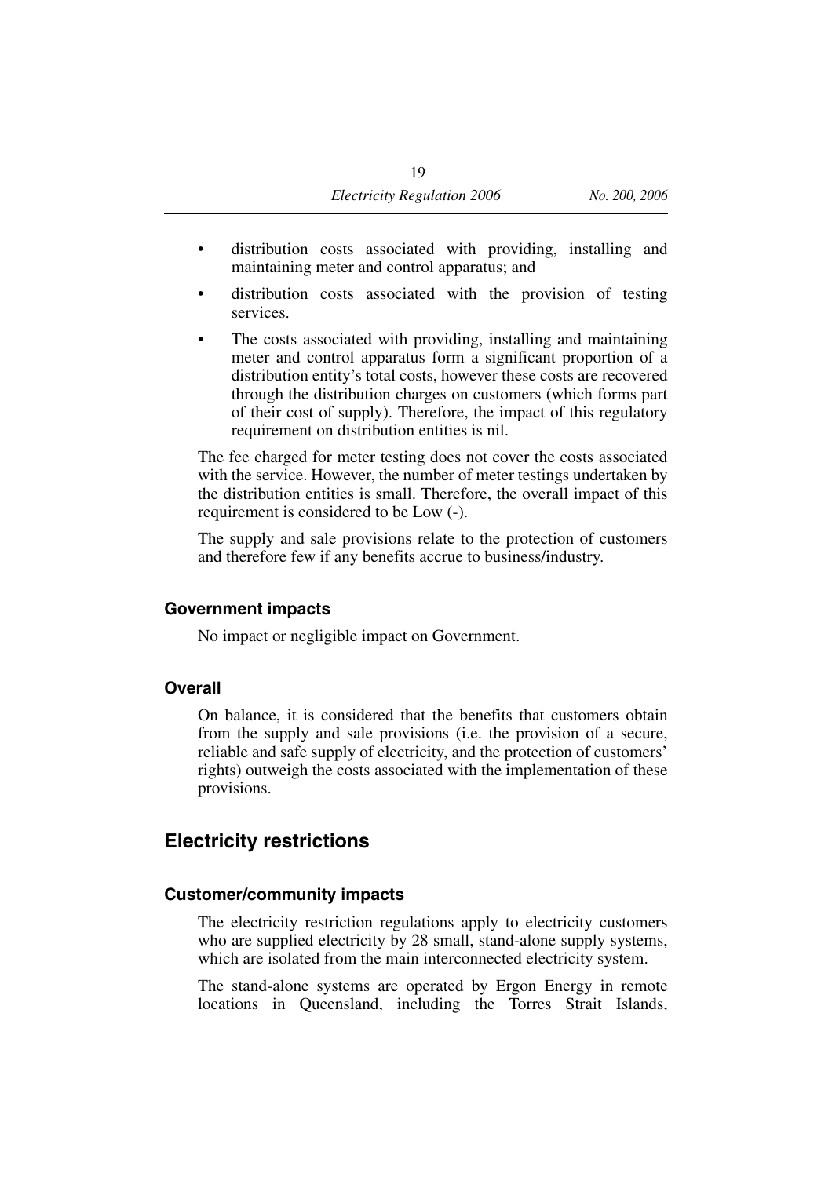- distribution costs associated with providing, installing and maintaining meter and control apparatus; and
- distribution costs associated with the provision of testing services.
- The costs associated with providing, installing and maintaining meter and control apparatus form a significant proportion of a distribution entity's total costs, however these costs are recovered through the distribution charges on customers (which forms part of their cost of supply). Therefore, the impact of this regulatory requirement on distribution entities is nil.

The fee charged for meter testing does not cover the costs associated with the service. However, the number of meter testings undertaken by the distribution entities is small. Therefore, the overall impact of this requirement is considered to be Low (-).

The supply and sale provisions relate to the protection of customers and therefore few if any benefits accrue to business/industry.

### Government impacts

No impact or negligible impact on Government.

### Overall

On balance, it is considered that the benefits that customers obtain from the supply and sale provisions (i.e. the provision of a secure, reliable and safe supply of electricity, and the protection of customers' rights) outweigh the costs associated with the implementation of these provisions.

## Electricity restrictions

### Customer/community impacts

The electricity restriction regulations apply to electricity customers who are supplied electricity by 28 small, stand-alone supply systems, which are isolated from the main interconnected electricity system.

The stand-alone systems are operated by Ergon Energy in remote locations in Queensland, including the Torres Strait Islands,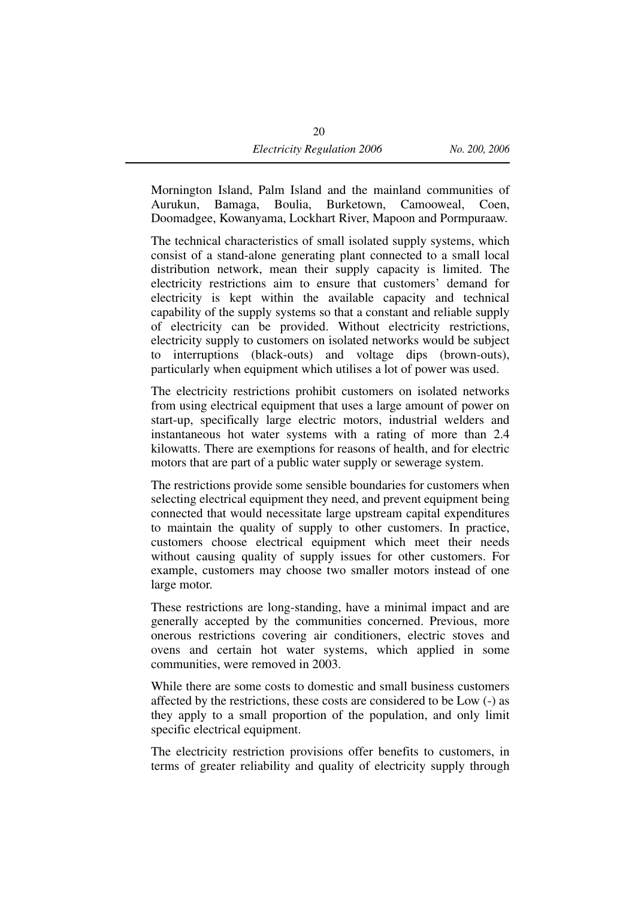Mornington Island, Palm Island and the mainland communities of Aurukun, Bamaga, Boulia, Burketown, Camooweal, Coen, Doomadgee, Kowanyama, Lockhart River, Mapoon and Pormpuraaw.

The technical characteristics of small isolated supply systems, which consist of a stand-alone generating plant connected to a small local distribution network, mean their supply capacity is limited. The electricity restrictions aim to ensure that customers' demand for electricity is kept within the available capacity and technical capability of the supply systems so that a constant and reliable supply of electricity can be provided. Without electricity restrictions, electricity supply to customers on isolated networks would be subject to interruptions (black-outs) and voltage dips (brown-outs), particularly when equipment which utilises a lot of power was used.

The electricity restrictions prohibit customers on isolated networks from using electrical equipment that uses a large amount of power on start-up, specifically large electric motors, industrial welders and instantaneous hot water systems with a rating of more than 2.4 kilowatts. There are exemptions for reasons of health, and for electric motors that are part of a public water supply or sewerage system.

The restrictions provide some sensible boundaries for customers when selecting electrical equipment they need, and prevent equipment being connected that would necessitate large upstream capital expenditures to maintain the quality of supply to other customers. In practice, customers choose electrical equipment which meet their needs without causing quality of supply issues for other customers. For example, customers may choose two smaller motors instead of one large motor.

These restrictions are long-standing, have a minimal impact and are generally accepted by the communities concerned. Previous, more onerous restrictions covering air conditioners, electric stoves and ovens and certain hot water systems, which applied in some communities, were removed in 2003.

While there are some costs to domestic and small business customers affected by the restrictions, these costs are considered to be Low (-) as they apply to a small proportion of the population, and only limit specific electrical equipment.

The electricity restriction provisions offer benefits to customers, in terms of greater reliability and quality of electricity supply through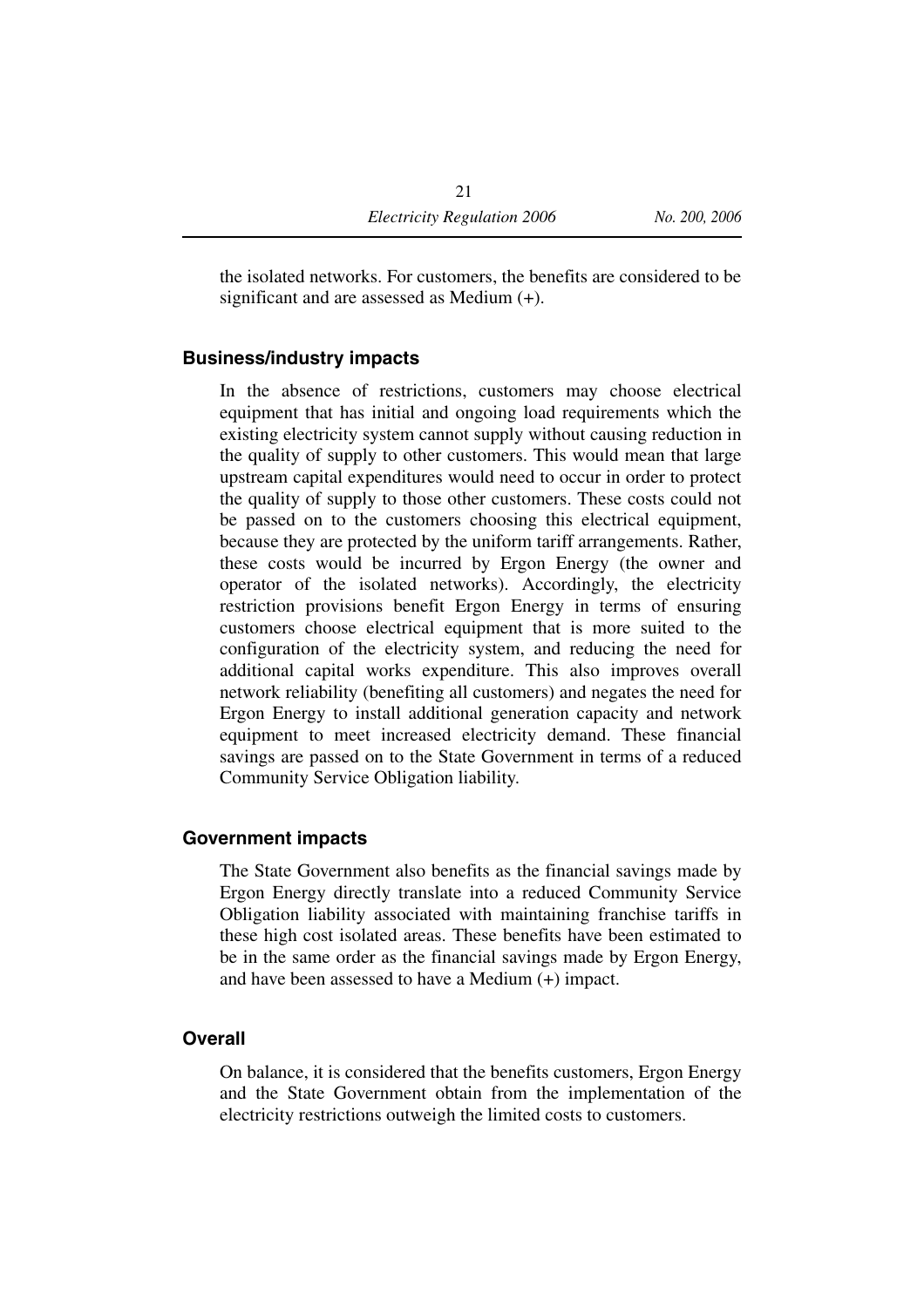the isolated networks. For customers, the benefits are considered to be significant and are assessed as Medium (+).

### Business/industry impacts

In the absence of restrictions, customers may choose electrical equipment that has initial and ongoing load requirements which the existing electricity system cannot supply without causing reduction in the quality of supply to other customers. This would mean that large upstream capital expenditures would need to occur in order to protect the quality of supply to those other customers. These costs could not be passed on to the customers choosing this electrical equipment, because they are protected by the uniform tariff arrangements. Rather, these costs would be incurred by Ergon Energy (the owner and operator of the isolated networks). Accordingly, the electricity restriction provisions benefit Ergon Energy in terms of ensuring customers choose electrical equipment that is more suited to the configuration of the electricity system, and reducing the need for additional capital works expenditure. This also improves overall network reliability (benefiting all customers) and negates the need for Ergon Energy to install additional generation capacity and network equipment to meet increased electricity demand. These financial savings are passed on to the State Government in terms of a reduced Community Service Obligation liability.

### Government impacts

The State Government also benefits as the financial savings made by Ergon Energy directly translate into a reduced Community Service Obligation liability associated with maintaining franchise tariffs in these high cost isolated areas. These benefits have been estimated to be in the same order as the financial savings made by Ergon Energy, and have been assessed to have a Medium (+) impact.

### Overall

On balance, it is considered that the benefits customers, Ergon Energy and the State Government obtain from the implementation of the electricity restrictions outweigh the limited costs to customers.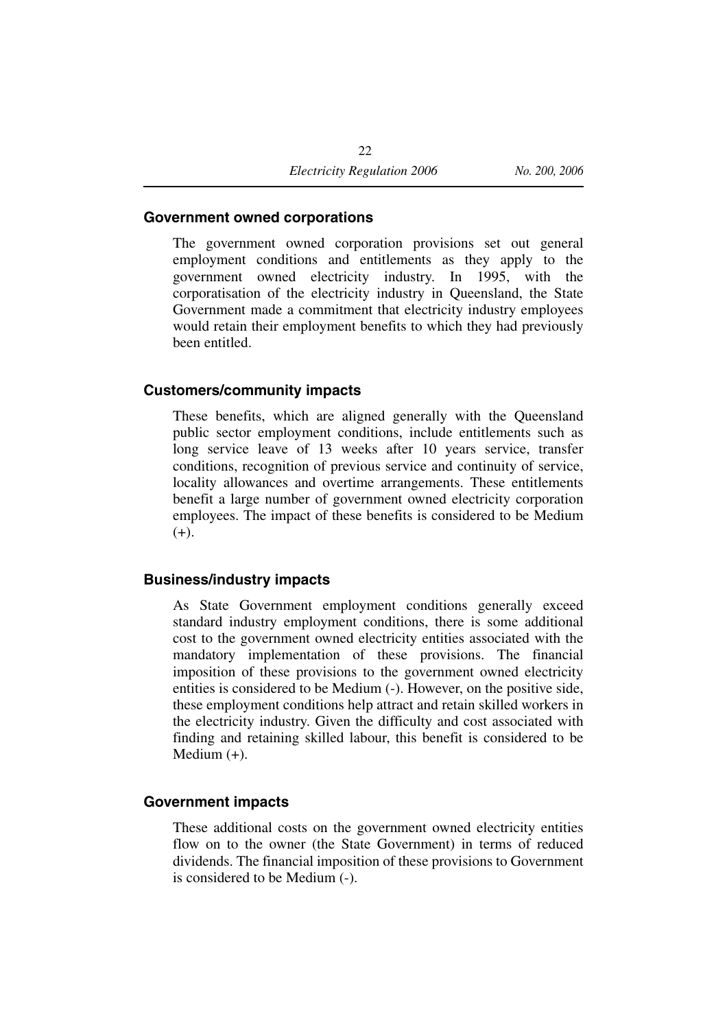### Government owned corporations

The government owned corporation provisions set out general employment conditions and entitlements as they apply to the government owned electricity industry. In 1995, with the corporatisation of the electricity industry in Queensland, the State Government made a commitment that electricity industry employees would retain their employment benefits to which they had previously been entitled.

### Customers/community impacts

These benefits, which are aligned generally with the Queensland public sector employment conditions, include entitlements such as long service leave of 13 weeks after 10 years service, transfer conditions, recognition of previous service and continuity of service, locality allowances and overtime arrangements. These entitlements benefit a large number of government owned electricity corporation employees. The impact of these benefits is considered to be Medium (+).

### Business/industry impacts

As State Government employment conditions generally exceed standard industry employment conditions, there is some additional cost to the government owned electricity entities associated with the mandatory implementation of these provisions. The financial imposition of these provisions to the government owned electricity entities is considered to be Medium (-). However, on the positive side, these employment conditions help attract and retain skilled workers in the electricity industry. Given the difficulty and cost associated with finding and retaining skilled labour, this benefit is considered to be Medium (+).

### Government impacts

These additional costs on the government owned electricity entities flow on to the owner (the State Government) in terms of reduced dividends. The financial imposition of these provisions to Government is considered to be Medium (-).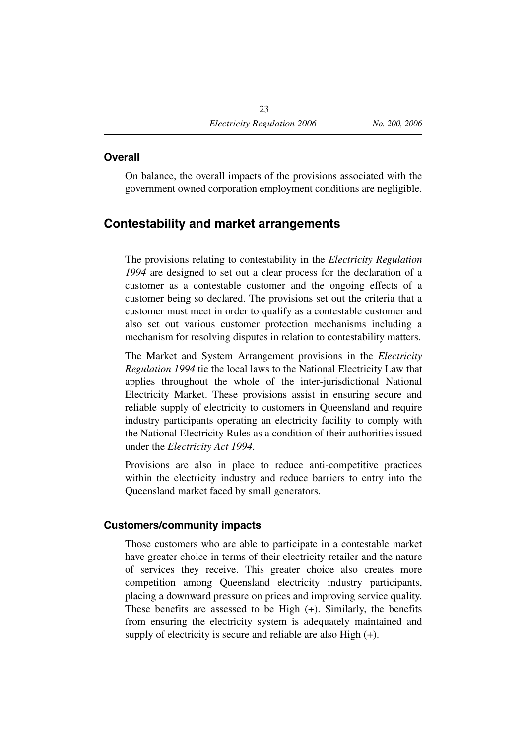### Overall

On balance, the overall impacts of the provisions associated with the government owned corporation employment conditions are negligible.

## Contestability and market arrangements

The provisions relating to contestability in the *Electricity Regulation 1994* are designed to set out a clear process for the declaration of a customer as a contestable customer and the ongoing effects of a customer being so declared. The provisions set out the criteria that a customer must meet in order to qualify as a contestable customer and also set out various customer protection mechanisms including a mechanism for resolving disputes in relation to contestability matters.

The Market and System Arrangement provisions in the *Electricity Regulation 1994* tie the local laws to the National Electricity Law that applies throughout the whole of the inter-jurisdictional National Electricity Market. These provisions assist in ensuring secure and reliable supply of electricity to customers in Queensland and require industry participants operating an electricity facility to comply with the National Electricity Rules as a condition of their authorities issued under the *Electricity Act 1994*.

Provisions are also in place to reduce anti-competitive practices within the electricity industry and reduce barriers to entry into the Queensland market faced by small generators.

### Customers/community impacts

Those customers who are able to participate in a contestable market have greater choice in terms of their electricity retailer and the nature of services they receive. This greater choice also creates more competition among Queensland electricity industry participants, placing a downward pressure on prices and improving service quality. These benefits are assessed to be High (+). Similarly, the benefits from ensuring the electricity system is adequately maintained and supply of electricity is secure and reliable are also High (+).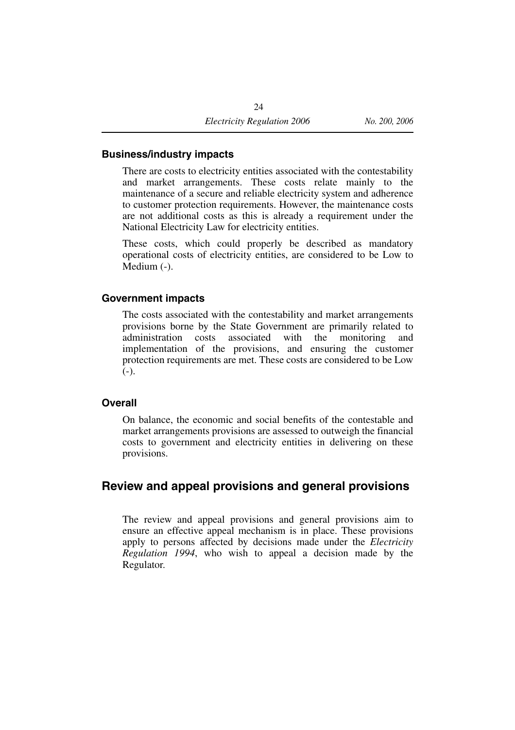### Business/industry impacts

There are costs to electricity entities associated with the contestability and market arrangements. These costs relate mainly to the maintenance of a secure and reliable electricity system and adherence to customer protection requirements. However, the maintenance costs are not additional costs as this is already a requirement under the National Electricity Law for electricity entities.

These costs, which could properly be described as mandatory operational costs of electricity entities, are considered to be Low to Medium (-).

### Government impacts

The costs associated with the contestability and market arrangements provisions borne by the State Government are primarily related to administration costs associated with the monitoring and implementation of the provisions, and ensuring the customer protection requirements are met. These costs are considered to be Low (-).

### Overall

On balance, the economic and social benefits of the contestable and market arrangements provisions are assessed to outweigh the financial costs to government and electricity entities in delivering on these provisions.

## Review and appeal provisions and general provisions

The review and appeal provisions and general provisions aim to ensure an effective appeal mechanism is in place. These provisions apply to persons affected by decisions made under the *Electricity Regulation 1994*, who wish to appeal a decision made by the Regulator.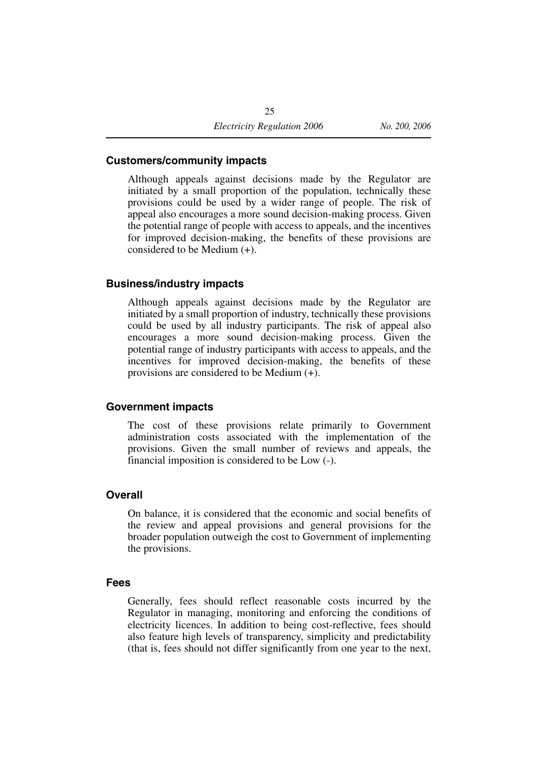### Customers/community impacts

Although appeals against decisions made by the Regulator are initiated by a small proportion of the population, technically these provisions could be used by a wider range of people. The risk of appeal also encourages a more sound decision-making process. Given the potential range of people with access to appeals, and the incentives for improved decision-making, the benefits of these provisions are considered to be Medium (+).

### Business/industry impacts

Although appeals against decisions made by the Regulator are initiated by a small proportion of industry, technically these provisions could be used by all industry participants. The risk of appeal also encourages a more sound decision-making process. Given the potential range of industry participants with access to appeals, and the incentives for improved decision-making, the benefits of these provisions are considered to be Medium (+).

### Government impacts

The cost of these provisions relate primarily to Government administration costs associated with the implementation of the provisions. Given the small number of reviews and appeals, the financial imposition is considered to be Low (-).

### Overall

On balance, it is considered that the economic and social benefits of the review and appeal provisions and general provisions for the broader population outweigh the cost to Government of implementing the provisions.

### Fees

Generally, fees should reflect reasonable costs incurred by the Regulator in managing, monitoring and enforcing the conditions of electricity licences. In addition to being cost-reflective, fees should also feature high levels of transparency, simplicity and predictability (that is, fees should not differ significantly from one year to the next,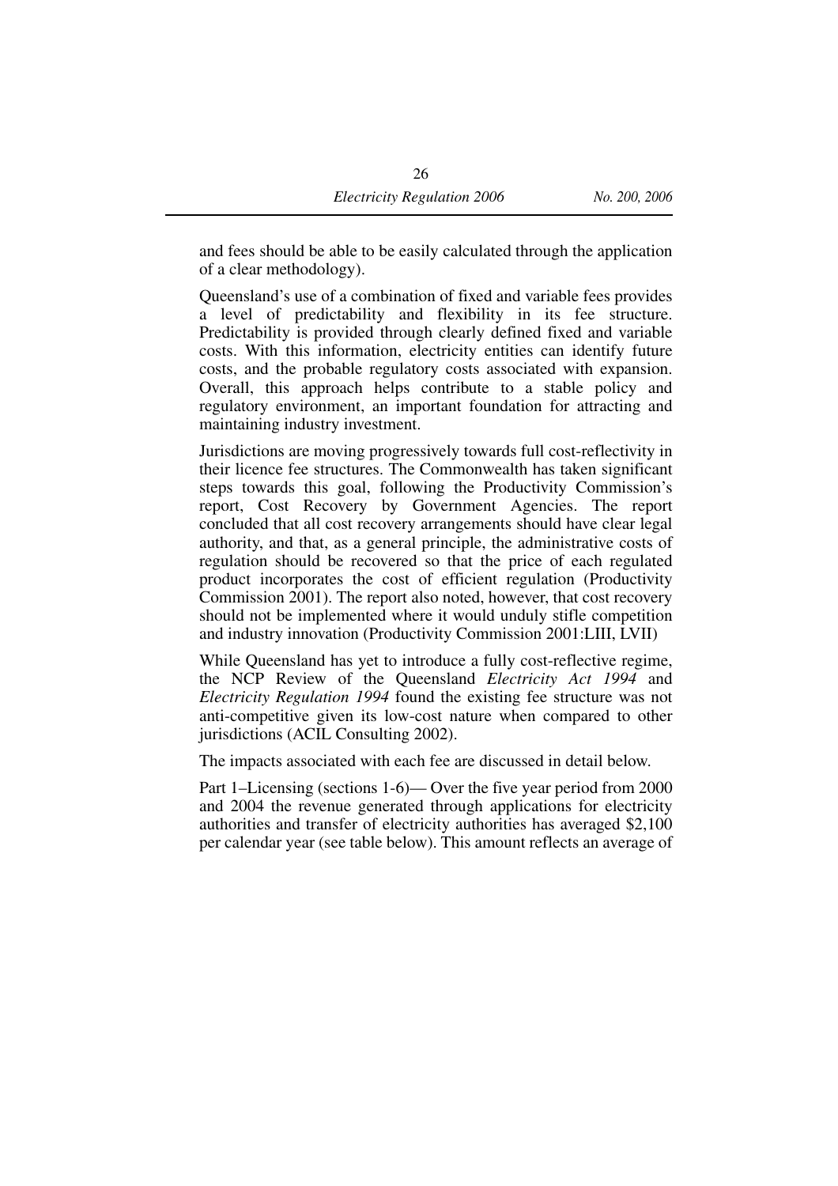and fees should be able to be easily calculated through the application of a clear methodology).

Queensland's use of a combination of fixed and variable fees provides a level of predictability and flexibility in its fee structure. Predictability is provided through clearly defined fixed and variable costs. With this information, electricity entities can identify future costs, and the probable regulatory costs associated with expansion. Overall, this approach helps contribute to a stable policy and regulatory environment, an important foundation for attracting and maintaining industry investment.

Jurisdictions are moving progressively towards full cost-reflectivity in their licence fee structures. The Commonwealth has taken significant steps towards this goal, following the Productivity Commission's report, Cost Recovery by Government Agencies. The report concluded that all cost recovery arrangements should have clear legal authority, and that, as a general principle, the administrative costs of regulation should be recovered so that the price of each regulated product incorporates the cost of efficient regulation (Productivity Commission 2001). The report also noted, however, that cost recovery should not be implemented where it would unduly stifle competition and industry innovation (Productivity Commission 2001:LIII, LVII)

While Queensland has yet to introduce a fully cost-reflective regime, the NCP Review of the Queensland *Electricity Act 1994* and *Electricity Regulation 1994* found the existing fee structure was not anti-competitive given its low-cost nature when compared to other jurisdictions (ACIL Consulting 2002).

The impacts associated with each fee are discussed in detail below.

Part 1–Licensing (sections 1-6)— Over the five year period from 2000 and 2004 the revenue generated through applications for electricity authorities and transfer of electricity authorities has averaged $2,100 per calendar year (see table below). This amount reflects an average of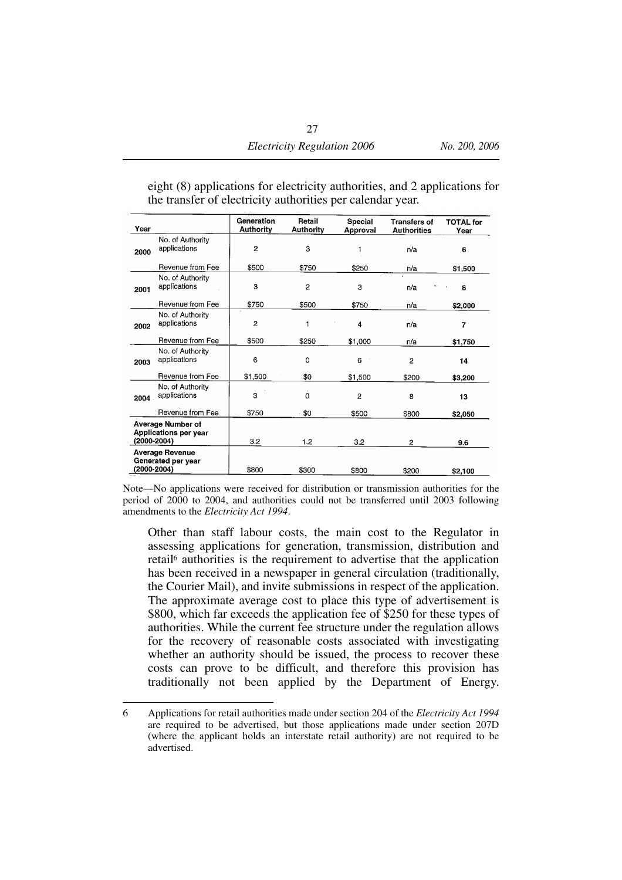eight (8) applications for electricity authorities, and 2 applications for the transfer of electricity authorities per calendar year.

| Year | | Generation Authority | Retail Authority | Special Approval | Transfers of Authorities | TOTAL for Year |
|---|---|---|---|---|---|---|
| 2000 | No. of Authority applications | 2 | 3 | 1 | n/a | **6** |
| | Revenue from Fee | $500 | $750 | $250 | n/a | **$1,500** |
| 2001 | No. of Authority applications | 3 | 2 | 3 | n/a | **8** |
| | Revenue from Fee | $750 | $500 | $750 | n/a | **$2,000** |
| 2002 | No. of Authority applications | 2 | 1 | 4 | n/a | **7** |
| | Revenue from Fee | $500 | $250 | $1,000 | n/a | **$1,750** |
| 2003 | No. of Authority applications | 6 | 0 | 6 | 2 | **14** |
| | Revenue from Fee | $1,500 | $0 | $1,500 | $200 | **$3,200** |
| 2004 | No. of Authority applications | 3 | 0 | 2 | 8 | **13** |
| | Revenue from Fee | $750 | $0 | $500 | $800 | **$2,050** |
| **Average Number of Applications per year (2000-2004)** | | 3.2 | 1.2 | 3.2 | 2 | **9.6** |
| **Average Revenue Generated per year (2000-2004)** | | $800 | $300 | $800 | $200 | **$2,100** |

Note—No applications were received for distribution or transmission authorities for the period of 2000 to 2004, and authorities could not be transferred until 2003 following amendments to the *Electricity Act 1994*.

Other than staff labour costs, the main cost to the Regulator in assessing applications for generation, transmission, distribution and retail[6] authorities is the requirement to advertise that the application has been received in a newspaper in general circulation (traditionally, the Courier Mail), and invite submissions in respect of the application. The approximate average cost to place this type of advertisement is $800, which far exceeds the application fee of $250 for these types of authorities. While the current fee structure under the regulation allows for the recovery of reasonable costs associated with investigating whether an authority should be issued, the process to recover these costs can prove to be difficult, and therefore this provision has traditionally not been applied by the Department of Energy.

6 Applications for retail authorities made under section 204 of the *Electricity Act 1994* are required to be advertised, but those applications made under section 207D (where the applicant holds an interstate retail authority) are not required to be advertised.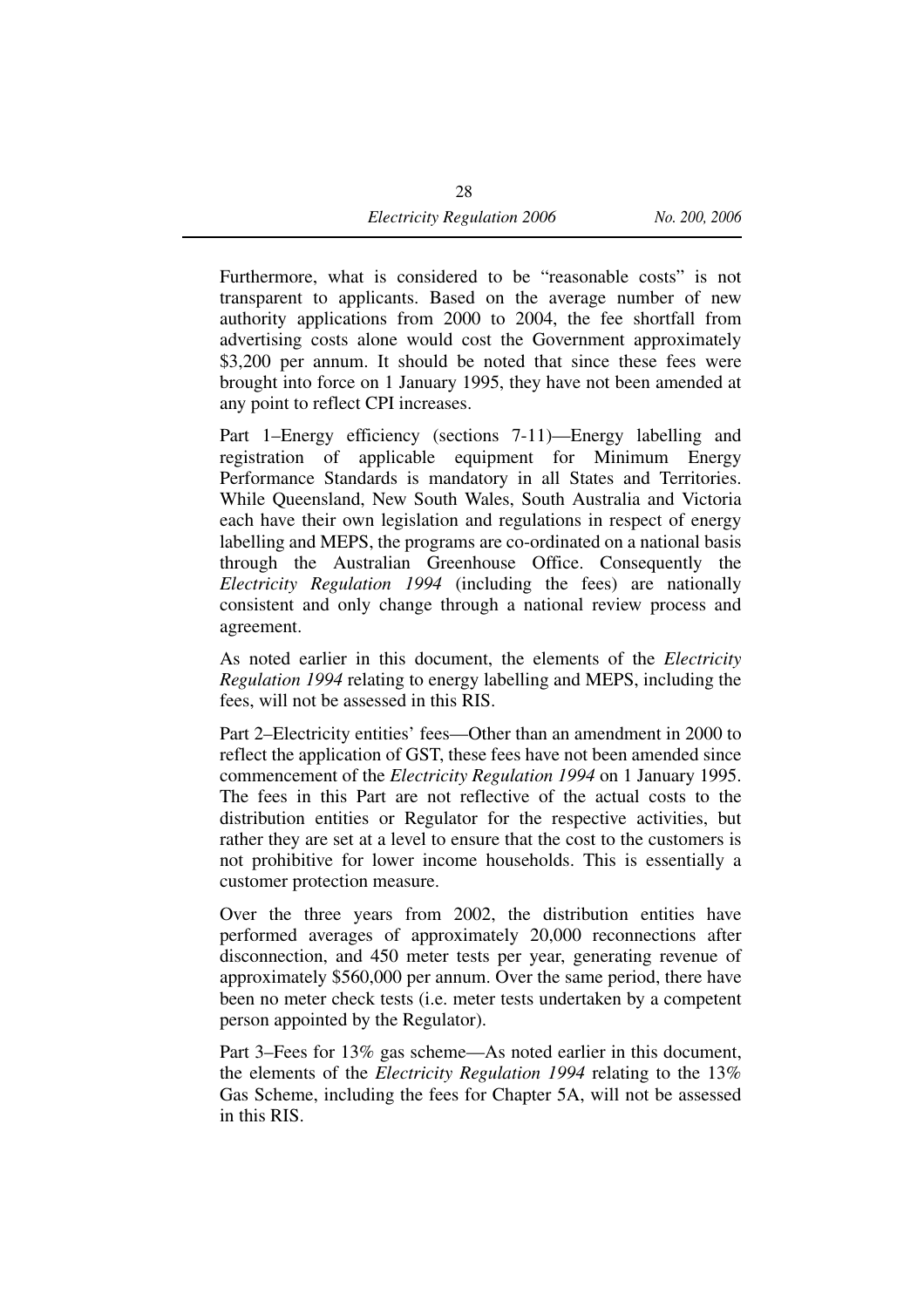Furthermore, what is considered to be "reasonable costs" is not transparent to applicants. Based on the average number of new authority applications from 2000 to 2004, the fee shortfall from advertising costs alone would cost the Government approximately $3,200 per annum. It should be noted that since these fees were brought into force on 1 January 1995, they have not been amended at any point to reflect CPI increases.

Part 1–Energy efficiency (sections 7-11)—Energy labelling and registration of applicable equipment for Minimum Energy Performance Standards is mandatory in all States and Territories. While Queensland, New South Wales, South Australia and Victoria each have their own legislation and regulations in respect of energy labelling and MEPS, the programs are co-ordinated on a national basis through the Australian Greenhouse Office. Consequently the *Electricity Regulation 1994* (including the fees) are nationally consistent and only change through a national review process and agreement.

As noted earlier in this document, the elements of the *Electricity Regulation 1994* relating to energy labelling and MEPS, including the fees, will not be assessed in this RIS.

Part 2–Electricity entities' fees—Other than an amendment in 2000 to reflect the application of GST, these fees have not been amended since commencement of the *Electricity Regulation 1994* on 1 January 1995. The fees in this Part are not reflective of the actual costs to the distribution entities or Regulator for the respective activities, but rather they are set at a level to ensure that the cost to the customers is not prohibitive for lower income households. This is essentially a customer protection measure.

Over the three years from 2002, the distribution entities have performed averages of approximately 20,000 reconnections after disconnection, and 450 meter tests per year, generating revenue of approximately $560,000 per annum. Over the same period, there have been no meter check tests (i.e. meter tests undertaken by a competent person appointed by the Regulator).

Part 3–Fees for 13% gas scheme—As noted earlier in this document, the elements of the *Electricity Regulation 1994* relating to the 13% Gas Scheme, including the fees for Chapter 5A, will not be assessed in this RIS.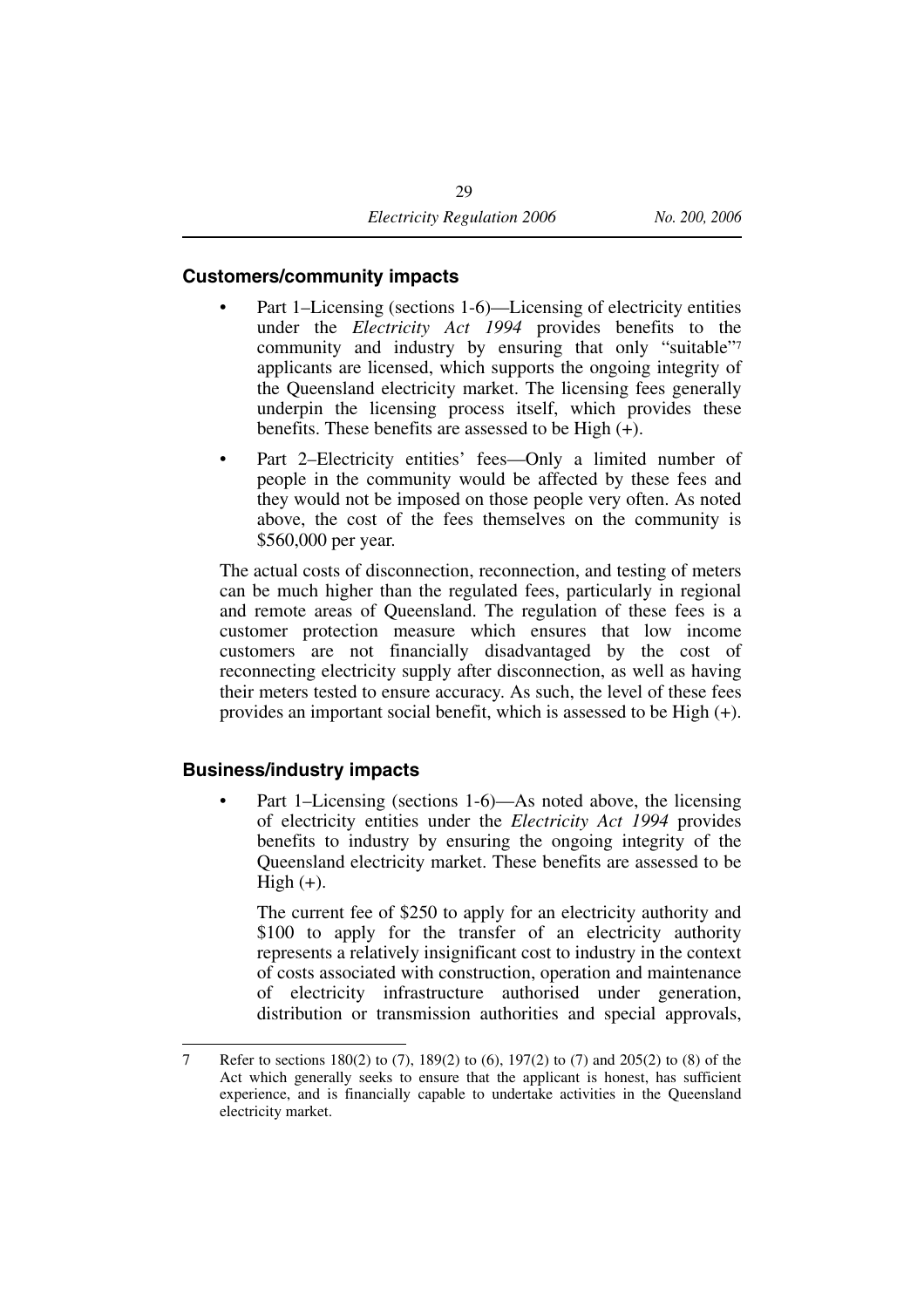### Customers/community impacts

- Part 1–Licensing (sections 1-6)—Licensing of electricity entities under the *Electricity Act 1994* provides benefits to the community and industry by ensuring that only "suitable"[7] applicants are licensed, which supports the ongoing integrity of the Queensland electricity market. The licensing fees generally underpin the licensing process itself, which provides these benefits. These benefits are assessed to be High (+).
- Part 2–Electricity entities' fees—Only a limited number of people in the community would be affected by these fees and they would not be imposed on those people very often. As noted above, the cost of the fees themselves on the community is $560,000 per year.

  The actual costs of disconnection, reconnection, and testing of meters can be much higher than the regulated fees, particularly in regional and remote areas of Queensland. The regulation of these fees is a customer protection measure which ensures that low income customers are not financially disadvantaged by the cost of reconnecting electricity supply after disconnection, as well as having their meters tested to ensure accuracy. As such, the level of these fees provides an important social benefit, which is assessed to be High (+).

### Business/industry impacts

- Part 1–Licensing (sections 1-6)—As noted above, the licensing of electricity entities under the *Electricity Act 1994* provides benefits to industry by ensuring the ongoing integrity of the Queensland electricity market. These benefits are assessed to be High (+).

  The current fee of $250 to apply for an electricity authority and $100 to apply for the transfer of an electricity authority represents a relatively insignificant cost to industry in the context of costs associated with construction, operation and maintenance of electricity infrastructure authorised under generation, distribution or transmission authorities and special approvals,

---

7 Refer to sections 180(2) to (7), 189(2) to (6), 197(2) to (7) and 205(2) to (8) of the Act which generally seeks to ensure that the applicant is honest, has sufficient experience, and is financially capable to undertake activities in the Queensland electricity market.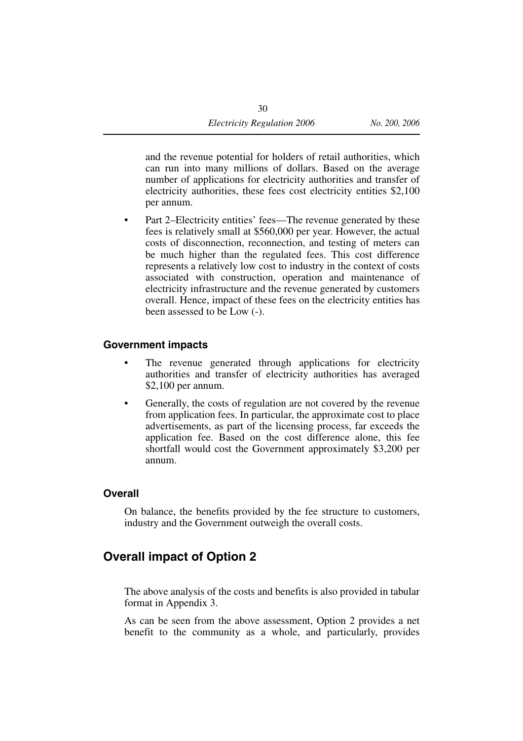and the revenue potential for holders of retail authorities, which can run into many millions of dollars. Based on the average number of applications for electricity authorities and transfer of electricity authorities, these fees cost electricity entities $2,100 per annum.

- Part 2–Electricity entities' fees—The revenue generated by these fees is relatively small at $560,000 per year. However, the actual costs of disconnection, reconnection, and testing of meters can be much higher than the regulated fees. This cost difference represents a relatively low cost to industry in the context of costs associated with construction, operation and maintenance of electricity infrastructure and the revenue generated by customers overall. Hence, impact of these fees on the electricity entities has been assessed to be Low (-).

### Government impacts

- The revenue generated through applications for electricity authorities and transfer of electricity authorities has averaged $2,100 per annum.
- Generally, the costs of regulation are not covered by the revenue from application fees. In particular, the approximate cost to place advertisements, as part of the licensing process, far exceeds the application fee. Based on the cost difference alone, this fee shortfall would cost the Government approximately $3,200 per annum.

### Overall

On balance, the benefits provided by the fee structure to customers, industry and the Government outweigh the overall costs.

## Overall impact of Option 2

The above analysis of the costs and benefits is also provided in tabular format in Appendix 3.

As can be seen from the above assessment, Option 2 provides a net benefit to the community as a whole, and particularly, provides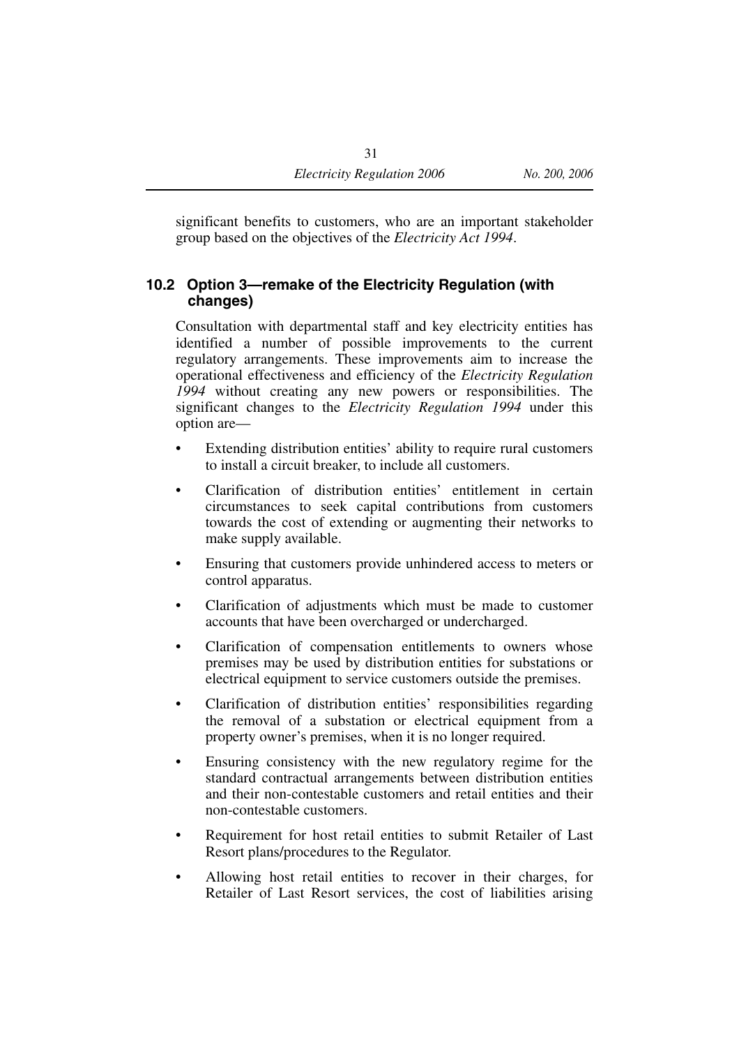significant benefits to customers, who are an important stakeholder group based on the objectives of the *Electricity Act 1994*.

## 10.2 Option 3—remake of the Electricity Regulation (with changes)

Consultation with departmental staff and key electricity entities has identified a number of possible improvements to the current regulatory arrangements. These improvements aim to increase the operational effectiveness and efficiency of the *Electricity Regulation 1994* without creating any new powers or responsibilities. The significant changes to the *Electricity Regulation 1994* under this option are—

- Extending distribution entities' ability to require rural customers to install a circuit breaker, to include all customers.
- Clarification of distribution entities' entitlement in certain circumstances to seek capital contributions from customers towards the cost of extending or augmenting their networks to make supply available.
- Ensuring that customers provide unhindered access to meters or control apparatus.
- Clarification of adjustments which must be made to customer accounts that have been overcharged or undercharged.
- Clarification of compensation entitlements to owners whose premises may be used by distribution entities for substations or electrical equipment to service customers outside the premises.
- Clarification of distribution entities' responsibilities regarding the removal of a substation or electrical equipment from a property owner's premises, when it is no longer required.
- Ensuring consistency with the new regulatory regime for the standard contractual arrangements between distribution entities and their non-contestable customers and retail entities and their non-contestable customers.
- Requirement for host retail entities to submit Retailer of Last Resort plans/procedures to the Regulator.
- Allowing host retail entities to recover in their charges, for Retailer of Last Resort services, the cost of liabilities arising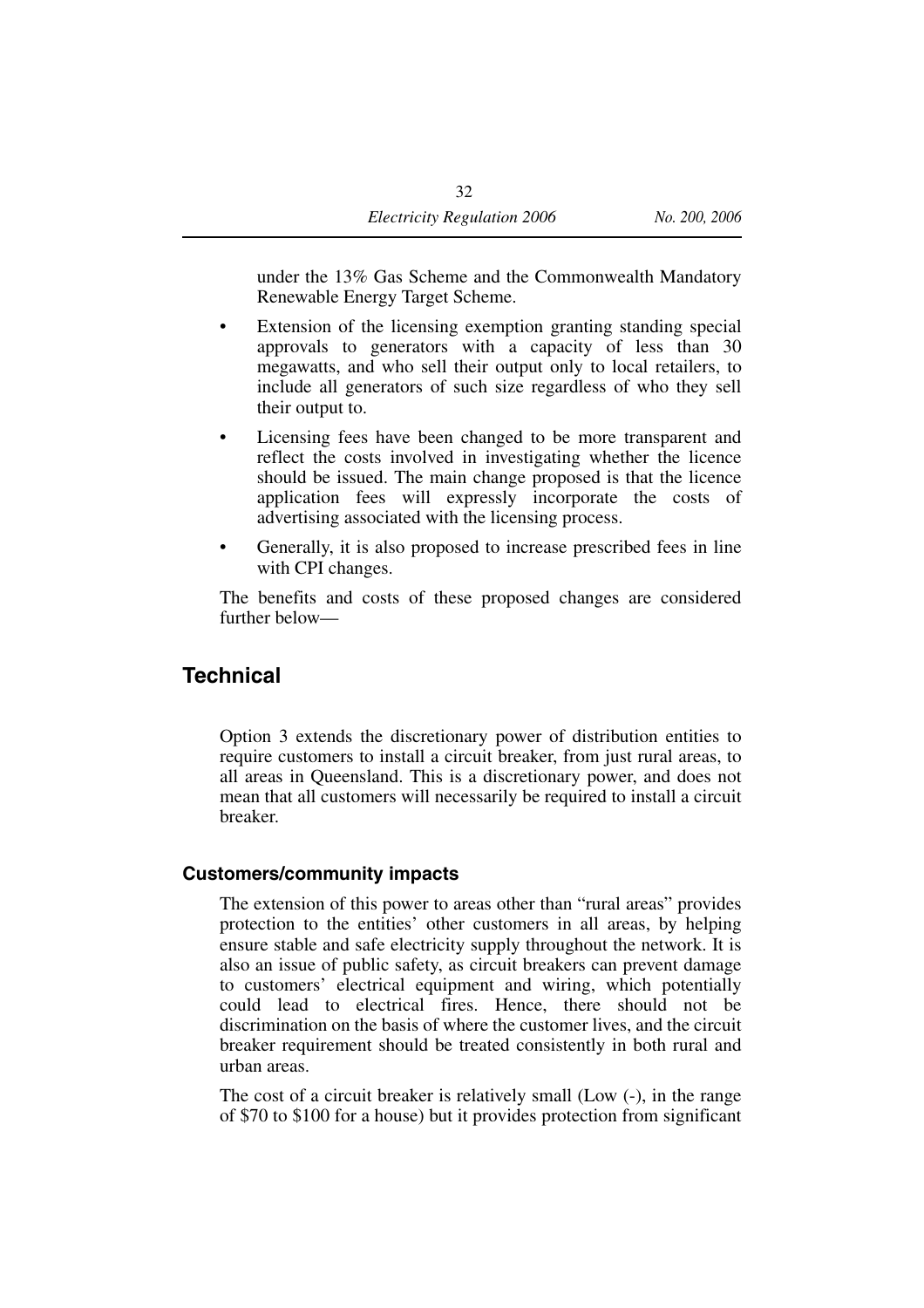under the 13% Gas Scheme and the Commonwealth Mandatory Renewable Energy Target Scheme.

- Extension of the licensing exemption granting standing special approvals to generators with a capacity of less than 30 megawatts, and who sell their output only to local retailers, to include all generators of such size regardless of who they sell their output to.
- Licensing fees have been changed to be more transparent and reflect the costs involved in investigating whether the licence should be issued. The main change proposed is that the licence application fees will expressly incorporate the costs of advertising associated with the licensing process.
- Generally, it is also proposed to increase prescribed fees in line with CPI changes.

The benefits and costs of these proposed changes are considered further below—

## Technical

Option 3 extends the discretionary power of distribution entities to require customers to install a circuit breaker, from just rural areas, to all areas in Queensland. This is a discretionary power, and does not mean that all customers will necessarily be required to install a circuit breaker.

### Customers/community impacts

The extension of this power to areas other than "rural areas" provides protection to the entities' other customers in all areas, by helping ensure stable and safe electricity supply throughout the network. It is also an issue of public safety, as circuit breakers can prevent damage to customers' electrical equipment and wiring, which potentially could lead to electrical fires. Hence, there should not be discrimination on the basis of where the customer lives, and the circuit breaker requirement should be treated consistently in both rural and urban areas.

The cost of a circuit breaker is relatively small (Low (-), in the range of $70 to $100 for a house) but it provides protection from significant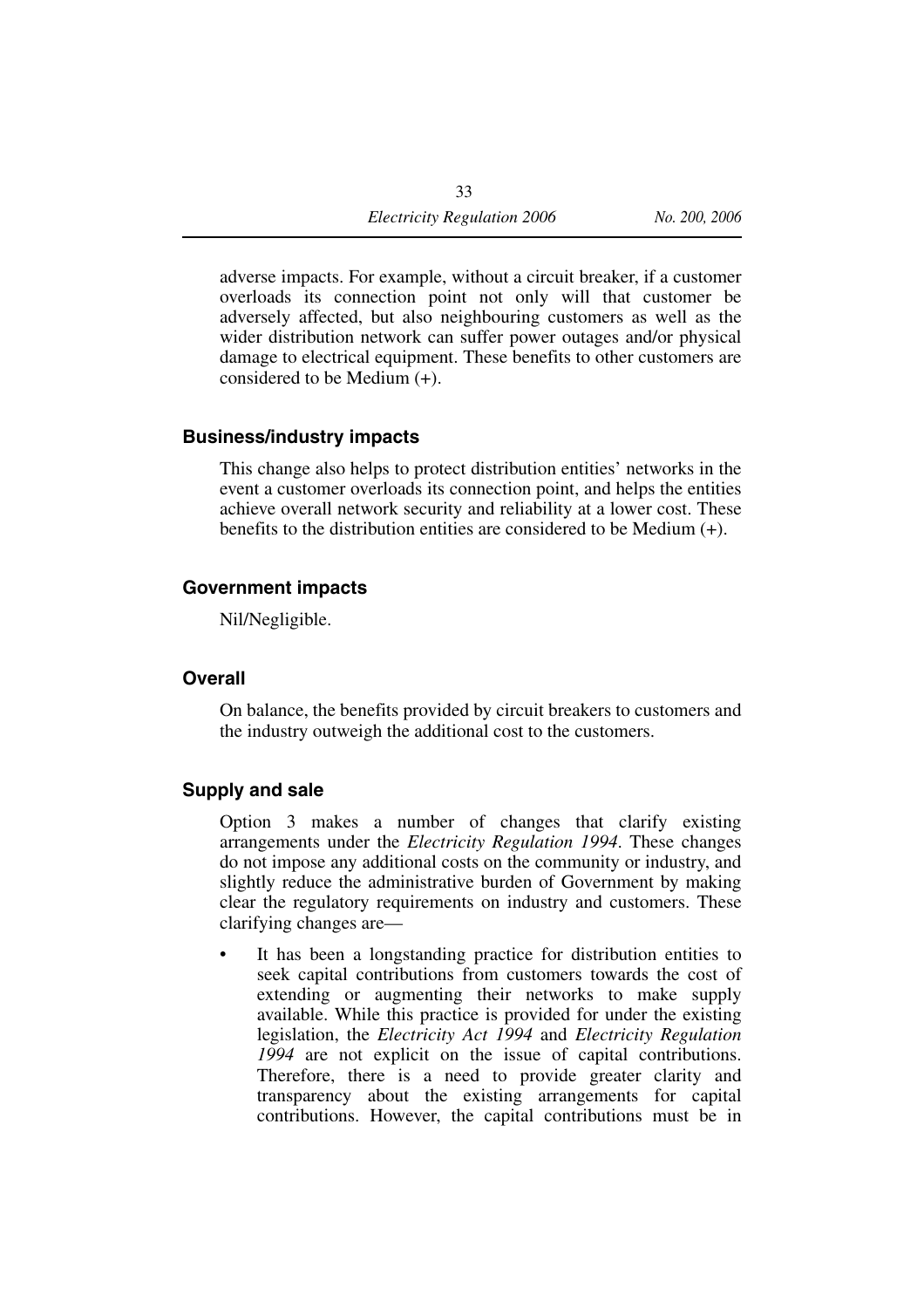adverse impacts. For example, without a circuit breaker, if a customer overloads its connection point not only will that customer be adversely affected, but also neighbouring customers as well as the wider distribution network can suffer power outages and/or physical damage to electrical equipment. These benefits to other customers are considered to be Medium (+).

### Business/industry impacts

This change also helps to protect distribution entities' networks in the event a customer overloads its connection point, and helps the entities achieve overall network security and reliability at a lower cost. These benefits to the distribution entities are considered to be Medium (+).

### Government impacts

Nil/Negligible.

### Overall

On balance, the benefits provided by circuit breakers to customers and the industry outweigh the additional cost to the customers.

### Supply and sale

Option 3 makes a number of changes that clarify existing arrangements under the *Electricity Regulation 1994*. These changes do not impose any additional costs on the community or industry, and slightly reduce the administrative burden of Government by making clear the regulatory requirements on industry and customers. These clarifying changes are—

- It has been a longstanding practice for distribution entities to seek capital contributions from customers towards the cost of extending or augmenting their networks to make supply available. While this practice is provided for under the existing legislation, the *Electricity Act 1994* and *Electricity Regulation 1994* are not explicit on the issue of capital contributions. Therefore, there is a need to provide greater clarity and transparency about the existing arrangements for capital contributions. However, the capital contributions must be in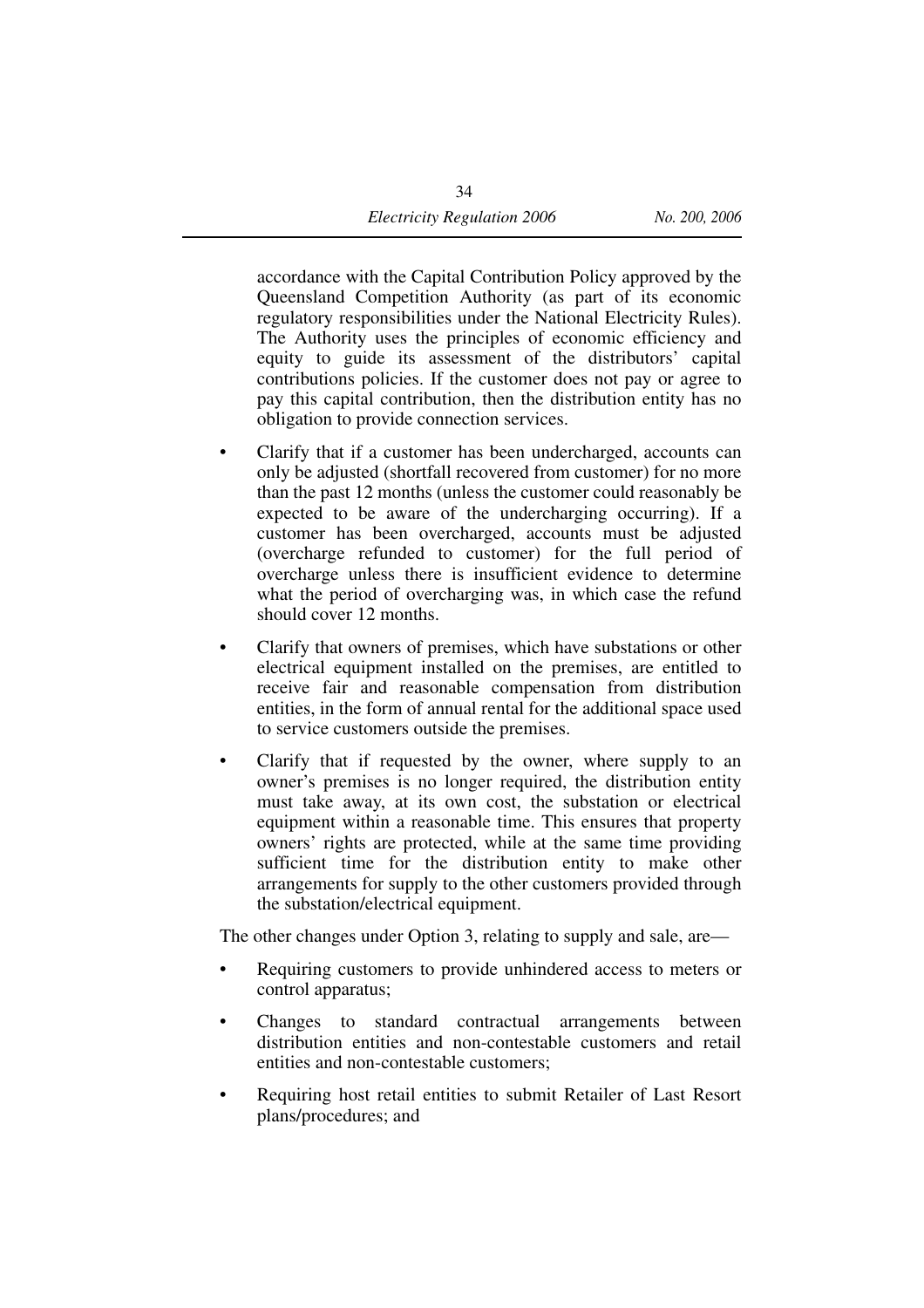accordance with the Capital Contribution Policy approved by the Queensland Competition Authority (as part of its economic regulatory responsibilities under the National Electricity Rules). The Authority uses the principles of economic efficiency and equity to guide its assessment of the distributors' capital contributions policies. If the customer does not pay or agree to pay this capital contribution, then the distribution entity has no obligation to provide connection services.

- Clarify that if a customer has been undercharged, accounts can only be adjusted (shortfall recovered from customer) for no more than the past 12 months (unless the customer could reasonably be expected to be aware of the undercharging occurring). If a customer has been overcharged, accounts must be adjusted (overcharge refunded to customer) for the full period of overcharge unless there is insufficient evidence to determine what the period of overcharging was, in which case the refund should cover 12 months.
- Clarify that owners of premises, which have substations or other electrical equipment installed on the premises, are entitled to receive fair and reasonable compensation from distribution entities, in the form of annual rental for the additional space used to service customers outside the premises.
- Clarify that if requested by the owner, where supply to an owner's premises is no longer required, the distribution entity must take away, at its own cost, the substation or electrical equipment within a reasonable time. This ensures that property owners' rights are protected, while at the same time providing sufficient time for the distribution entity to make other arrangements for supply to the other customers provided through the substation/electrical equipment.

The other changes under Option 3, relating to supply and sale, are—

- Requiring customers to provide unhindered access to meters or control apparatus;
- Changes to standard contractual arrangements between distribution entities and non-contestable customers and retail entities and non-contestable customers;
- Requiring host retail entities to submit Retailer of Last Resort plans/procedures; and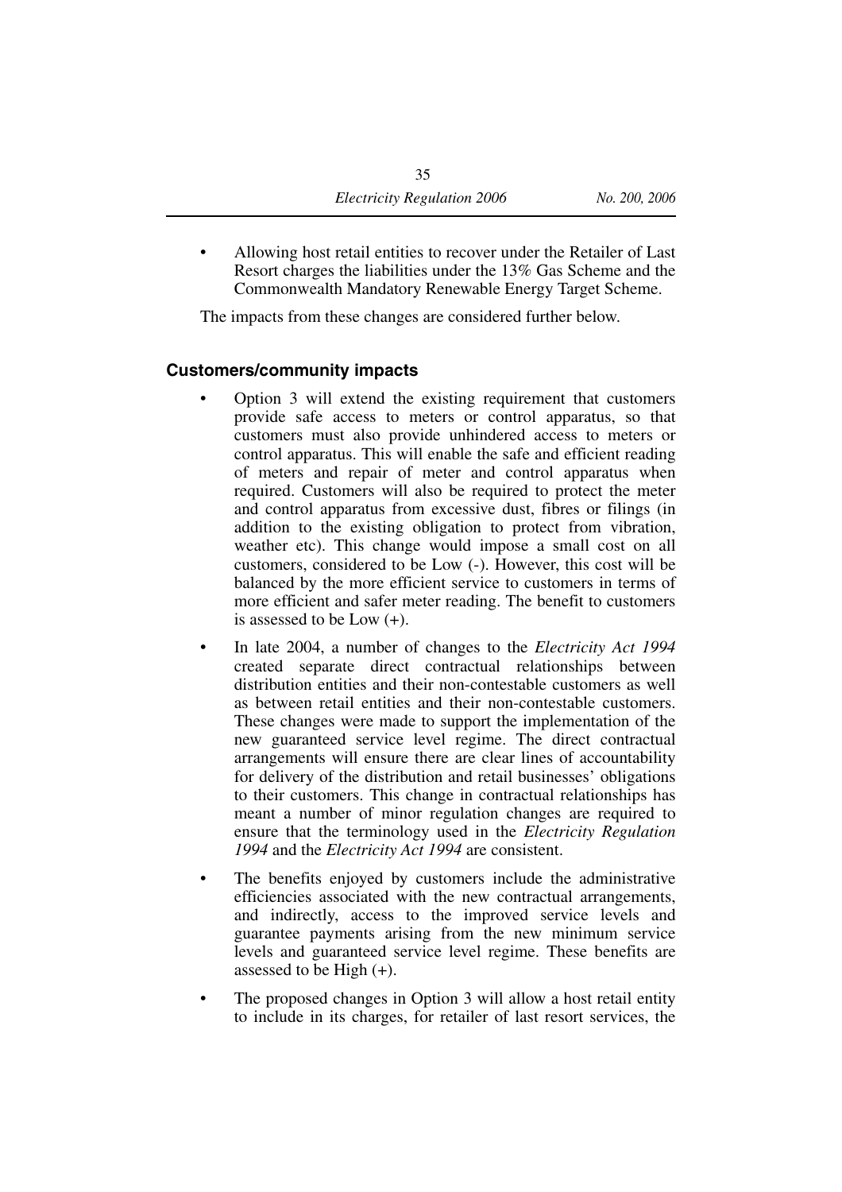- Allowing host retail entities to recover under the Retailer of Last Resort charges the liabilities under the 13% Gas Scheme and the Commonwealth Mandatory Renewable Energy Target Scheme.

The impacts from these changes are considered further below.

### Customers/community impacts

- Option 3 will extend the existing requirement that customers provide safe access to meters or control apparatus, so that customers must also provide unhindered access to meters or control apparatus. This will enable the safe and efficient reading of meters and repair of meter and control apparatus when required. Customers will also be required to protect the meter and control apparatus from excessive dust, fibres or filings (in addition to the existing obligation to protect from vibration, weather etc). This change would impose a small cost on all customers, considered to be Low (-). However, this cost will be balanced by the more efficient service to customers in terms of more efficient and safer meter reading. The benefit to customers is assessed to be Low (+).
- In late 2004, a number of changes to the *Electricity Act 1994* created separate direct contractual relationships between distribution entities and their non-contestable customers as well as between retail entities and their non-contestable customers. These changes were made to support the implementation of the new guaranteed service level regime. The direct contractual arrangements will ensure there are clear lines of accountability for delivery of the distribution and retail businesses' obligations to their customers. This change in contractual relationships has meant a number of minor regulation changes are required to ensure that the terminology used in the *Electricity Regulation 1994* and the *Electricity Act 1994* are consistent.
- The benefits enjoyed by customers include the administrative efficiencies associated with the new contractual arrangements, and indirectly, access to the improved service levels and guarantee payments arising from the new minimum service levels and guaranteed service level regime. These benefits are assessed to be High (+).
- The proposed changes in Option 3 will allow a host retail entity to include in its charges, for retailer of last resort services, the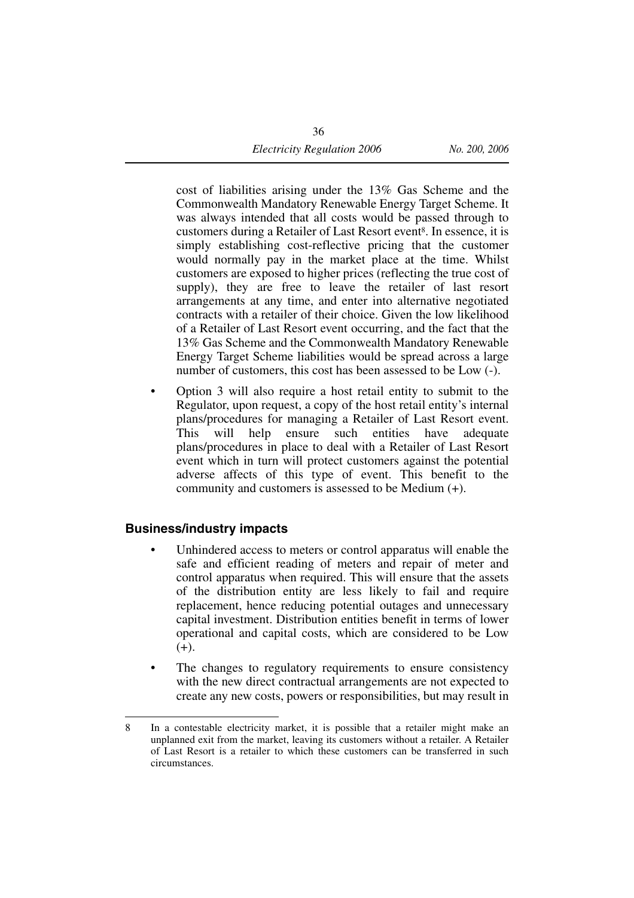cost of liabilities arising under the 13% Gas Scheme and the Commonwealth Mandatory Renewable Energy Target Scheme. It was always intended that all costs would be passed through to customers during a Retailer of Last Resort event[8]. In essence, it is simply establishing cost-reflective pricing that the customer would normally pay in the market place at the time. Whilst customers are exposed to higher prices (reflecting the true cost of supply), they are free to leave the retailer of last resort arrangements at any time, and enter into alternative negotiated contracts with a retailer of their choice. Given the low likelihood of a Retailer of Last Resort event occurring, and the fact that the 13% Gas Scheme and the Commonwealth Mandatory Renewable Energy Target Scheme liabilities would be spread across a large number of customers, this cost has been assessed to be Low (-).

- Option 3 will also require a host retail entity to submit to the Regulator, upon request, a copy of the host retail entity's internal plans/procedures for managing a Retailer of Last Resort event. This will help ensure such entities have adequate plans/procedures in place to deal with a Retailer of Last Resort event which in turn will protect customers against the potential adverse affects of this type of event. This benefit to the community and customers is assessed to be Medium (+).

## Business/industry impacts

- Unhindered access to meters or control apparatus will enable the safe and efficient reading of meters and repair of meter and control apparatus when required. This will ensure that the assets of the distribution entity are less likely to fail and require replacement, hence reducing potential outages and unnecessary capital investment. Distribution entities benefit in terms of lower operational and capital costs, which are considered to be Low (+).
- The changes to regulatory requirements to ensure consistency with the new direct contractual arrangements are not expected to create any new costs, powers or responsibilities, but may result in

---

8 In a contestable electricity market, it is possible that a retailer might make an unplanned exit from the market, leaving its customers without a retailer. A Retailer of Last Resort is a retailer to which these customers can be transferred in such circumstances.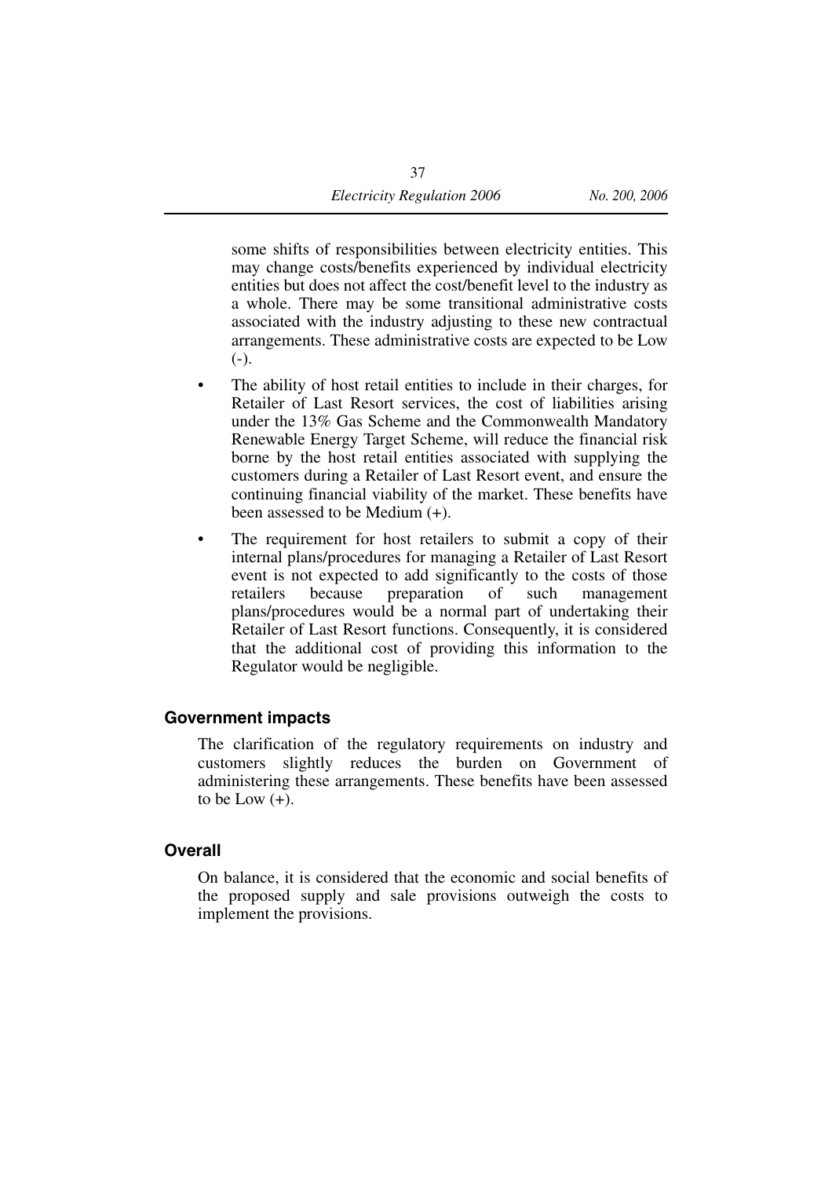some shifts of responsibilities between electricity entities. This may change costs/benefits experienced by individual electricity entities but does not affect the cost/benefit level to the industry as a whole. There may be some transitional administrative costs associated with the industry adjusting to these new contractual arrangements. These administrative costs are expected to be Low (-).

- The ability of host retail entities to include in their charges, for Retailer of Last Resort services, the cost of liabilities arising under the 13% Gas Scheme and the Commonwealth Mandatory Renewable Energy Target Scheme, will reduce the financial risk borne by the host retail entities associated with supplying the customers during a Retailer of Last Resort event, and ensure the continuing financial viability of the market. These benefits have been assessed to be Medium (+).
- The requirement for host retailers to submit a copy of their internal plans/procedures for managing a Retailer of Last Resort event is not expected to add significantly to the costs of those retailers because preparation of such management plans/procedures would be a normal part of undertaking their Retailer of Last Resort functions. Consequently, it is considered that the additional cost of providing this information to the Regulator would be negligible.

### Government impacts

The clarification of the regulatory requirements on industry and customers slightly reduces the burden on Government of administering these arrangements. These benefits have been assessed to be Low (+).

### Overall

On balance, it is considered that the economic and social benefits of the proposed supply and sale provisions outweigh the costs to implement the provisions.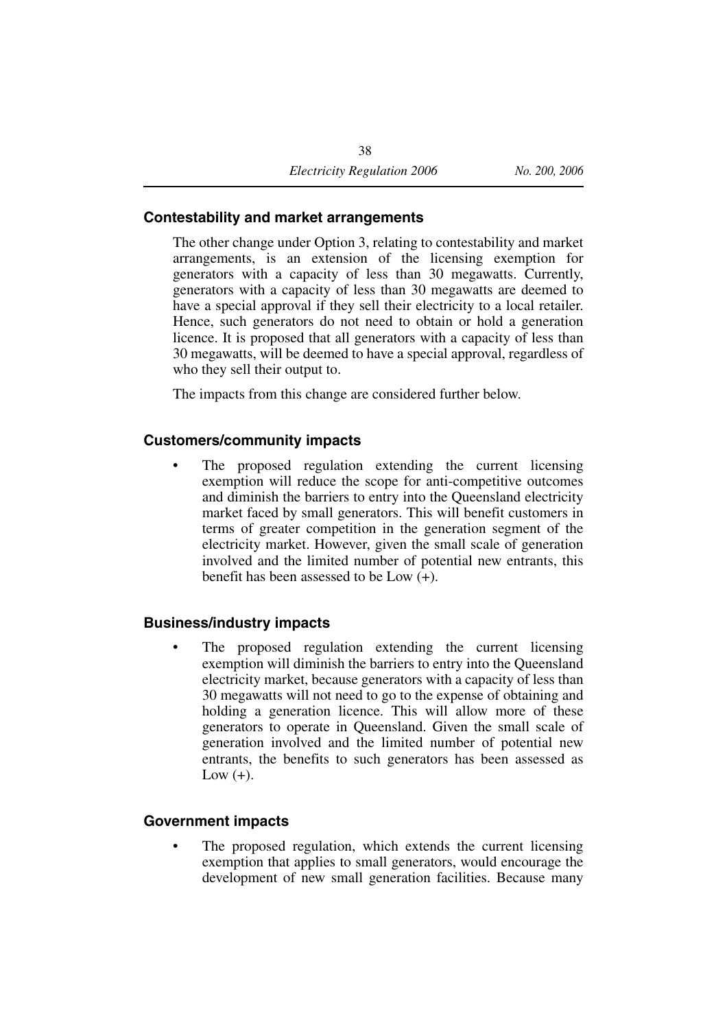### Contestability and market arrangements

The other change under Option 3, relating to contestability and market arrangements, is an extension of the licensing exemption for generators with a capacity of less than 30 megawatts. Currently, generators with a capacity of less than 30 megawatts are deemed to have a special approval if they sell their electricity to a local retailer. Hence, such generators do not need to obtain or hold a generation licence. It is proposed that all generators with a capacity of less than 30 megawatts, will be deemed to have a special approval, regardless of who they sell their output to.

The impacts from this change are considered further below.

### Customers/community impacts

- The proposed regulation extending the current licensing exemption will reduce the scope for anti-competitive outcomes and diminish the barriers to entry into the Queensland electricity market faced by small generators. This will benefit customers in terms of greater competition in the generation segment of the electricity market. However, given the small scale of generation involved and the limited number of potential new entrants, this benefit has been assessed to be Low (+).

### Business/industry impacts

- The proposed regulation extending the current licensing exemption will diminish the barriers to entry into the Queensland electricity market, because generators with a capacity of less than 30 megawatts will not need to go to the expense of obtaining and holding a generation licence. This will allow more of these generators to operate in Queensland. Given the small scale of generation involved and the limited number of potential new entrants, the benefits to such generators has been assessed as Low (+).

### Government impacts

- The proposed regulation, which extends the current licensing exemption that applies to small generators, would encourage the development of new small generation facilities. Because many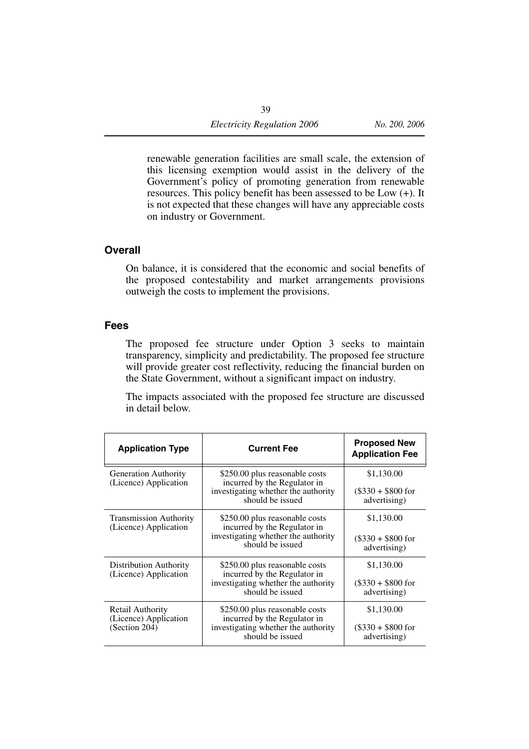renewable generation facilities are small scale, the extension of this licensing exemption would assist in the delivery of the Government's policy of promoting generation from renewable resources. This policy benefit has been assessed to be Low (+). It is not expected that these changes will have any appreciable costs on industry or Government.

## Overall

On balance, it is considered that the economic and social benefits of the proposed contestability and market arrangements provisions outweigh the costs to implement the provisions.

## Fees

The proposed fee structure under Option 3 seeks to maintain transparency, simplicity and predictability. The proposed fee structure will provide greater cost reflectivity, reducing the financial burden on the State Government, without a significant impact on industry.

The impacts associated with the proposed fee structure are discussed in detail below.

| Application Type | Current Fee | Proposed New Application Fee |
|---|---|---|
| Generation Authority (Licence) Application | $250.00 plus reasonable costs incurred by the Regulator in investigating whether the authority should be issued | $1,130.00<br><br>($330 + $800 for advertising) |
| Transmission Authority (Licence) Application | $250.00 plus reasonable costs incurred by the Regulator in investigating whether the authority should be issued | $1,130.00<br><br>($330 + $800 for advertising) |
| Distribution Authority (Licence) Application | $250.00 plus reasonable costs incurred by the Regulator in investigating whether the authority should be issued | $1,130.00<br><br>($330 + $800 for advertising) |
| Retail Authority (Licence) Application (Section 204) | $250.00 plus reasonable costs incurred by the Regulator in investigating whether the authority should be issued | $1,130.00<br><br>($330 + $800 for advertising) |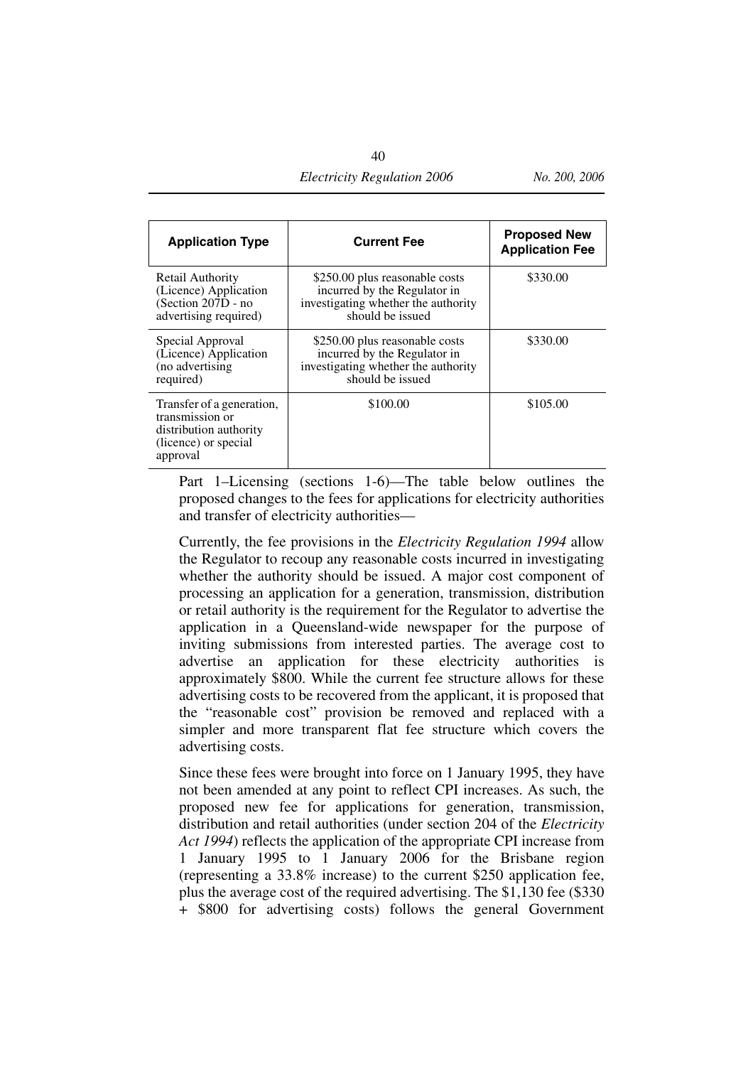| Application Type | Current Fee | Proposed New Application Fee |
|---|---|---|
| Retail Authority (Licence) Application (Section 207D - no advertising required) | $250.00 plus reasonable costs incurred by the Regulator in investigating whether the authority should be issued | $330.00 |
| Special Approval (Licence) Application (no advertising required) | $250.00 plus reasonable costs incurred by the Regulator in investigating whether the authority should be issued | $330.00 |
| Transfer of a generation, transmission or distribution authority (licence) or special approval | $100.00 | $105.00 |

Part 1–Licensing (sections 1-6)—The table below outlines the proposed changes to the fees for applications for electricity authorities and transfer of electricity authorities—

Currently, the fee provisions in the *Electricity Regulation 1994* allow the Regulator to recoup any reasonable costs incurred in investigating whether the authority should be issued. A major cost component of processing an application for a generation, transmission, distribution or retail authority is the requirement for the Regulator to advertise the application in a Queensland-wide newspaper for the purpose of inviting submissions from interested parties. The average cost to advertise an application for these electricity authorities is approximately $800. While the current fee structure allows for these advertising costs to be recovered from the applicant, it is proposed that the "reasonable cost" provision be removed and replaced with a simpler and more transparent flat fee structure which covers the advertising costs.

Since these fees were brought into force on 1 January 1995, they have not been amended at any point to reflect CPI increases. As such, the proposed new fee for applications for generation, transmission, distribution and retail authorities (under section 204 of the *Electricity Act 1994*) reflects the application of the appropriate CPI increase from 1 January 1995 to 1 January 2006 for the Brisbane region (representing a 33.8% increase) to the current $250 application fee, plus the average cost of the required advertising. The $1,130 fee ($330 + $800 for advertising costs) follows the general Government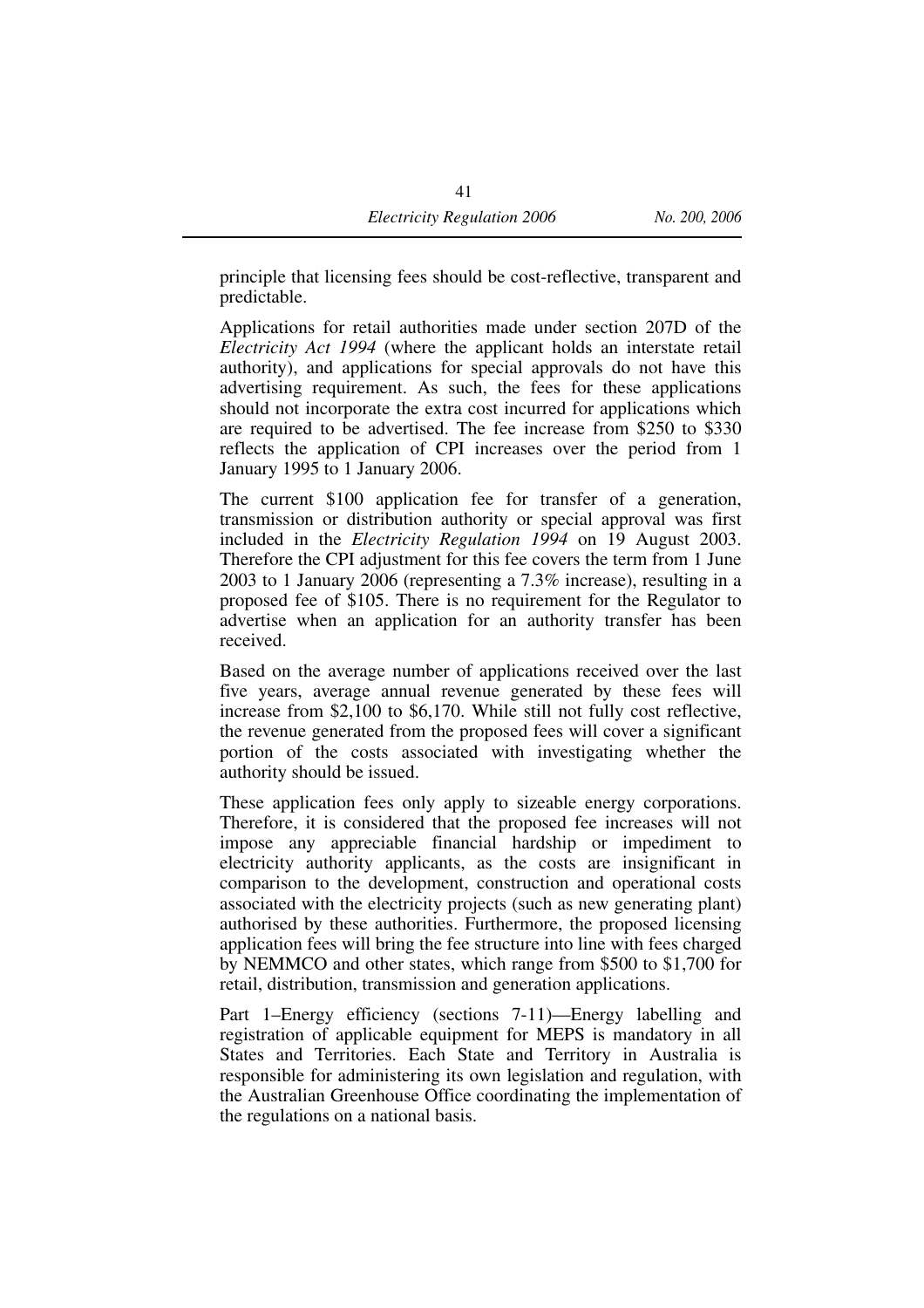principle that licensing fees should be cost-reflective, transparent and predictable.

Applications for retail authorities made under section 207D of the *Electricity Act 1994* (where the applicant holds an interstate retail authority), and applications for special approvals do not have this advertising requirement. As such, the fees for these applications should not incorporate the extra cost incurred for applications which are required to be advertised. The fee increase from $250 to $330 reflects the application of CPI increases over the period from 1 January 1995 to 1 January 2006.

The current $100 application fee for transfer of a generation, transmission or distribution authority or special approval was first included in the *Electricity Regulation 1994* on 19 August 2003. Therefore the CPI adjustment for this fee covers the term from 1 June 2003 to 1 January 2006 (representing a 7.3% increase), resulting in a proposed fee of $105. There is no requirement for the Regulator to advertise when an application for an authority transfer has been received.

Based on the average number of applications received over the last five years, average annual revenue generated by these fees will increase from $2,100 to $6,170. While still not fully cost reflective, the revenue generated from the proposed fees will cover a significant portion of the costs associated with investigating whether the authority should be issued.

These application fees only apply to sizeable energy corporations. Therefore, it is considered that the proposed fee increases will not impose any appreciable financial hardship or impediment to electricity authority applicants, as the costs are insignificant in comparison to the development, construction and operational costs associated with the electricity projects (such as new generating plant) authorised by these authorities. Furthermore, the proposed licensing application fees will bring the fee structure into line with fees charged by NEMMCO and other states, which range from $500 to $1,700 for retail, distribution, transmission and generation applications.

Part 1–Energy efficiency (sections 7-11)—Energy labelling and registration of applicable equipment for MEPS is mandatory in all States and Territories. Each State and Territory in Australia is responsible for administering its own legislation and regulation, with the Australian Greenhouse Office coordinating the implementation of the regulations on a national basis.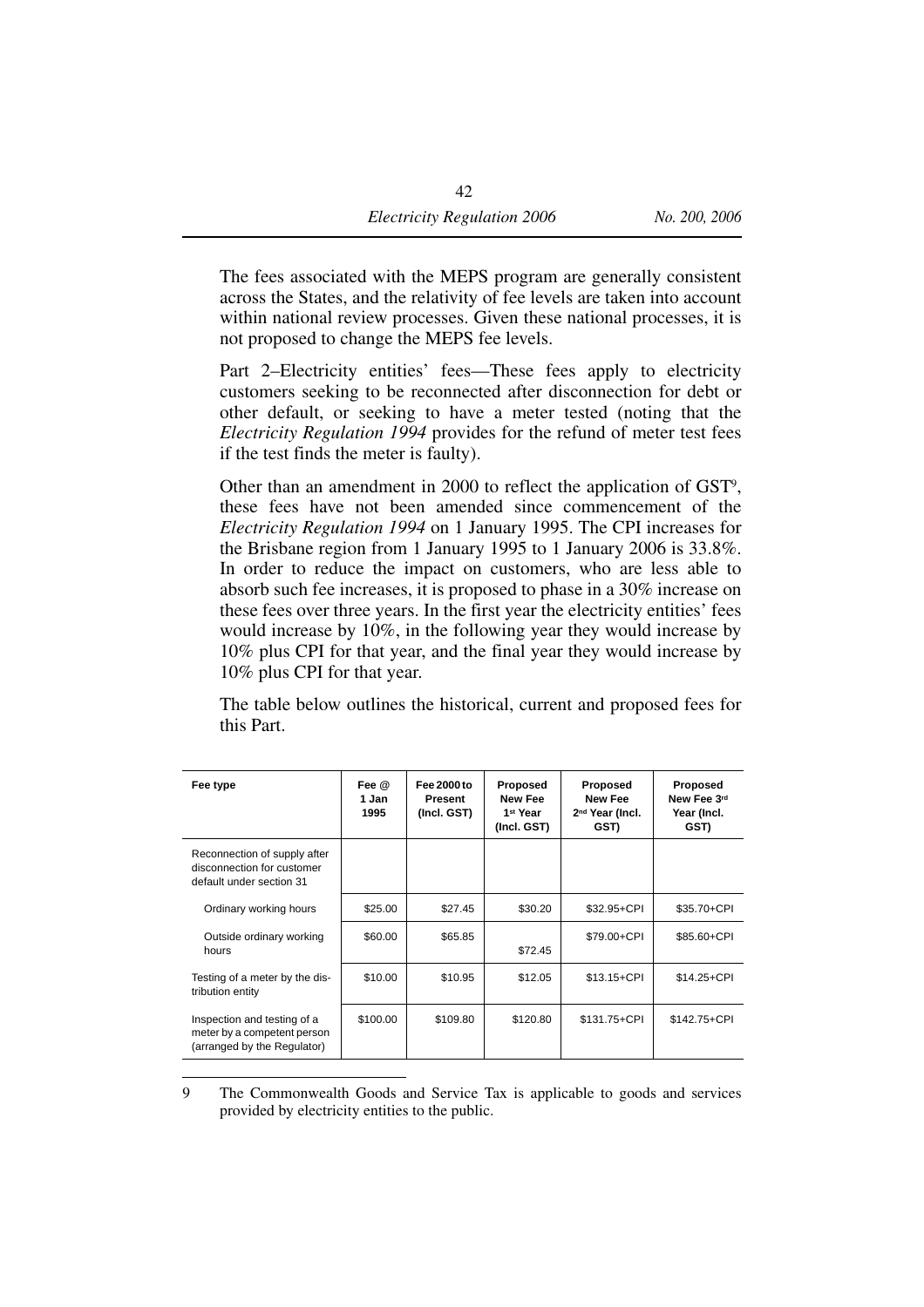The fees associated with the MEPS program are generally consistent across the States, and the relativity of fee levels are taken into account within national review processes. Given these national processes, it is not proposed to change the MEPS fee levels.

Part 2–Electricity entities' fees—These fees apply to electricity customers seeking to be reconnected after disconnection for debt or other default, or seeking to have a meter tested (noting that the *Electricity Regulation 1994* provides for the refund of meter test fees if the test finds the meter is faulty).

Other than an amendment in 2000 to reflect the application of GST[9], these fees have not been amended since commencement of the *Electricity Regulation 1994* on 1 January 1995. The CPI increases for the Brisbane region from 1 January 1995 to 1 January 2006 is 33.8%. In order to reduce the impact on customers, who are less able to absorb such fee increases, it is proposed to phase in a 30% increase on these fees over three years. In the first year the electricity entities' fees would increase by 10%, in the following year they would increase by 10% plus CPI for that year, and the final year they would increase by 10% plus CPI for that year.

The table below outlines the historical, current and proposed fees for this Part.

| Fee type | Fee @ 1 Jan 1995 | Fee 2000 to Present (Incl. GST) | Proposed New Fee 1st Year (Incl. GST) | Proposed New Fee 2nd Year (Incl. GST) | Proposed New Fee 3rd Year (Incl. GST) |
|---|---|---|---|---|---|
| Reconnection of supply after disconnection for customer default under section 31 | | | | | |
| Ordinary working hours | $25.00 | $27.45 | $30.20 | $32.95+CPI | $35.70+CPI |
| Outside ordinary working hours | $60.00 | $65.85 | $72.45 | $79.00+CPI | $85.60+CPI |
| Testing of a meter by the distribution entity | $10.00 | $10.95 | $12.05 | $13.15+CPI | $14.25+CPI |
| Inspection and testing of a meter by a competent person (arranged by the Regulator) | $100.00 | $109.80 | $120.80 | $131.75+CPI | $142.75+CPI |

9 The Commonwealth Goods and Service Tax is applicable to goods and services provided by electricity entities to the public.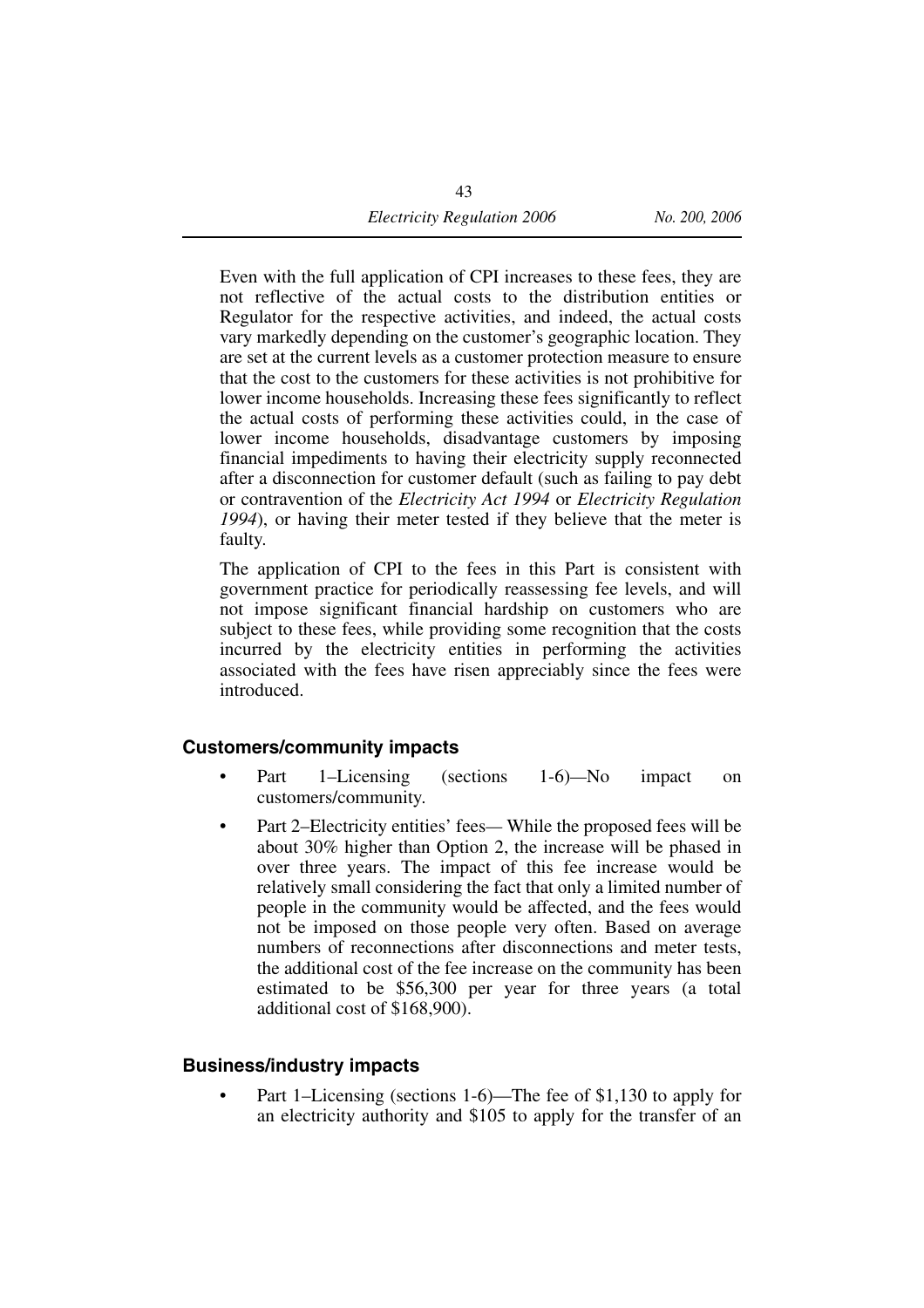Even with the full application of CPI increases to these fees, they are not reflective of the actual costs to the distribution entities or Regulator for the respective activities, and indeed, the actual costs vary markedly depending on the customer's geographic location. They are set at the current levels as a customer protection measure to ensure that the cost to the customers for these activities is not prohibitive for lower income households. Increasing these fees significantly to reflect the actual costs of performing these activities could, in the case of lower income households, disadvantage customers by imposing financial impediments to having their electricity supply reconnected after a disconnection for customer default (such as failing to pay debt or contravention of the *Electricity Act 1994* or *Electricity Regulation 1994*), or having their meter tested if they believe that the meter is faulty.

The application of CPI to the fees in this Part is consistent with government practice for periodically reassessing fee levels, and will not impose significant financial hardship on customers who are subject to these fees, while providing some recognition that the costs incurred by the electricity entities in performing the activities associated with the fees have risen appreciably since the fees were introduced.

### Customers/community impacts

- Part 1–Licensing (sections 1-6)—No impact on customers/community.
- Part 2–Electricity entities' fees— While the proposed fees will be about 30% higher than Option 2, the increase will be phased in over three years. The impact of this fee increase would be relatively small considering the fact that only a limited number of people in the community would be affected, and the fees would not be imposed on those people very often. Based on average numbers of reconnections after disconnections and meter tests, the additional cost of the fee increase on the community has been estimated to be $56,300 per year for three years (a total additional cost of $168,900).

### Business/industry impacts

- Part 1–Licensing (sections 1-6)—The fee of $1,130 to apply for an electricity authority and $105 to apply for the transfer of an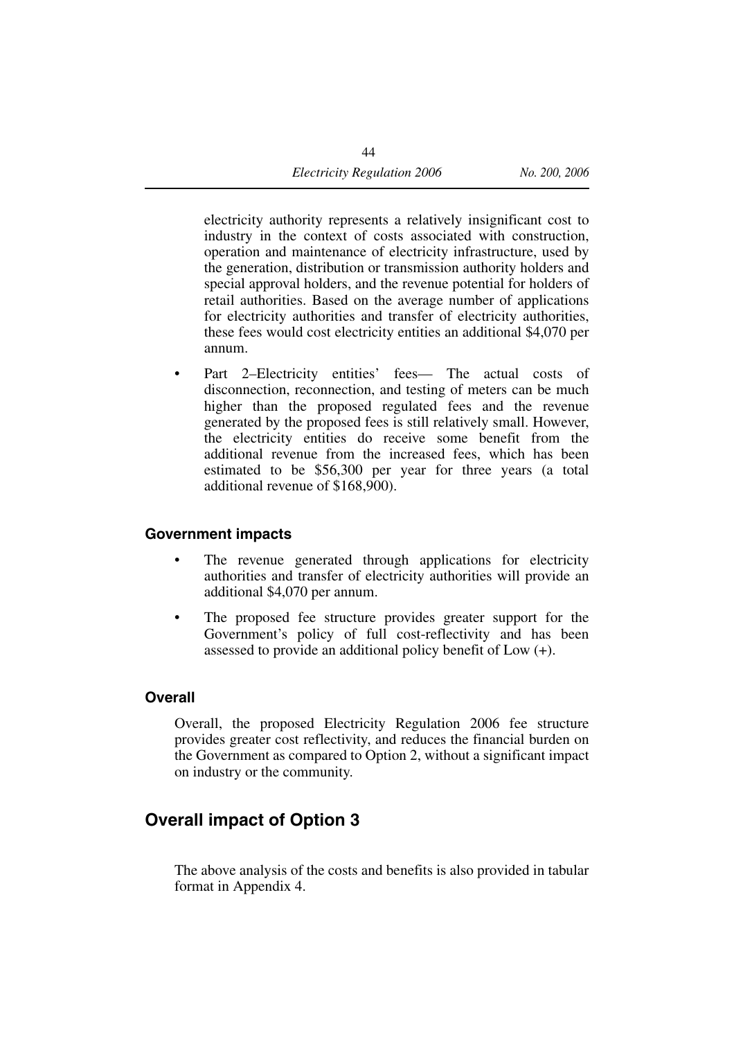electricity authority represents a relatively insignificant cost to industry in the context of costs associated with construction, operation and maintenance of electricity infrastructure, used by the generation, distribution or transmission authority holders and special approval holders, and the revenue potential for holders of retail authorities. Based on the average number of applications for electricity authorities and transfer of electricity authorities, these fees would cost electricity entities an additional $4,070 per annum.

- Part 2–Electricity entities' fees— The actual costs of disconnection, reconnection, and testing of meters can be much higher than the proposed regulated fees and the revenue generated by the proposed fees is still relatively small. However, the electricity entities do receive some benefit from the additional revenue from the increased fees, which has been estimated to be $56,300 per year for three years (a total additional revenue of $168,900).

### Government impacts

- The revenue generated through applications for electricity authorities and transfer of electricity authorities will provide an additional $4,070 per annum.
- The proposed fee structure provides greater support for the Government's policy of full cost-reflectivity and has been assessed to provide an additional policy benefit of Low (+).

### Overall

Overall, the proposed Electricity Regulation 2006 fee structure provides greater cost reflectivity, and reduces the financial burden on the Government as compared to Option 2, without a significant impact on industry or the community.

## Overall impact of Option 3

The above analysis of the costs and benefits is also provided in tabular format in Appendix 4.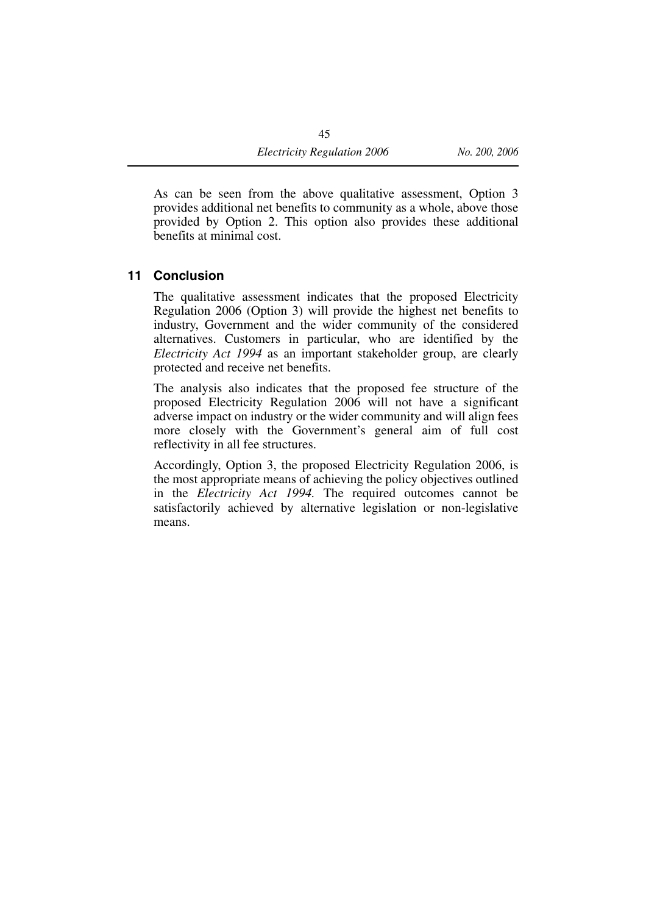As can be seen from the above qualitative assessment, Option 3 provides additional net benefits to community as a whole, above those provided by Option 2. This option also provides these additional benefits at minimal cost.

## 11 Conclusion

The qualitative assessment indicates that the proposed Electricity Regulation 2006 (Option 3) will provide the highest net benefits to industry, Government and the wider community of the considered alternatives. Customers in particular, who are identified by the *Electricity Act 1994* as an important stakeholder group, are clearly protected and receive net benefits.

The analysis also indicates that the proposed fee structure of the proposed Electricity Regulation 2006 will not have a significant adverse impact on industry or the wider community and will align fees more closely with the Government's general aim of full cost reflectivity in all fee structures.

Accordingly, Option 3, the proposed Electricity Regulation 2006, is the most appropriate means of achieving the policy objectives outlined in the *Electricity Act 1994.* The required outcomes cannot be satisfactorily achieved by alternative legislation or non-legislative means.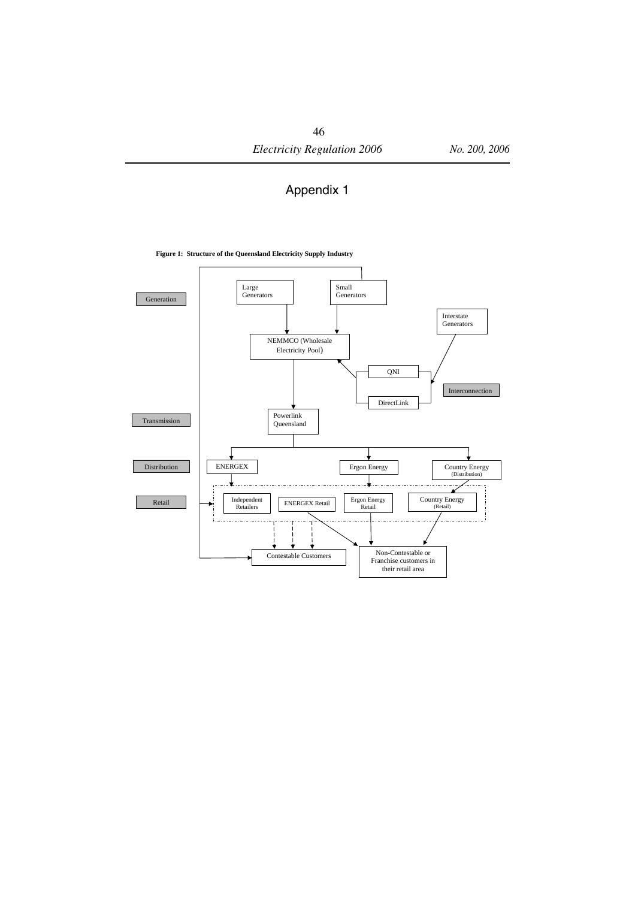# Appendix 1

**Figure 1: Structure of the Queensland Electricity Supply Industry**

Generation

Large Generators

Small Generators

Interstate Generators

NEMMCO (Wholesale Electricity Pool)

QNI

DirectLink

Interconnection

Transmission

Powerlink Queensland

Distribution

ENERGEX

Ergon Energy

Country Energy (Distribution)

Retail

Independent Retailers

ENERGEX Retail

Ergon Energy Retail

Country Energy (Retail)

Contestable Customers

Non-Contestable or Franchise customers in their retail area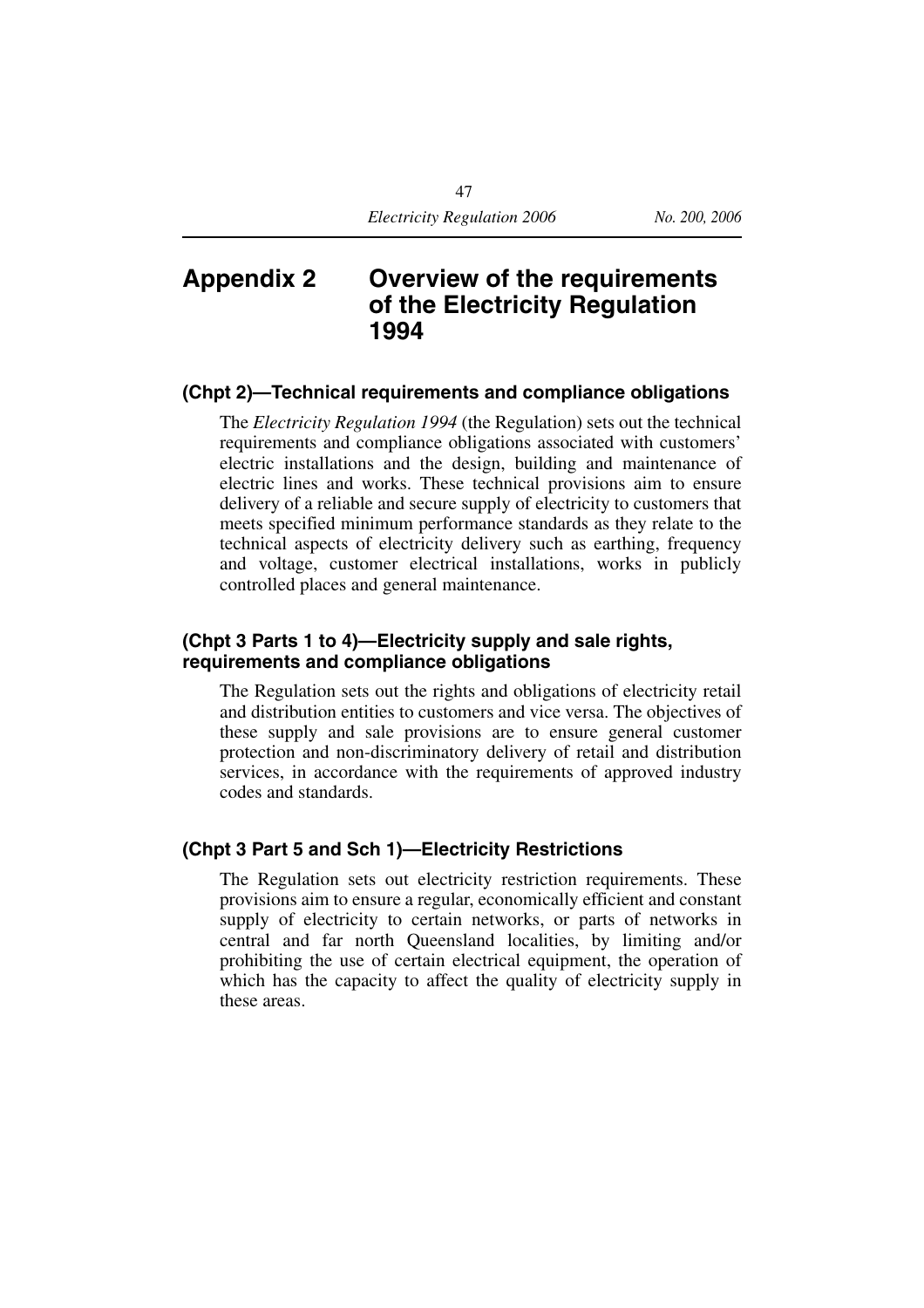# Appendix 2 Overview of the requirements of the Electricity Regulation 1994

### (Chpt 2)—Technical requirements and compliance obligations

The *Electricity Regulation 1994* (the Regulation) sets out the technical requirements and compliance obligations associated with customers' electric installations and the design, building and maintenance of electric lines and works. These technical provisions aim to ensure delivery of a reliable and secure supply of electricity to customers that meets specified minimum performance standards as they relate to the technical aspects of electricity delivery such as earthing, frequency and voltage, customer electrical installations, works in publicly controlled places and general maintenance.

### (Chpt 3 Parts 1 to 4)—Electricity supply and sale rights, requirements and compliance obligations

The Regulation sets out the rights and obligations of electricity retail and distribution entities to customers and vice versa. The objectives of these supply and sale provisions are to ensure general customer protection and non-discriminatory delivery of retail and distribution services, in accordance with the requirements of approved industry codes and standards.

### (Chpt 3 Part 5 and Sch 1)—Electricity Restrictions

The Regulation sets out electricity restriction requirements. These provisions aim to ensure a regular, economically efficient and constant supply of electricity to certain networks, or parts of networks in central and far north Queensland localities, by limiting and/or prohibiting the use of certain electrical equipment, the operation of which has the capacity to affect the quality of electricity supply in these areas.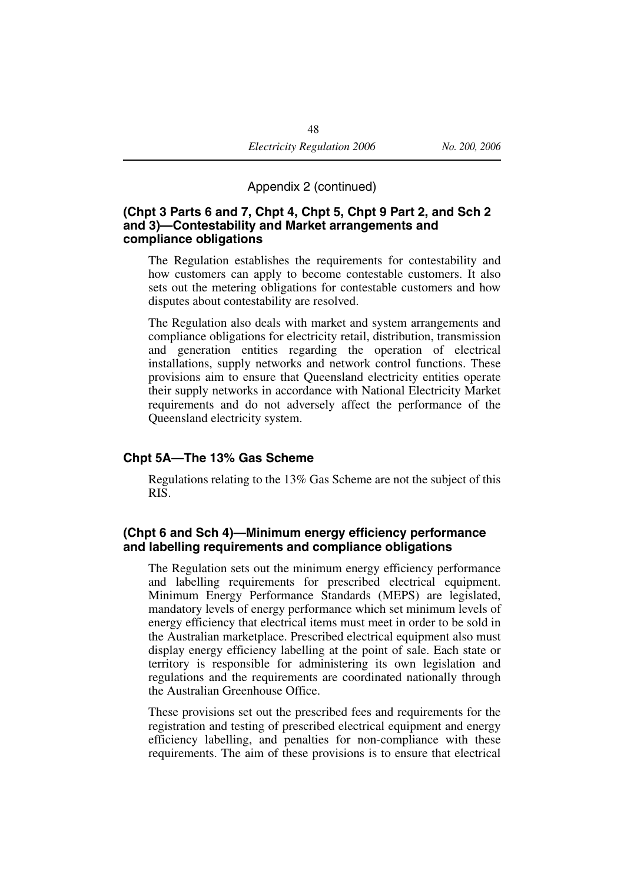Appendix 2 (continued)

### (Chpt 3 Parts 6 and 7, Chpt 4, Chpt 5, Chpt 9 Part 2, and Sch 2 and 3)—Contestability and Market arrangements and compliance obligations

The Regulation establishes the requirements for contestability and how customers can apply to become contestable customers. It also sets out the metering obligations for contestable customers and how disputes about contestability are resolved.

The Regulation also deals with market and system arrangements and compliance obligations for electricity retail, distribution, transmission and generation entities regarding the operation of electrical installations, supply networks and network control functions. These provisions aim to ensure that Queensland electricity entities operate their supply networks in accordance with National Electricity Market requirements and do not adversely affect the performance of the Queensland electricity system.

### Chpt 5A—The 13% Gas Scheme

Regulations relating to the 13% Gas Scheme are not the subject of this RIS.

### (Chpt 6 and Sch 4)—Minimum energy efficiency performance and labelling requirements and compliance obligations

The Regulation sets out the minimum energy efficiency performance and labelling requirements for prescribed electrical equipment. Minimum Energy Performance Standards (MEPS) are legislated, mandatory levels of energy performance which set minimum levels of energy efficiency that electrical items must meet in order to be sold in the Australian marketplace. Prescribed electrical equipment also must display energy efficiency labelling at the point of sale. Each state or territory is responsible for administering its own legislation and regulations and the requirements are coordinated nationally through the Australian Greenhouse Office.

These provisions set out the prescribed fees and requirements for the registration and testing of prescribed electrical equipment and energy efficiency labelling, and penalties for non-compliance with these requirements. The aim of these provisions is to ensure that electrical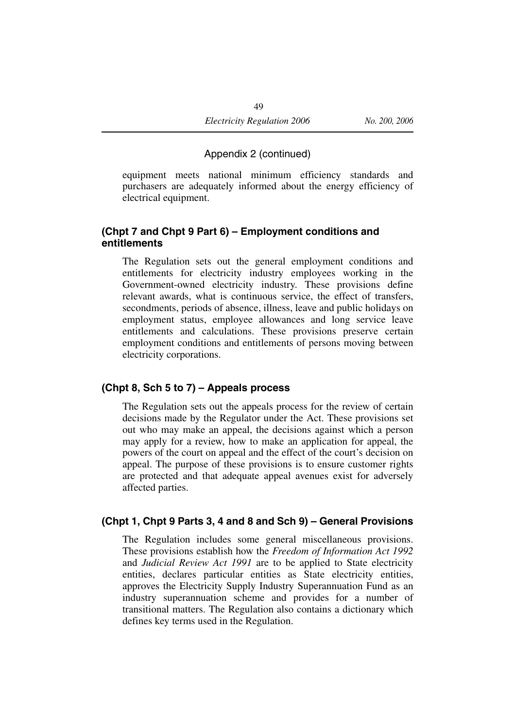Appendix 2 (continued)

equipment meets national minimum efficiency standards and purchasers are adequately informed about the energy efficiency of electrical equipment.

### (Chpt 7 and Chpt 9 Part 6) – Employment conditions and entitlements

The Regulation sets out the general employment conditions and entitlements for electricity industry employees working in the Government-owned electricity industry. These provisions define relevant awards, what is continuous service, the effect of transfers, secondments, periods of absence, illness, leave and public holidays on employment status, employee allowances and long service leave entitlements and calculations. These provisions preserve certain employment conditions and entitlements of persons moving between electricity corporations.

### (Chpt 8, Sch 5 to 7) – Appeals process

The Regulation sets out the appeals process for the review of certain decisions made by the Regulator under the Act. These provisions set out who may make an appeal, the decisions against which a person may apply for a review, how to make an application for appeal, the powers of the court on appeal and the effect of the court's decision on appeal. The purpose of these provisions is to ensure customer rights are protected and that adequate appeal avenues exist for adversely affected parties.

### (Chpt 1, Chpt 9 Parts 3, 4 and 8 and Sch 9) – General Provisions

The Regulation includes some general miscellaneous provisions. These provisions establish how the *Freedom of Information Act 1992* and *Judicial Review Act 1991* are to be applied to State electricity entities, declares particular entities as State electricity entities, approves the Electricity Supply Industry Superannuation Fund as an industry superannuation scheme and provides for a number of transitional matters. The Regulation also contains a dictionary which defines key terms used in the Regulation.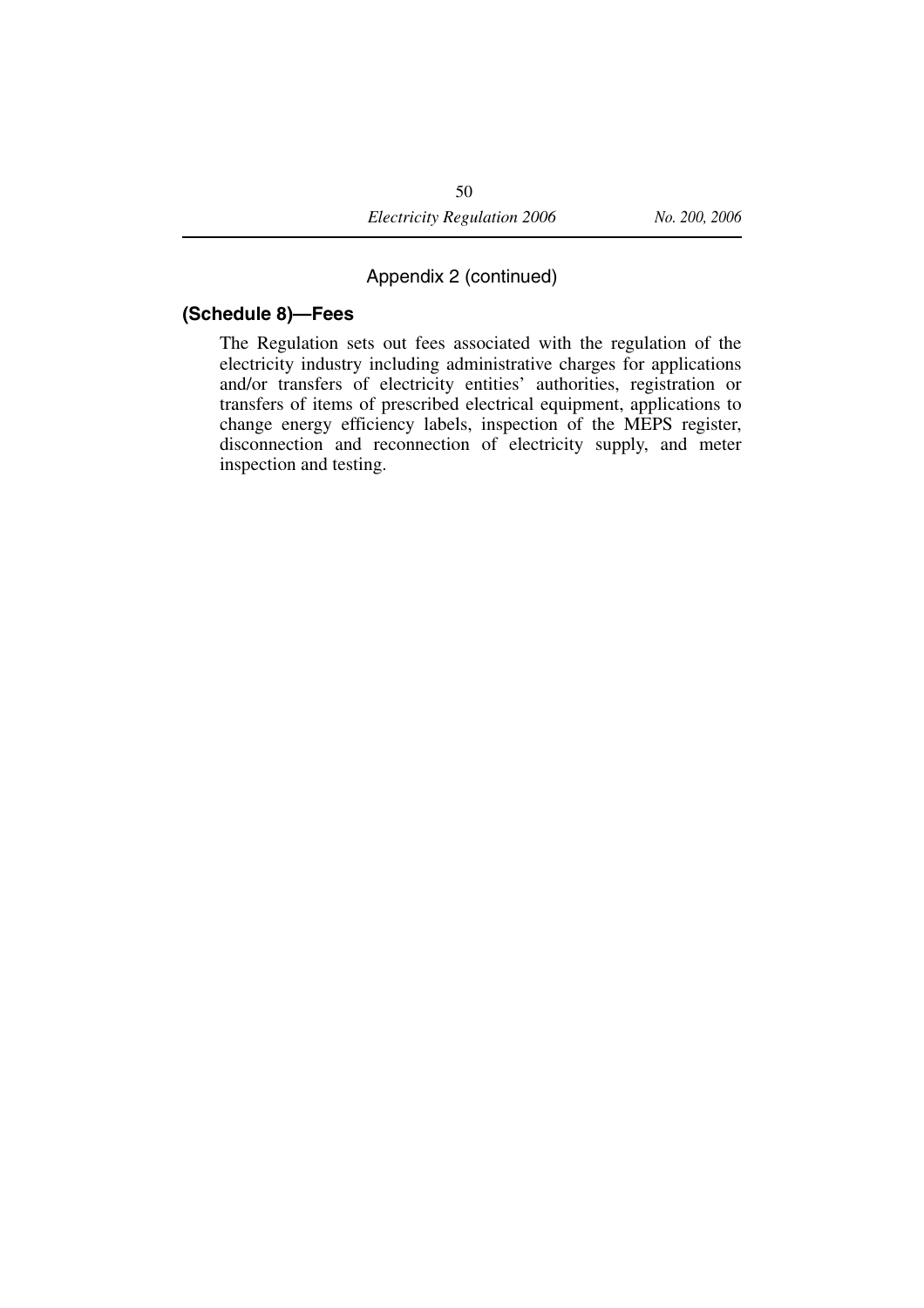Appendix 2 (continued)

## (Schedule 8)—Fees

The Regulation sets out fees associated with the regulation of the electricity industry including administrative charges for applications and/or transfers of electricity entities' authorities, registration or transfers of items of prescribed electrical equipment, applications to change energy efficiency labels, inspection of the MEPS register, disconnection and reconnection of electricity supply, and meter inspection and testing.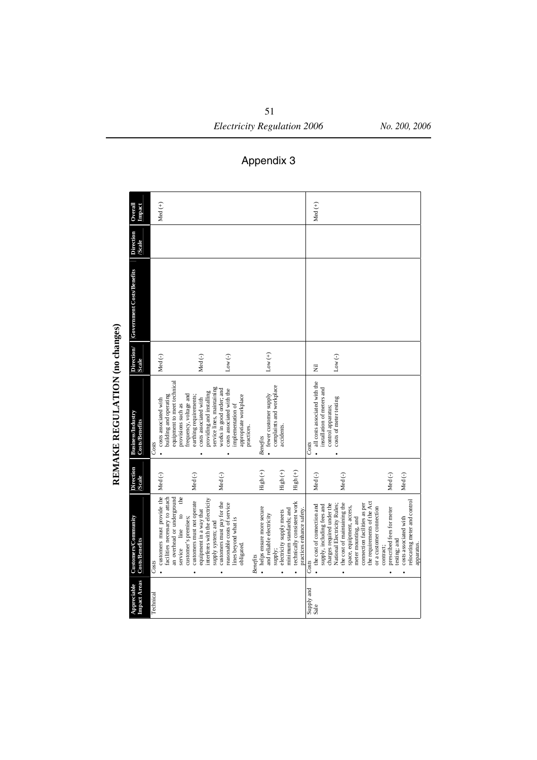# Appendix 3

## REMAKE REGULATION (no changes)

| Appreciable Impact Areas | Customers/Community Costs/Benefits | Direction /Scale | Business/Industry Costs/Benefits | Direction/ Scale | Government Costs/Benefits | Direction /Scale | Overall Impact |
|---|---|---|---|---|---|---|---|
| Technical | *Costs*<br>• customers must provide the facilities necessary to attach an overhead or underground service line to the customer's premises;<br>• customers must not operate equipment in a way that interferes with the electricity supply system; and<br>• customers must pay for the reasonable costs of service lines beyond what is obligated.<br><br>*Benefits*<br>• helps ensure more secure and reliable electricity supply;<br>• electricity supply meets minimum standards; and<br>• technically consistent work practices enhance safety. | Med (-)<br><br>Med (-)<br><br>Med (-)<br><br><br>High (+)<br><br>High (+)<br><br>High (+) | *Costs*<br>• costs associated with building and operating equipment to meet technical provisions such as frequency, voltage and earthing requirements;<br>• costs associated with providing and installing service lines, maintaining works in good order; and<br>• costs associated with the implementation of appropriate workplace practices.<br><br>*Benefits*<br>• fewer customer supply complaints and workplace accidents. | Med (-)<br><br><br>Med (-)<br><br>Low (-)<br><br><br>Low (+) | | | Med (+) |
| Supply and Sale | *Costs*<br>• the cost of connection and supply, including fees and charges required under the National Electricity Rules;<br>• the cost of maintaining the space, equipment, access, meter mounting, and connection facilities as per the requirements of the Act or a customer connection contract;<br>• prescribed fees for meter testing; and<br>• costs associated with relocating meter and control apparatus. | Med (-)<br><br>Med (-)<br><br><br>Med (-)<br><br>Med (-) | *Costs*<br>• all costs associated with the installation of meters and control apparatus;<br>• costs of meter testing | Nil<br><br>Low (-) | | | Med (+) |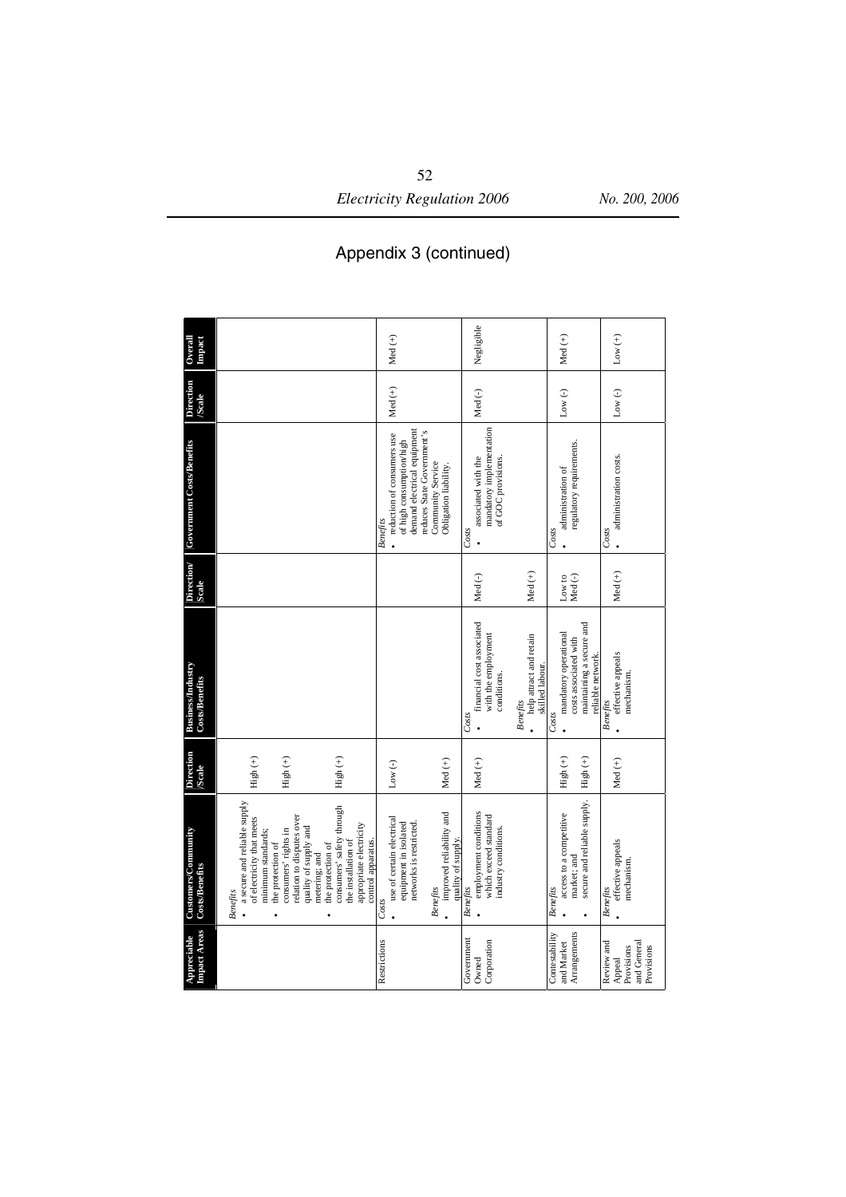# Appendix 3 (continued)

| Appreciable Impact Areas | Customers/Community Costs/Benefits | Direction /Scale | Business/Industry Costs/Benefits | Direction/ Scale | Government Costs/Benefits | Direction /Scale | Overall Impact |
|---|---|---|---|---|---|---|---|
| | *Benefits*<br>• a secure and reliable supply of electricity that meets minimum standards;<br>• the protection of consumers' rights in relation to disputes over quality of supply and metering; and<br>• the protection of consumers' safety through the installation of appropriate electricity control apparatus. | High (+)<br><br>High (+)<br><br>High (+) | | | | | |
| Restrictions | *Costs*<br>• use of certain electrical equipment in isolated networks is restricted.<br><br>*Benefits*<br>• improved reliability and quality of supply. | Low (-)<br><br><br>Med (+) | | | *Benefits*<br>• reduction of consumers use of high consumption/high demand electrical equipment reduces State Government's Community Service Obligation liability. | Med (+) | Med (+) |
| Government Owned Corporation | *Benefits*<br>• employment conditions which exceed standard industry conditions. | Med (+) | *Costs*<br>• financial cost associated with the employment conditions.<br><br>*Benefits*<br>• help attract and retain skilled labour. | Med (-)<br><br><br>Med (+) | *Costs*<br>• associated with the mandatory implementation of GOC provisions. | Med (-) | Negligible |
| Contestability and Market Arrangements | *Benefits*<br>• access to a competitive market; and<br>• secure and reliable supply. | High (+)<br><br>High (+) | *Costs*<br>• mandatory operational costs associated with maintaining a secure and reliable network. | Low to Med (-) | *Costs*<br>• administration of regulatory requirements. | Low (-) | Med (+) |
| Review and Appeal Provisions and General Provisions | *Benefits*<br>• effective appeals mechanism. | Med (+) | *Benefits*<br>• effective appeals mechanism. | Med (+) | *Costs*<br>• administration costs. | Low (-) | Low (+) |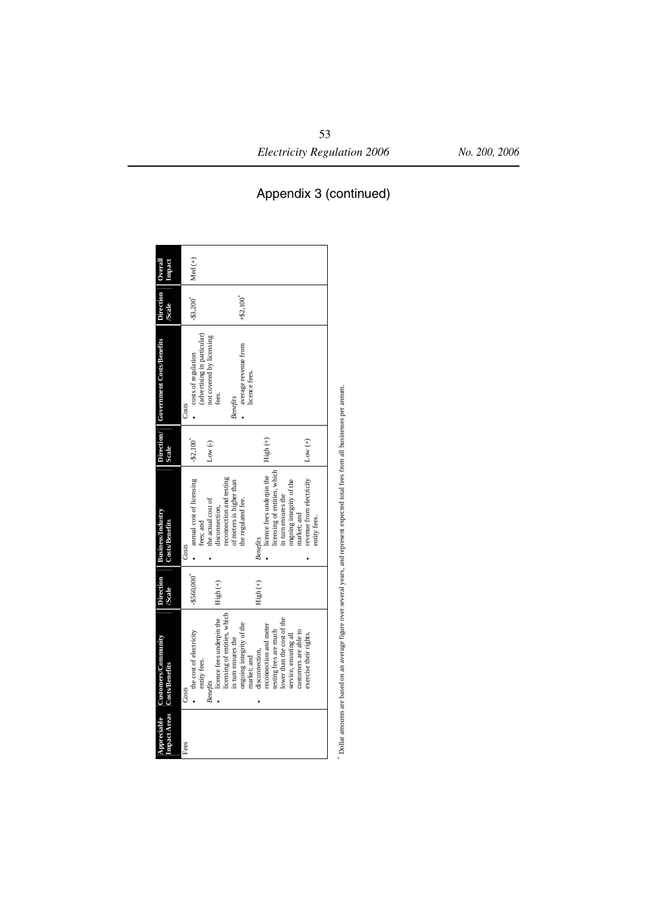# Appendix 3 (continued)

| Appreciable Impact Areas | Customers/Community Costs/Benefits | Direction /Scale | Business/Industry Costs/Benefits | Direction/ Scale | Government Costs/Benefits | Direction /Scale | Overall Impact |
|---|---|---|---|---|---|---|---|
| Fees | *Costs*<br>• the cost of electricity entity fees. | -$560,000* | *Costs*<br>• annual cost of licensing fees; and | -$2,100* | *Costs*<br>• costs of regulation (advertising in particular) not covered by licensing fees. | -$3,200* | Med (+) |
| | *Benefits*<br>• licence fees underpin the licensing of entities, which in turn ensures the ongoing integrity of the market; and | High (+) | • the actual cost of disconnection, reconnection and testing of meters is higher than the regulated fee. | Low (-) | *Benefits*<br>• average revenue from licence fees. | +$2,100* | |
| | • disconnection, reconnection and meter testing fees are much lower than the cost of the service, ensuring all customers are able to exercise their rights. | High (+) | *Benefits*<br>• licence fees underpin the licensing of entities, which in turn ensures the ongoing integrity of the market; and | High (+) | | | |
| | | | • revenue from electricity entity fees. | Low (+) | | | |

\* Dollar amounts are based on an average figure over several years, and represent expected total fees from all businesses per annum.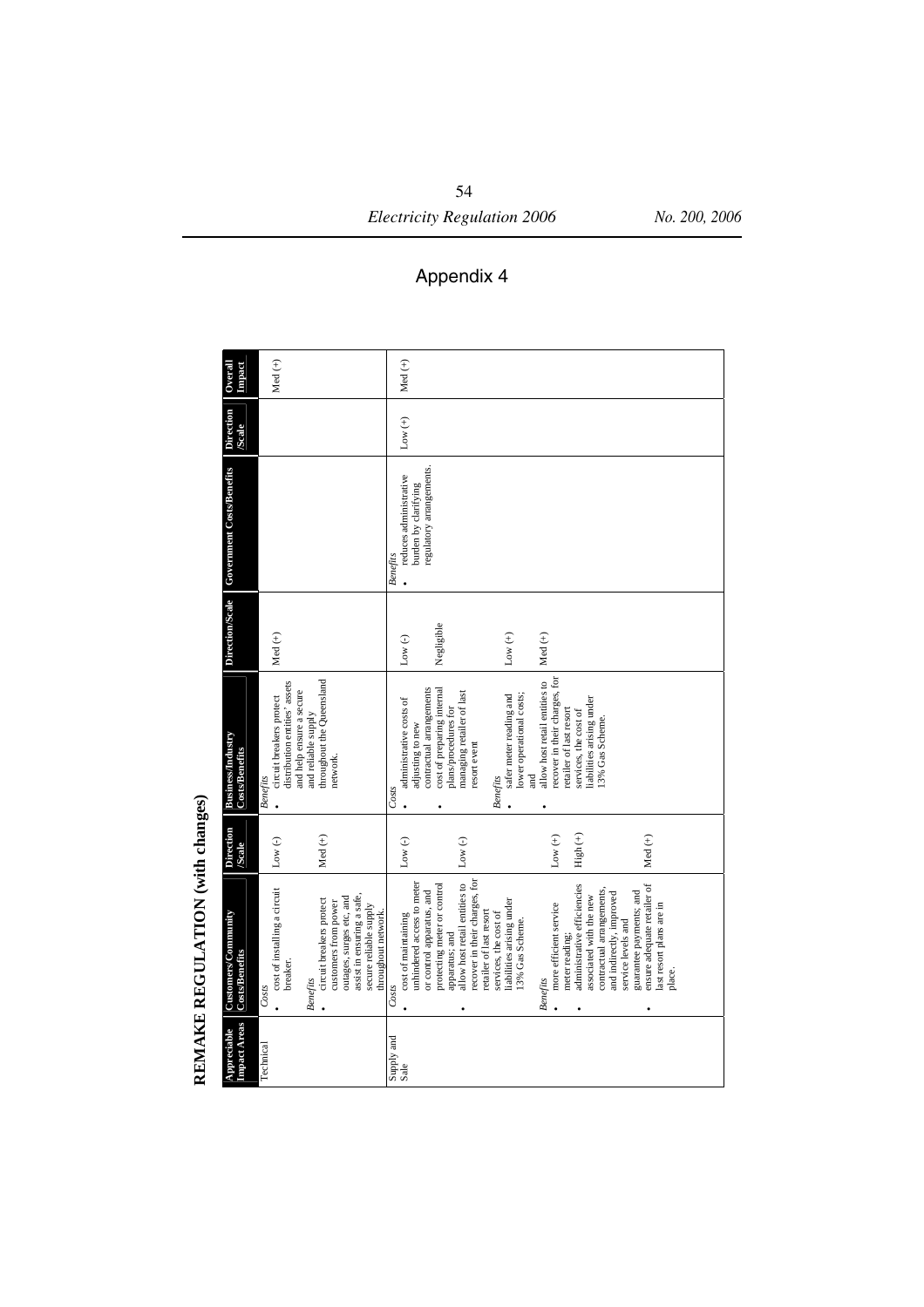# Appendix 4

## REMAKE REGULATION (with changes)

| Appreciable Impact Areas | Customers/Community Costs/Benefits | Direction /Scale | Business/Industry Costs/Benefits | Direction/Scale | Government Costs/Benefits | Direction /Scale | Overall Impact |
|---|---|---|---|---|---|---|---|
| Technical | *Costs*<br>• cost of installing a circuit breaker.<br>*Benefits*<br>• circuit breakers protect customers from power outages, surges etc, and assist in ensuring a safe, secure reliable supply throughout network. | Low (-)<br><br>Med (+) | *Benefits*<br>• circuit breakers protect distribution entities' assets and help ensure a secure and reliable supply throughout the Queensland network. | Med (+) | | | Med (+) |
| Supply and Sale | *Costs*<br>• cost of maintaining unhindered access to meter or control apparatus, and protecting meter or control apparatus; and<br>• allow host retail entities to recover in their charges, for retailer of last resort services, the cost of liabilities arising under 13% Gas Scheme.<br>*Benefits*<br>• more efficient service meter reading;<br>• administrative efficiencies associated with the new contractual arrangements, and indirectly, improved service levels and guarantee payments; and<br>• ensure adequate retailer of last resort plans are in place. | Low (-)<br><br>Low (-)<br><br>Low (+)<br>High (+)<br><br>Med (+) | *Costs*<br>• administrative costs of adjusting to new contractual arrangements<br>• cost of preparing internal plans/procedures for managing retailer of last resort event<br>*Benefits*<br>• safer meter reading and lower operational costs; and<br>• allow host retail entities to recover in their charges, for retailer of last resort services, the cost of liabilities arising under 13% Gas Scheme. | Low (-)<br><br>Negligible<br><br>Low (+)<br><br>Med (+) | *Benefits*<br>• reduces administrative burden by clarifying regulatory arrangements. | Low (+) | Med (+) |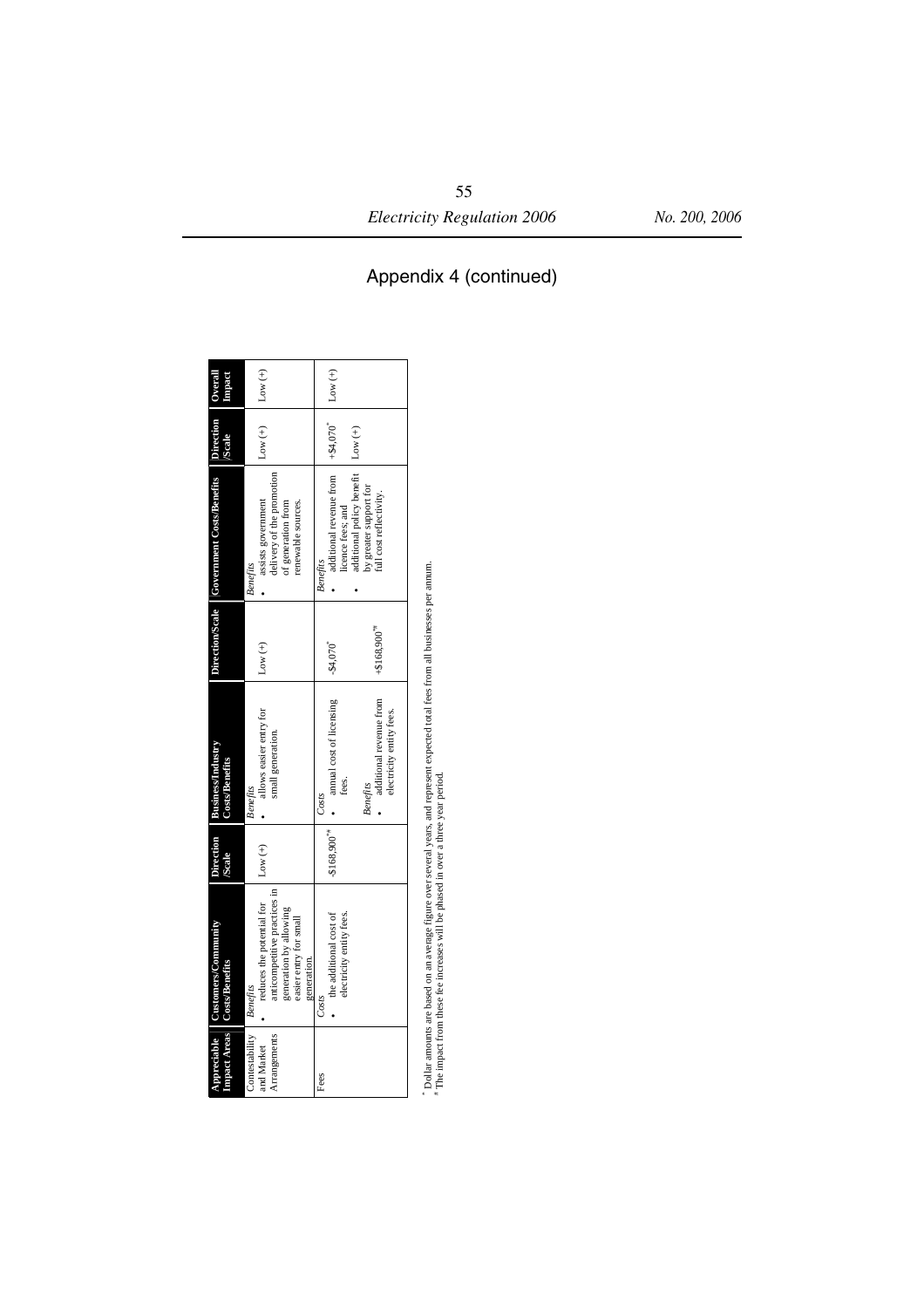## Appendix 4 (continued)

| Appreciable Impact Areas | Customers/Community Costs/Benefits | Direction /Scale | Business/Industry Costs/Benefits | Direction/Scale | Government Costs/Benefits | Direction /Scale | Overall Impact |
|---|---|---|---|---|---|---|---|
| Contestability and Market Arrangements | *Benefits*<br>• reduces the potential for anticompetitive practices in generation by allowing easier entry for small generation. | Low (+) | *Benefits*<br>• allows easier entry for small generation. | Low (+) | *Benefits*<br>• assists government delivery of the promotion of generation from renewable sources. | Low (+) | Low (+) |
| Fees | *Costs*<br>• the additional cost of electricity entity fees. | -$168,900*# | *Costs*<br>• annual cost of licensing fees.<br><br>*Benefits*<br>• additional revenue from electricity entity fees. | -$4,070*<br><br>+$168,900*# | *Benefits*<br>• additional revenue from licence fees; and<br>• additional policy benefit by greater support for full cost reflectivity. | +$4,070*<br><br>Low (+) | Low (+) |

\* Dollar amounts are based on an average figure over several years, and represent expected total fees from all businesses per annum.
\# The impact from these fee increases will be phased in over a three year period.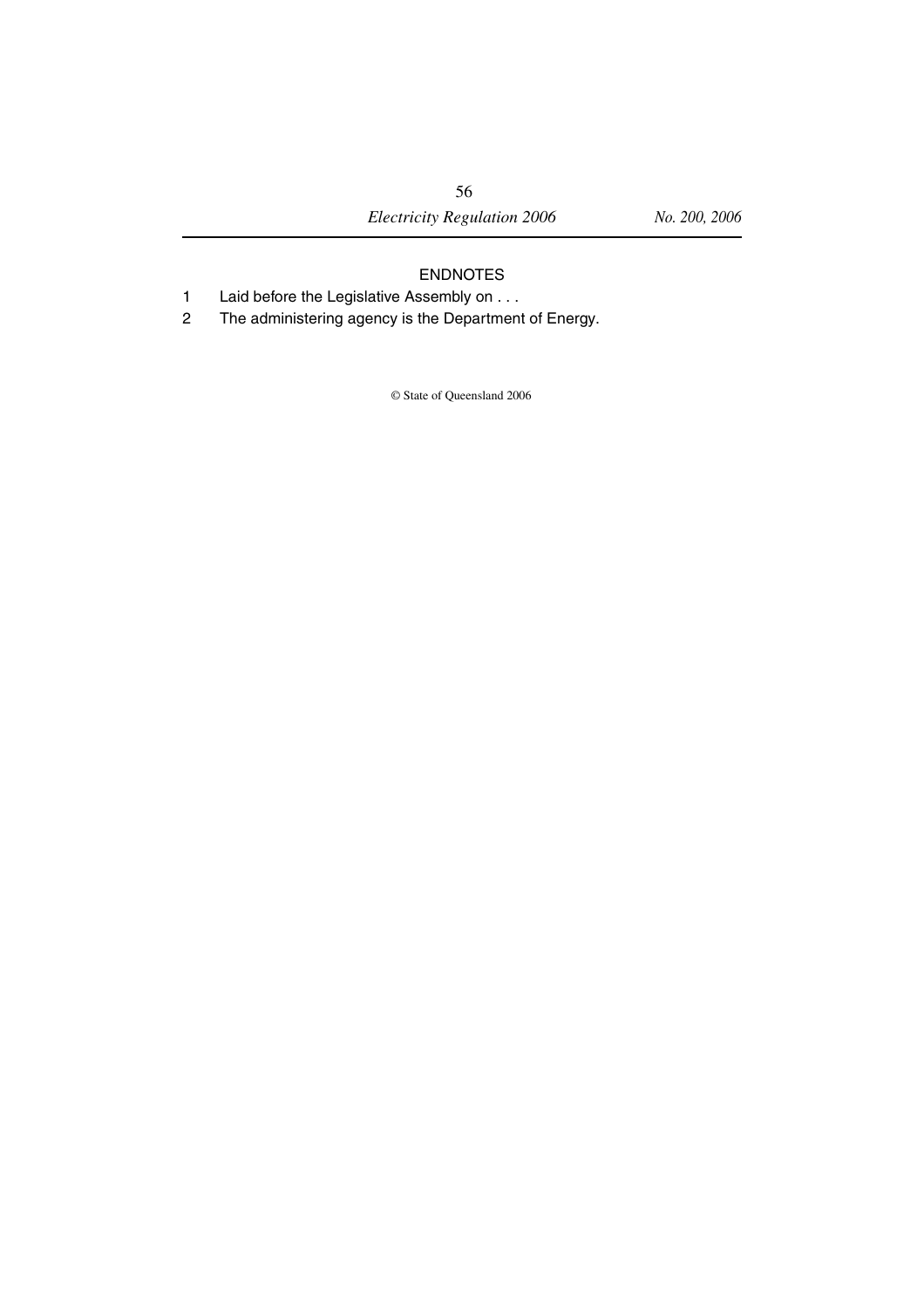## ENDNOTES

1 Laid before the Legislative Assembly on . . .

2 The administering agency is the Department of Energy.

© State of Queensland 2006